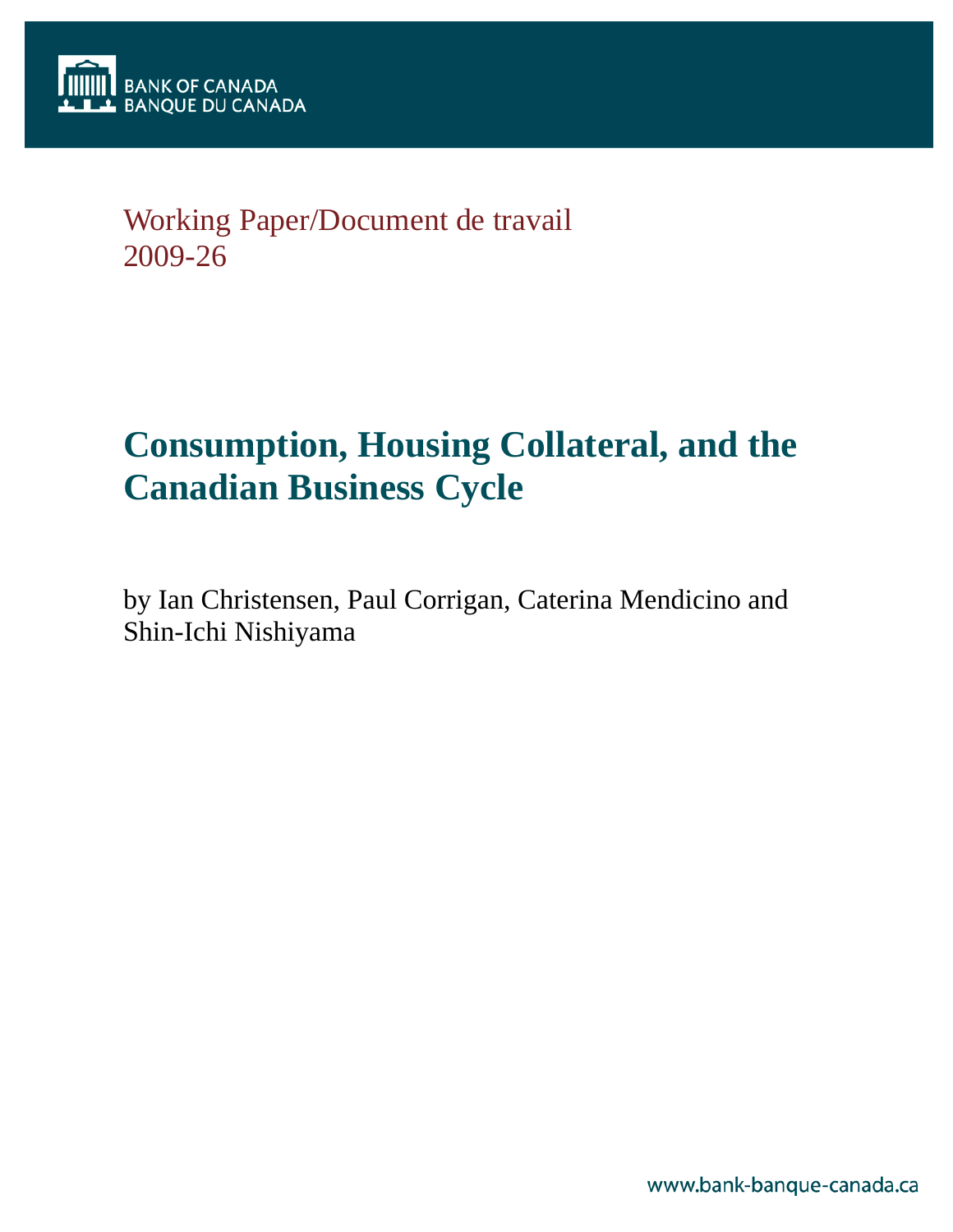BANK OF CANADA
BANQUE DU CANADA

Working Paper/Document de travail
2009-26

# Consumption, Housing Collateral, and the Canadian Business Cycle

by Ian Christensen, Paul Corrigan, Caterina Mendicino and Shin-Ichi Nishiyama

www.bank-banque-canada.ca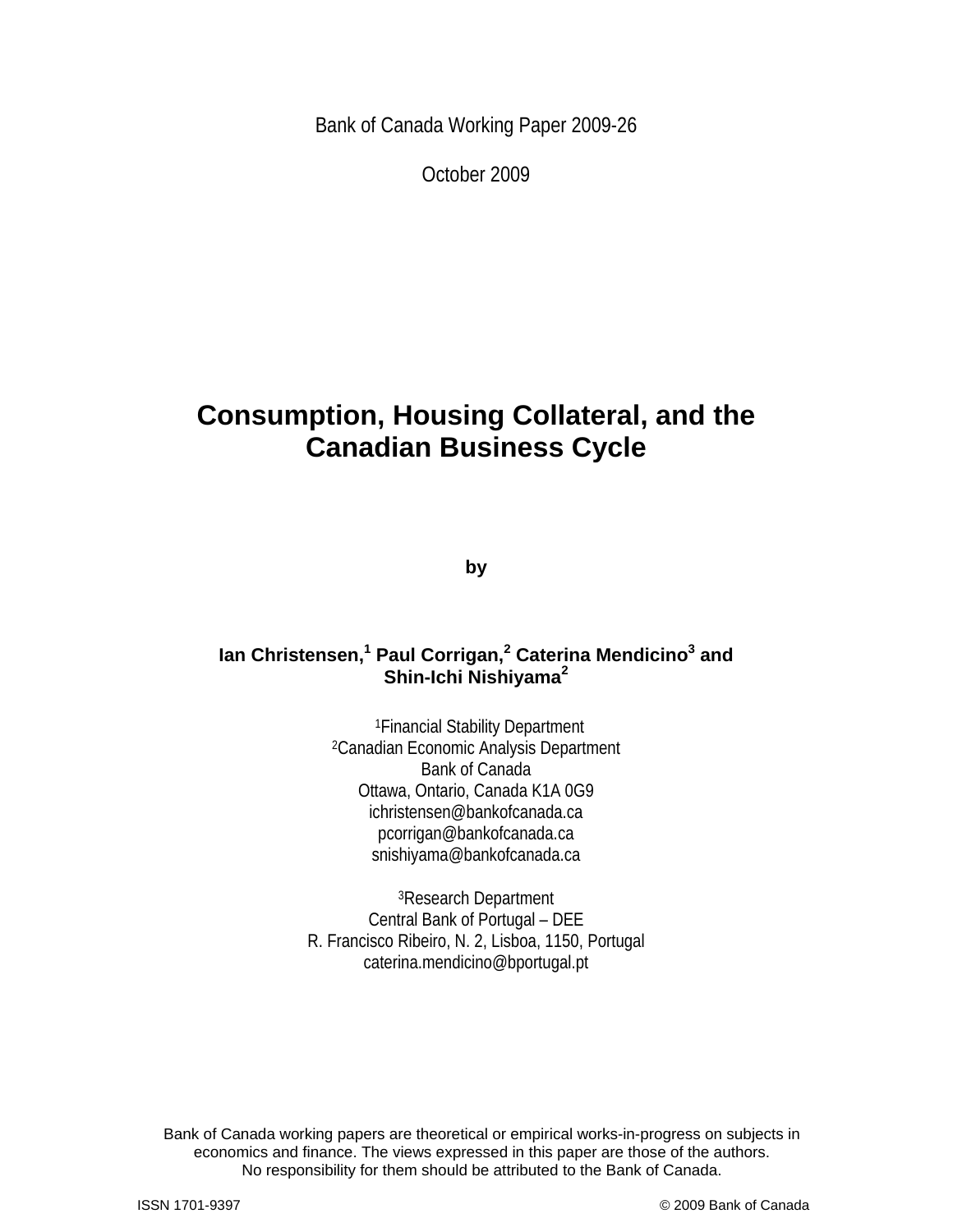Bank of Canada Working Paper 2009-26

October 2009

# Consumption, Housing Collateral, and the Canadian Business Cycle

by

**Ian Christensen,[1] Paul Corrigan,[2] Caterina Mendicino[3] and Shin-Ichi Nishiyama[2]**

[1]Financial Stability Department
[2]Canadian Economic Analysis Department
Bank of Canada
Ottawa, Ontario, Canada K1A 0G9
ichristensen@bankofcanada.ca
pcorrigan@bankofcanada.ca
snishiyama@bankofcanada.ca

[3]Research Department
Central Bank of Portugal – DEE
R. Francisco Ribeiro, N. 2, Lisboa, 1150, Portugal
caterina.mendicino@bportugal.pt

Bank of Canada working papers are theoretical or empirical works-in-progress on subjects in economics and finance. The views expressed in this paper are those of the authors. No responsibility for them should be attributed to the Bank of Canada.

ISSN 1701-9397 © 2009 Bank of Canada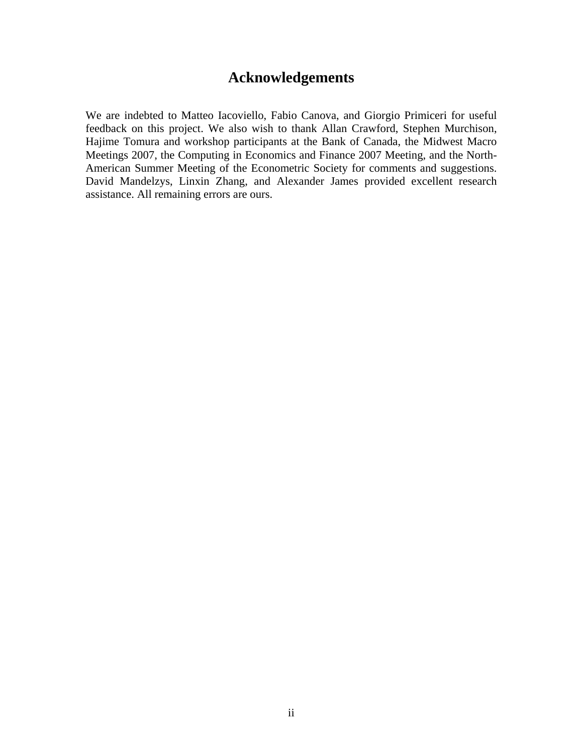## Acknowledgements

We are indebted to Matteo Iacoviello, Fabio Canova, and Giorgio Primiceri for useful feedback on this project. We also wish to thank Allan Crawford, Stephen Murchison, Hajime Tomura and workshop participants at the Bank of Canada, the Midwest Macro Meetings 2007, the Computing in Economics and Finance 2007 Meeting, and the North-American Summer Meeting of the Econometric Society for comments and suggestions. David Mandelzys, Linxin Zhang, and Alexander James provided excellent research assistance. All remaining errors are ours.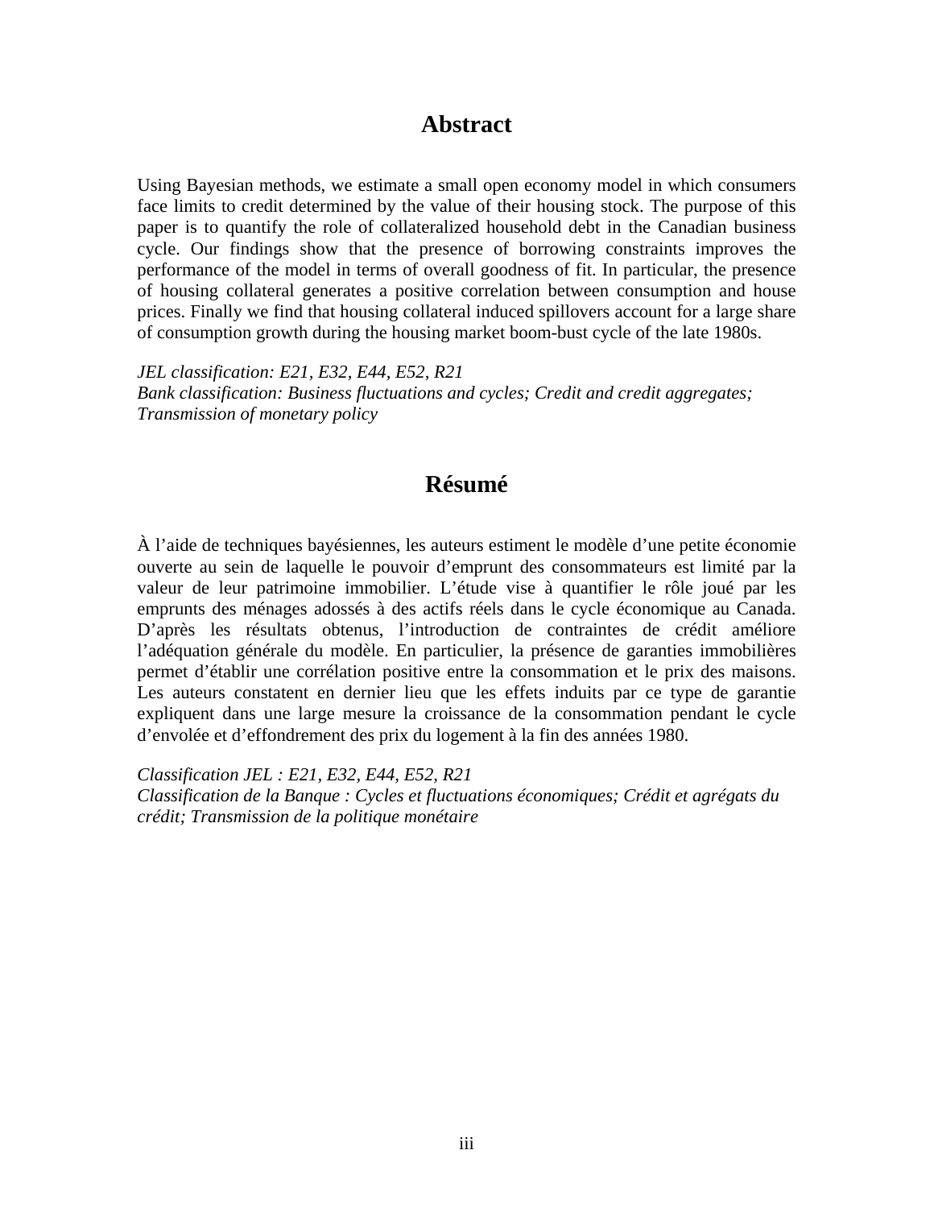## Abstract

Using Bayesian methods, we estimate a small open economy model in which consumers face limits to credit determined by the value of their housing stock. The purpose of this paper is to quantify the role of collateralized household debt in the Canadian business cycle. Our findings show that the presence of borrowing constraints improves the performance of the model in terms of overall goodness of fit. In particular, the presence of housing collateral generates a positive correlation between consumption and house prices. Finally we find that housing collateral induced spillovers account for a large share of consumption growth during the housing market boom-bust cycle of the late 1980s.

*JEL classification: E21, E32, E44, E52, R21*
*Bank classification: Business fluctuations and cycles; Credit and credit aggregates; Transmission of monetary policy*

## Résumé

À l'aide de techniques bayésiennes, les auteurs estiment le modèle d'une petite économie ouverte au sein de laquelle le pouvoir d'emprunt des consommateurs est limité par la valeur de leur patrimoine immobilier. L'étude vise à quantifier le rôle joué par les emprunts des ménages adossés à des actifs réels dans le cycle économique au Canada. D'après les résultats obtenus, l'introduction de contraintes de crédit améliore l'adéquation générale du modèle. En particulier, la présence de garanties immobilières permet d'établir une corrélation positive entre la consommation et le prix des maisons. Les auteurs constatent en dernier lieu que les effets induits par ce type de garantie expliquent dans une large mesure la croissance de la consommation pendant le cycle d'envolée et d'effondrement des prix du logement à la fin des années 1980.

*Classification JEL : E21, E32, E44, E52, R21*
*Classification de la Banque : Cycles et fluctuations économiques; Crédit et agrégats du crédit; Transmission de la politique monétaire*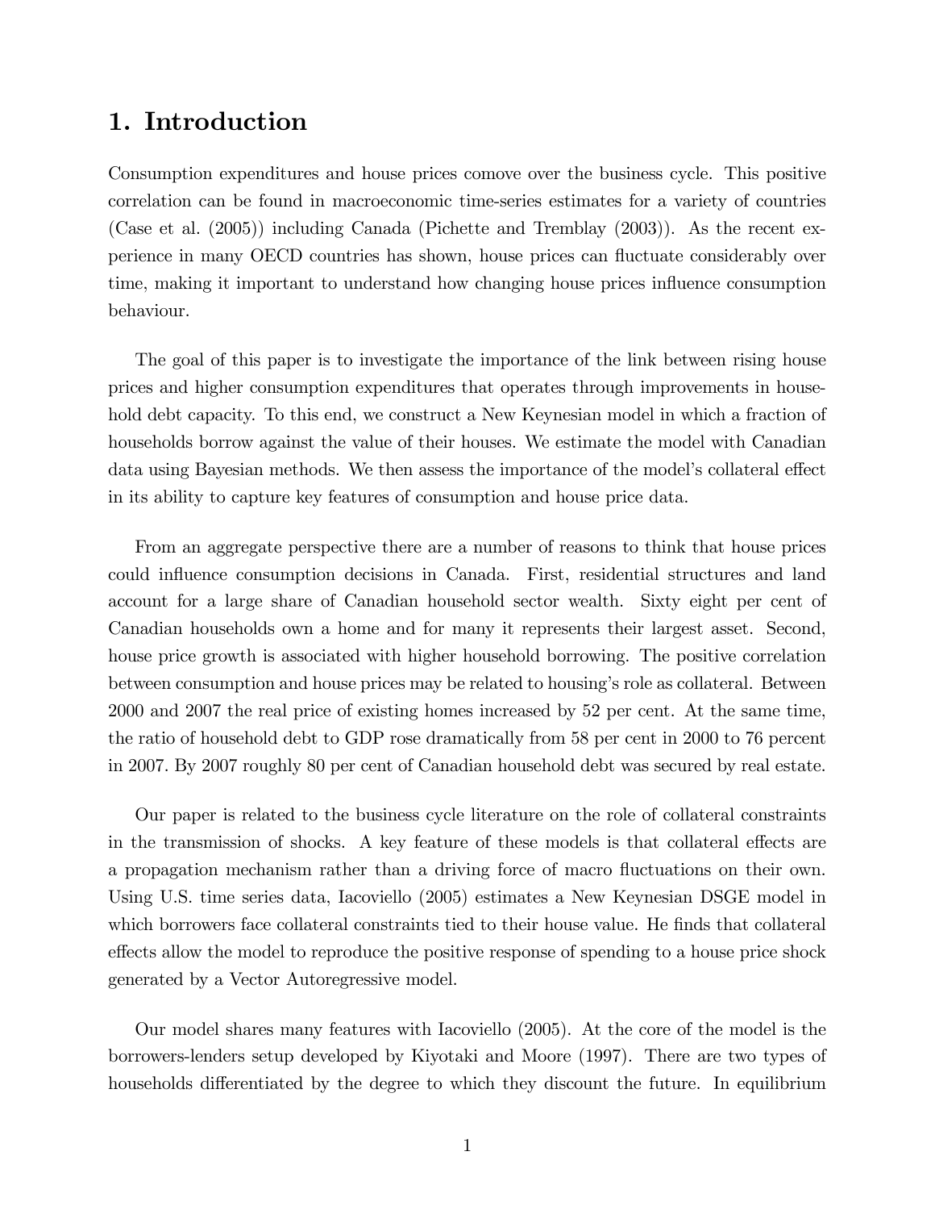# 1. Introduction

Consumption expenditures and house prices comove over the business cycle. This positive correlation can be found in macroeconomic time-series estimates for a variety of countries (Case et al. (2005)) including Canada (Pichette and Tremblay (2003)). As the recent experience in many OECD countries has shown, house prices can fluctuate considerably over time, making it important to understand how changing house prices influence consumption behaviour.

The goal of this paper is to investigate the importance of the link between rising house prices and higher consumption expenditures that operates through improvements in household debt capacity. To this end, we construct a New Keynesian model in which a fraction of households borrow against the value of their houses. We estimate the model with Canadian data using Bayesian methods. We then assess the importance of the model's collateral effect in its ability to capture key features of consumption and house price data.

From an aggregate perspective there are a number of reasons to think that house prices could influence consumption decisions in Canada. First, residential structures and land account for a large share of Canadian household sector wealth. Sixty eight per cent of Canadian households own a home and for many it represents their largest asset. Second, house price growth is associated with higher household borrowing. The positive correlation between consumption and house prices may be related to housing's role as collateral. Between 2000 and 2007 the real price of existing homes increased by 52 per cent. At the same time, the ratio of household debt to GDP rose dramatically from 58 per cent in 2000 to 76 percent in 2007. By 2007 roughly 80 per cent of Canadian household debt was secured by real estate.

Our paper is related to the business cycle literature on the role of collateral constraints in the transmission of shocks. A key feature of these models is that collateral effects are a propagation mechanism rather than a driving force of macro fluctuations on their own. Using U.S. time series data, Iacoviello (2005) estimates a New Keynesian DSGE model in which borrowers face collateral constraints tied to their house value. He finds that collateral effects allow the model to reproduce the positive response of spending to a house price shock generated by a Vector Autoregressive model.

Our model shares many features with Iacoviello (2005). At the core of the model is the borrowers-lenders setup developed by Kiyotaki and Moore (1997). There are two types of households differentiated by the degree to which they discount the future. In equilibrium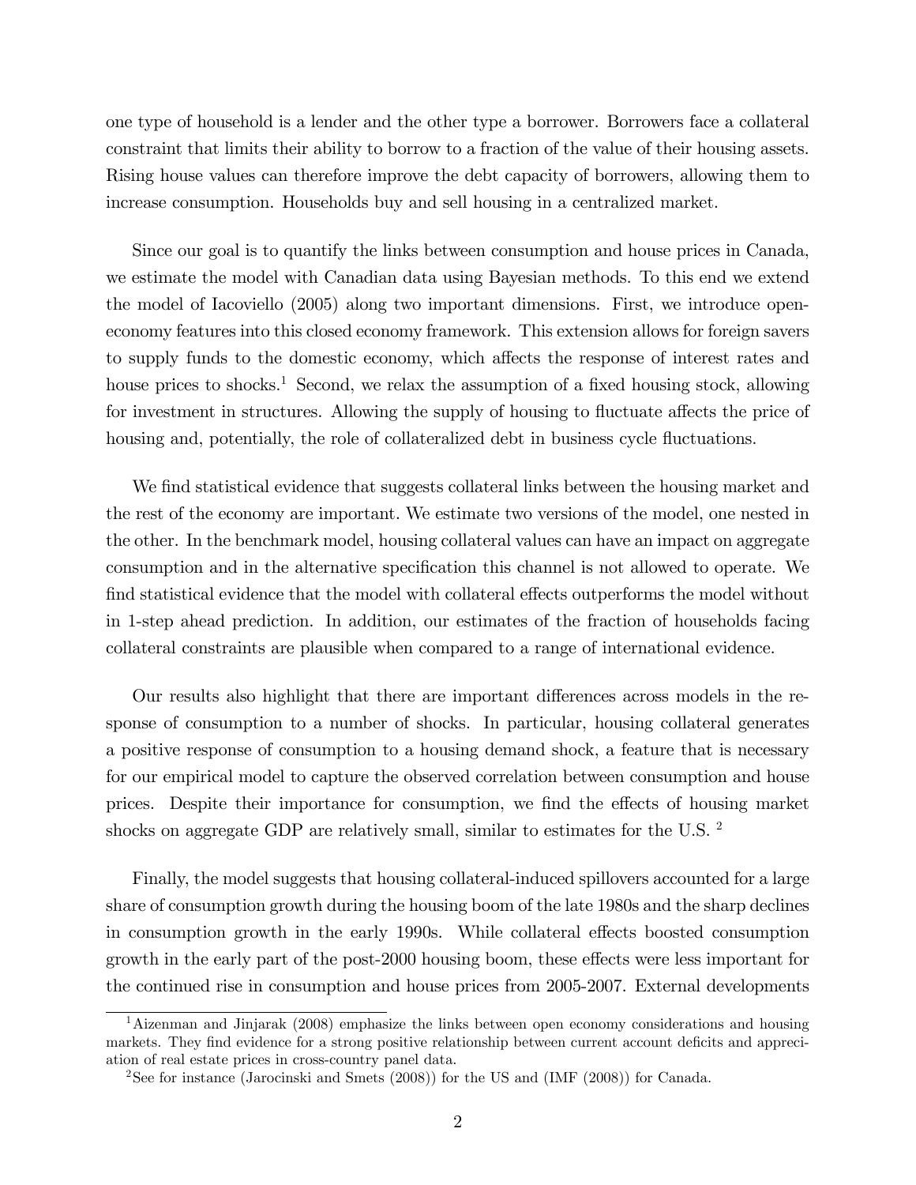one type of household is a lender and the other type a borrower. Borrowers face a collateral constraint that limits their ability to borrow to a fraction of the value of their housing assets. Rising house values can therefore improve the debt capacity of borrowers, allowing them to increase consumption. Households buy and sell housing in a centralized market.

Since our goal is to quantify the links between consumption and house prices in Canada, we estimate the model with Canadian data using Bayesian methods. To this end we extend the model of Iacoviello (2005) along two important dimensions. First, we introduce open-economy features into this closed economy framework. This extension allows for foreign savers to supply funds to the domestic economy, which affects the response of interest rates and house prices to shocks.[1] Second, we relax the assumption of a fixed housing stock, allowing for investment in structures. Allowing the supply of housing to fluctuate affects the price of housing and, potentially, the role of collateralized debt in business cycle fluctuations.

We find statistical evidence that suggests collateral links between the housing market and the rest of the economy are important. We estimate two versions of the model, one nested in the other. In the benchmark model, housing collateral values can have an impact on aggregate consumption and in the alternative specification this channel is not allowed to operate. We find statistical evidence that the model with collateral effects outperforms the model without in 1-step ahead prediction. In addition, our estimates of the fraction of households facing collateral constraints are plausible when compared to a range of international evidence.

Our results also highlight that there are important differences across models in the response of consumption to a number of shocks. In particular, housing collateral generates a positive response of consumption to a housing demand shock, a feature that is necessary for our empirical model to capture the observed correlation between consumption and house prices. Despite their importance for consumption, we find the effects of housing market shocks on aggregate GDP are relatively small, similar to estimates for the U.S. [2]

Finally, the model suggests that housing collateral-induced spillovers accounted for a large share of consumption growth during the housing boom of the late 1980s and the sharp declines in consumption growth in the early 1990s. While collateral effects boosted consumption growth in the early part of the post-2000 housing boom, these effects were less important for the continued rise in consumption and house prices from 2005-2007. External developments

[1] Aizenman and Jinjarak (2008) emphasize the links between open economy considerations and housing markets. They find evidence for a strong positive relationship between current account deficits and appreciation of real estate prices in cross-country panel data.

[2] See for instance (Jarocinski and Smets (2008)) for the US and (IMF (2008)) for Canada.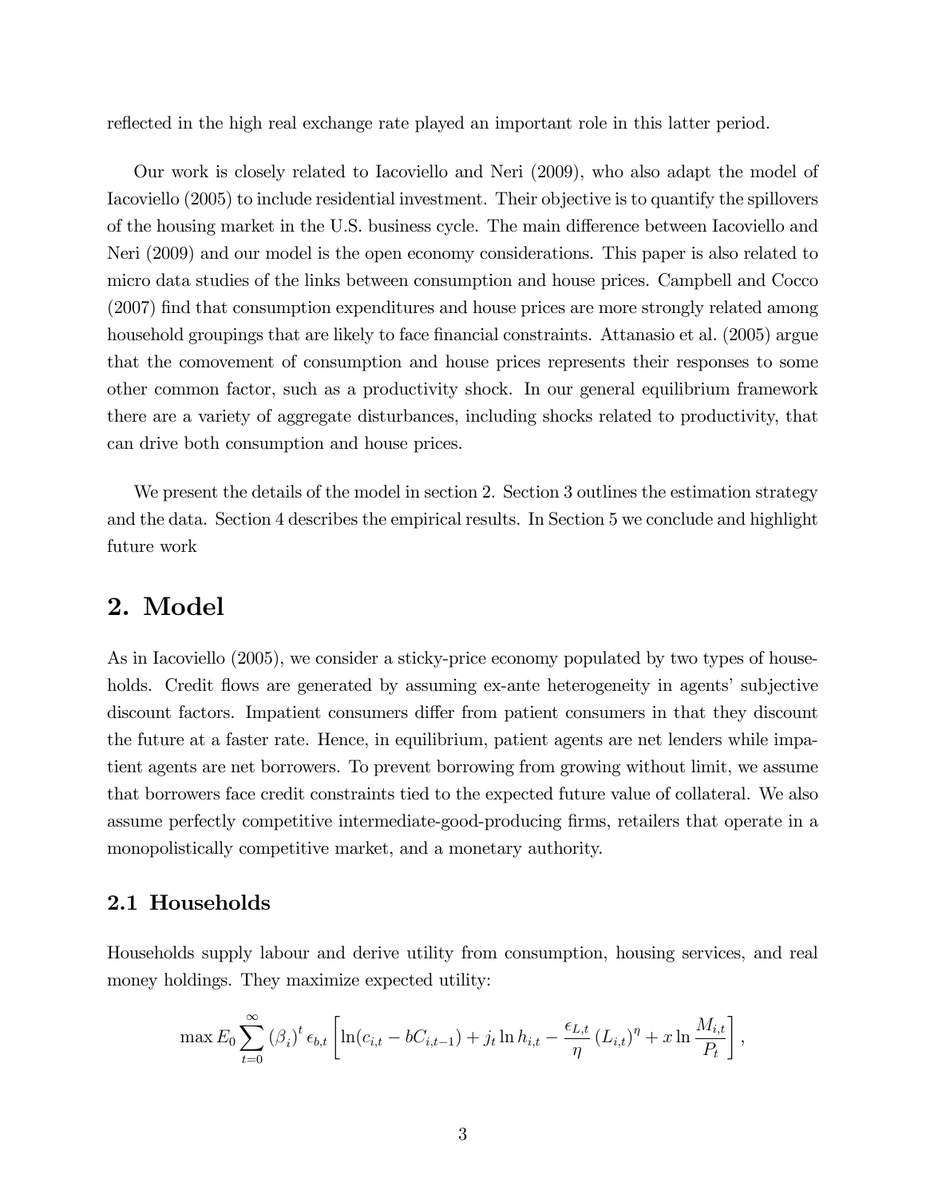reflected in the high real exchange rate played an important role in this latter period.

Our work is closely related to Iacoviello and Neri (2009), who also adapt the model of Iacoviello (2005) to include residential investment. Their objective is to quantify the spillovers of the housing market in the U.S. business cycle. The main difference between Iacoviello and Neri (2009) and our model is the open economy considerations. This paper is also related to micro data studies of the links between consumption and house prices. Campbell and Cocco (2007) find that consumption expenditures and house prices are more strongly related among household groupings that are likely to face financial constraints. Attanasio et al. (2005) argue that the comovement of consumption and house prices represents their responses to some other common factor, such as a productivity shock. In our general equilibrium framework there are a variety of aggregate disturbances, including shocks related to productivity, that can drive both consumption and house prices.

We present the details of the model in section 2. Section 3 outlines the estimation strategy and the data. Section 4 describes the empirical results. In Section 5 we conclude and highlight future work

# 2. Model

As in Iacoviello (2005), we consider a sticky-price economy populated by two types of households. Credit flows are generated by assuming ex-ante heterogeneity in agents' subjective discount factors. Impatient consumers differ from patient consumers in that they discount the future at a faster rate. Hence, in equilibrium, patient agents are net lenders while impatient agents are net borrowers. To prevent borrowing from growing without limit, we assume that borrowers face credit constraints tied to the expected future value of collateral. We also assume perfectly competitive intermediate-good-producing firms, retailers that operate in a monopolistically competitive market, and a monetary authority.

## 2.1 Households

Households supply labour and derive utility from consumption, housing services, and real money holdings. They maximize expected utility:

$$\max E_0 \sum_{t=0}^{\infty} (\beta_i)^t \epsilon_{b,t} \left[ \ln(c_{i,t} - bC_{i,t-1}) + j_t \ln h_{i,t} - \frac{\epsilon_{L,t}}{\eta} (L_{i,t})^{\eta} + x \ln \frac{M_{i,t}}{P_t} \right],$$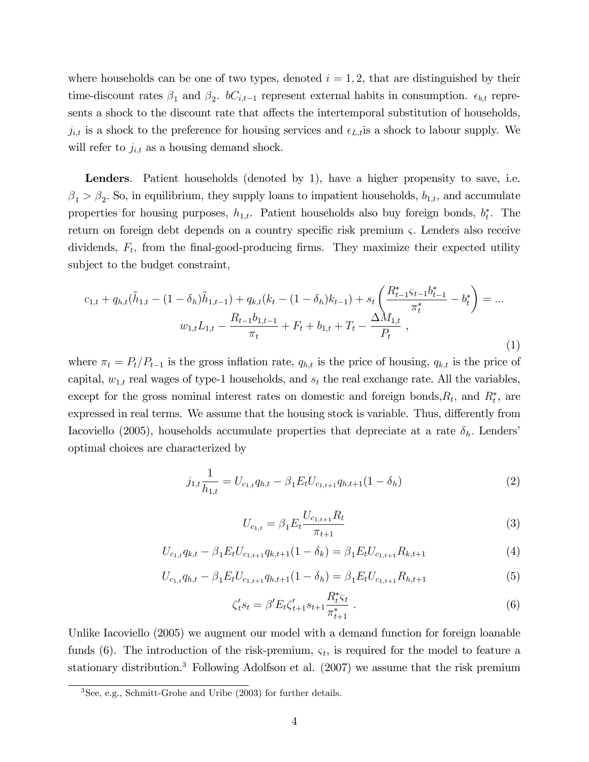where households can be one of two types, denoted $i = 1, 2$, that are distinguished by their time-discount rates $\beta_1$ and $\beta_2$. $bC_{i,t-1}$ represent external habits in consumption. $\epsilon_{b,t}$ represents a shock to the discount rate that affects the intertemporal substitution of households, $j_{i,t}$ is a shock to the preference for housing services and $\epsilon_{L,t}$is a shock to labour supply. We will refer to $j_{i,t}$ as a housing demand shock.

**Lenders**. Patient households (denoted by 1), have a higher propensity to save, i.e. $\beta_1 > \beta_2$. So, in equilibrium, they supply loans to impatient households, $b_{1,t}$, and accumulate properties for housing purposes, $h_{1,t}$. Patient households also buy foreign bonds, $b^*_t$. The return on foreign debt depends on a country specific risk premium $\varsigma$. Lenders also receive dividends, $F_t$, from the final-good-producing firms. They maximize their expected utility subject to the budget constraint,

$$c_{1,t} + q_{h,t}(\tilde{h}_{1,t} - (1-\delta_h)\tilde{h}_{1,t-1}) + q_{k,t}(k_t - (1-\delta_h)k_{t-1}) + s_t\left(\frac{R^*_{t-1}\varsigma_{t-1}b^*_{t-1}}{\pi^*_t} - b^*_t\right) = ...$$
$$w_{1,t}L_{1,t} - \frac{R_{t-1}b_{1,t-1}}{\pi_t} + F_t + b_{1,t} + T_t - \frac{\Delta M_{1,t}}{P_t}\ , \tag{1}$$

where $\pi_t = P_t/P_{t-1}$ is the gross inflation rate, $q_{h,t}$ is the price of housing, $q_{k,t}$ is the price of capital, $w_{1,t}$ real wages of type-1 households, and $s_t$ the real exchange rate. All the variables, except for the gross nominal interest rates on domestic and foreign bonds,$R_t$, and $R^*_t$, are expressed in real terms. We assume that the housing stock is variable. Thus, differently from Iacoviello (2005), households accumulate properties that depreciate at a rate $\delta_h$. Lenders' optimal choices are characterized by

$$j_{1,t}\frac{1}{h_{1,t}} = U_{c_{1,t}}q_{h,t} - \beta_1 E_t U_{c_{1,t+1}}q_{h,t+1}(1-\delta_h) \tag{2}$$

$$U_{c_{1,t}} = \beta_1 E_t \frac{U_{c_{1,t+1}}R_t}{\pi_{t+1}} \tag{3}$$

$$U_{c_{1,t}}q_{k,t} - \beta_1 E_t U_{c_{1,t+1}}q_{k,t+1}(1-\delta_k) = \beta_1 E_t U_{c_{1,t+1}}R_{k,t+1} \tag{4}$$

$$U_{c_{1,t}}q_{h,t} - \beta_1 E_t U_{c_{1,t+1}}q_{h,t+1}(1-\delta_h) = \beta_1 E_t U_{c_{1,t+1}}R_{h,t+1} \tag{5}$$

$$\zeta'_t s_t = \beta' E_t \zeta'_{t+1} s_{t+1}\frac{R^*_t\varsigma_t}{\pi^*_{t+1}}\ . \tag{6}$$

Unlike Iacoviello (2005) we augment our model with a demand function for foreign loanable funds (6). The introduction of the risk-premium, $\varsigma_t$, is required for the model to feature a stationary distribution.[3] Following Adolfson et al. (2007) we assume that the risk premium

[3]See, e.g., Schmitt-Grohe and Uribe (2003) for further details.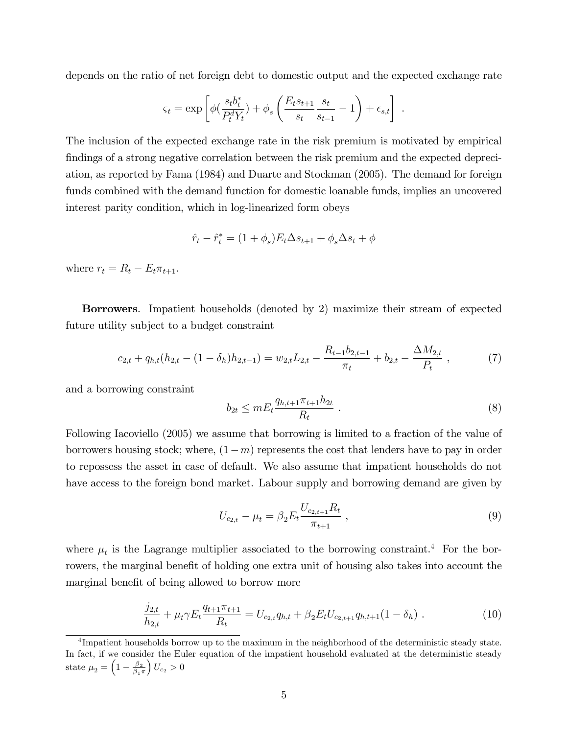depends on the ratio of net foreign debt to domestic output and the expected exchange rate

$$\varsigma_t = \exp\left[\phi(\frac{s_t b_t^*}{P_t^d Y_t}) + \phi_s\left(\frac{E_t s_{t+1}}{s_t}\frac{s_t}{s_{t-1}} - 1\right) + \epsilon_{s,t}\right] .$$

The inclusion of the expected exchange rate in the risk premium is motivated by empirical findings of a strong negative correlation between the risk premium and the expected depreciation, as reported by Fama (1984) and Duarte and Stockman (2005). The demand for foreign funds combined with the demand function for domestic loanable funds, implies an uncovered interest parity condition, which in log-linearized form obeys

$$\hat{r}_t - \hat{r}_t^* = (1 + \phi_s)E_t\Delta s_{t+1} + \phi_s\Delta s_t + \phi$$

where $r_t = R_t - E_t\pi_{t+1}$.

**Borrowers**. Impatient households (denoted by 2) maximize their stream of expected future utility subject to a budget constraint

$$c_{2,t} + q_{h,t}(h_{2,t} - (1-\delta_h)h_{2,t-1}) = w_{2,t}L_{2,t} - \frac{R_{t-1}b_{2,t-1}}{\pi_t} + b_{2,t} - \frac{\Delta M_{2,t}}{P_t} , \tag{7}$$

and a borrowing constraint

$$b_{2t} \leq mE_t\frac{q_{h,t+1}\pi_{t+1}h_{2t}}{R_t} . \tag{8}$$

Following Iacoviello (2005) we assume that borrowing is limited to a fraction of the value of borrowers housing stock; where, $(1-m)$ represents the cost that lenders have to pay in order to repossess the asset in case of default. We also assume that impatient households do not have access to the foreign bond market. Labour supply and borrowing demand are given by

$$U_{c_{2,t}} - \mu_t = \beta_2 E_t\frac{U_{c_{2,t+1}}R_t}{\pi_{t+1}} , \tag{9}$$

where $\mu_t$ is the Lagrange multiplier associated to the borrowing constraint.[4] For the borrowers, the marginal benefit of holding one extra unit of housing also takes into account the marginal benefit of being allowed to borrow more

$$\frac{j_{2,t}}{h_{2,t}} + \mu_t\gamma E_t\frac{q_{t+1}\pi_{t+1}}{R_t} = U_{c_{2,t}}q_{h,t} + \beta_2 E_t U_{c_{2,t+1}}q_{h,t+1}(1-\delta_h) . \tag{10}$$

[4] Impatient households borrow up to the maximum in the neighborhood of the deterministic steady state. In fact, if we consider the Euler equation of the impatient household evaluated at the deterministic steady state $\mu_2 = \left(1 - \frac{\beta_2}{\beta_1\pi}\right)U_{c_2} > 0$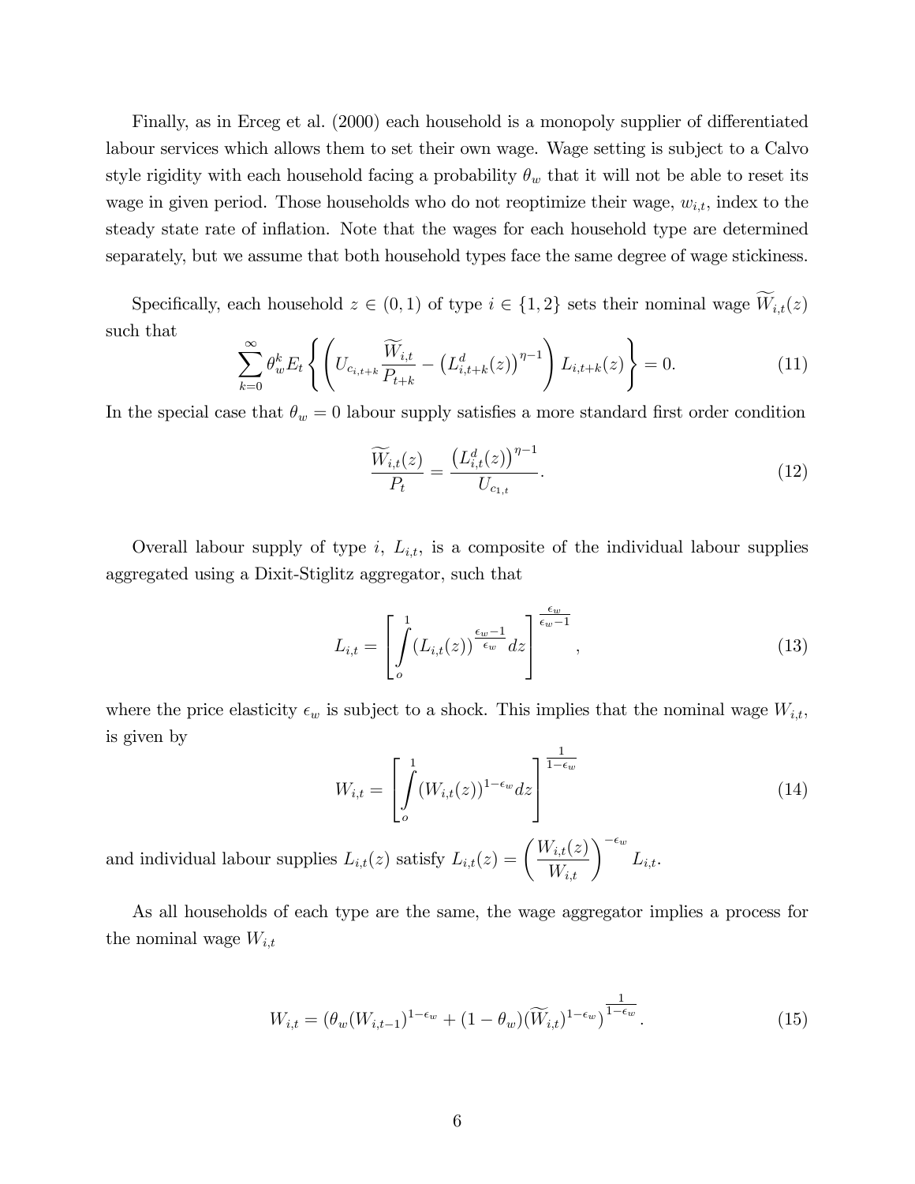Finally, as in Erceg et al. (2000) each household is a monopoly supplier of differentiated labour services which allows them to set their own wage. Wage setting is subject to a Calvo style rigidity with each household facing a probability $\theta_w$ that it will not be able to reset its wage in given period. Those households who do not reoptimize their wage, $w_{i,t}$, index to the steady state rate of inflation. Note that the wages for each household type are determined separately, but we assume that both household types face the same degree of wage stickiness.

Specifically, each household $z \in (0,1)$ of type $i \in \{1,2\}$ sets their nominal wage $\widetilde{W}_{i,t}(z)$ such that

$$\sum_{k=0}^{\infty} \theta_w^k E_t \left\{ \left( U_{c_{i,t+k}} \frac{\widetilde{W}_{i,t}}{P_{t+k}} - \left( L_{i,t+k}^d(z) \right)^{\eta-1} \right) L_{i,t+k}(z) \right\} = 0. \tag{11}$$

In the special case that $\theta_w = 0$ labour supply satisfies a more standard first order condition

$$\frac{\widetilde{W}_{i,t}(z)}{P_t} = \frac{\left( L_{i,t}^d(z) \right)^{\eta-1}}{U_{c_{1,t}}}. \tag{12}$$

Overall labour supply of type $i$, $L_{i,t}$, is a composite of the individual labour supplies aggregated using a Dixit-Stiglitz aggregator, such that

$$L_{i,t} = \left[ \int_o^1 (L_{i,t}(z))^{\frac{\epsilon_w - 1}{\epsilon_w}} dz \right]^{\frac{\epsilon_w}{\epsilon_w - 1}}, \tag{13}$$

where the price elasticity $\epsilon_w$ is subject to a shock. This implies that the nominal wage $W_{i,t}$, is given by

$$W_{i,t} = \left[ \int_o^1 (W_{i,t}(z))^{1-\epsilon_w} dz \right]^{\frac{1}{1-\epsilon_w}} \tag{14}$$

and individual labour supplies $L_{i,t}(z)$ satisfy $L_{i,t}(z) = \left( \frac{W_{i,t}(z)}{W_{i,t}} \right)^{-\epsilon_w} L_{i,t}$.

As all households of each type are the same, the wage aggregator implies a process for the nominal wage $W_{i,t}$

$$W_{i,t} = \left( \theta_w (W_{i,t-1})^{1-\epsilon_w} + (1 - \theta_w)(\widetilde{W}_{i,t})^{1-\epsilon_w} \right)^{\frac{1}{1-\epsilon_w}}. \tag{15}$$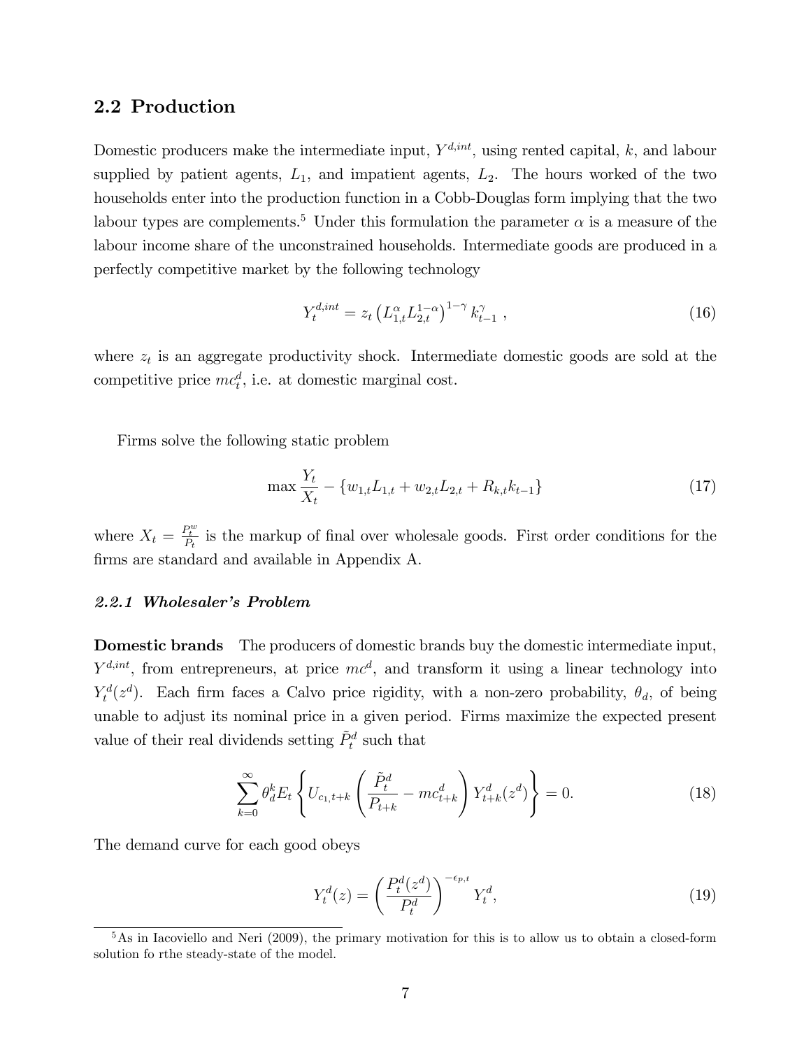## 2.2 Production

Domestic producers make the intermediate input, $Y^{d,int}$, using rented capital, $k$, and labour supplied by patient agents, $L_1$, and impatient agents, $L_2$. The hours worked of the two households enter into the production function in a Cobb-Douglas form implying that the two labour types are complements.[5] Under this formulation the parameter $\alpha$ is a measure of the labour income share of the unconstrained households. Intermediate goods are produced in a perfectly competitive market by the following technology

$$Y_t^{d,int} = z_t \left( L_{1,t}^{\alpha} L_{2,t}^{1-\alpha} \right)^{1-\gamma} k_{t-1}^{\gamma} \,, \tag{16}$$

where $z_t$ is an aggregate productivity shock. Intermediate domestic goods are sold at the competitive price $mc_t^d$, i.e. at domestic marginal cost.

Firms solve the following static problem

$$\max \frac{Y_t}{X_t} - \{ w_{1,t} L_{1,t} + w_{2,t} L_{2,t} + R_{k,t} k_{t-1} \} \tag{17}$$

where $X_t = \frac{P_t^w}{P_t}$ is the markup of final over wholesale goods. First order conditions for the firms are standard and available in Appendix A.

### *2.2.1 Wholesaler's Problem*

**Domestic brands** The producers of domestic brands buy the domestic intermediate input, $Y^{d,int}$, from entrepreneurs, at price $mc^d$, and transform it using a linear technology into $Y_t^d(z^d)$. Each firm faces a Calvo price rigidity, with a non-zero probability, $\theta_d$, of being unable to adjust its nominal price in a given period. Firms maximize the expected present value of their real dividends setting $\tilde{P}_t^d$ such that

$$\sum_{k=0}^{\infty} \theta_d^k E_t \left\{ U_{c_1,t+k} \left( \frac{\tilde{P}_t^d}{P_{t+k}} - mc_{t+k}^d \right) Y_{t+k}^d(z^d) \right\} = 0. \tag{18}$$

The demand curve for each good obeys

$$Y_t^d(z) = \left( \frac{P_t^d(z^d)}{P_t^d} \right)^{-\epsilon_{p,t}} Y_t^d, \tag{19}$$

[5] As in Iacoviello and Neri (2009), the primary motivation for this is to allow us to obtain a closed-form solution fo rthe steady-state of the model.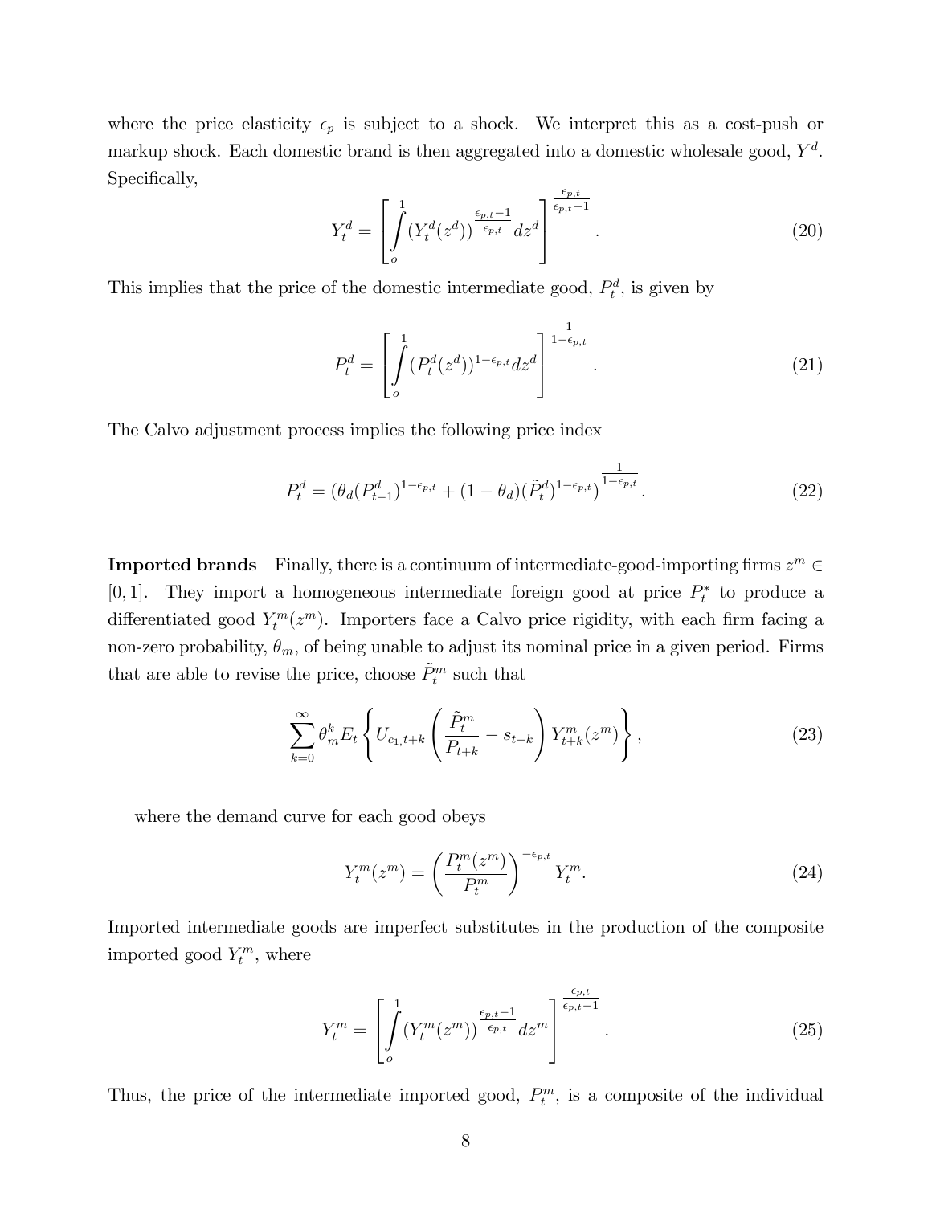where the price elasticity $\epsilon_p$ is subject to a shock. We interpret this as a cost-push or markup shock. Each domestic brand is then aggregated into a domestic wholesale good, $Y^d$. Specifically,

$$Y_t^d = \left[ \int_o^1 (Y_t^d(z^d))^{\frac{\epsilon_{p,t}-1}{\epsilon_{p,t}}} dz^d \right]^{\frac{\epsilon_{p,t}}{\epsilon_{p,t}-1}}. \tag{20}$$

This implies that the price of the domestic intermediate good, $P_t^d$, is given by

$$P_t^d = \left[ \int_o^1 (P_t^d(z^d))^{1-\epsilon_{p,t}} dz^d \right]^{\frac{1}{1-\epsilon_{p,t}}}. \tag{21}$$

The Calvo adjustment process implies the following price index

$$P_t^d = (\theta_d (P_{t-1}^d)^{1-\epsilon_{p,t}} + (1-\theta_d)(\tilde{P}_t^d)^{1-\epsilon_{p,t}})^{\frac{1}{1-\epsilon_{p,t}}}. \tag{22}$$

**Imported brands** Finally, there is a continuum of intermediate-good-importing firms $z^m \in [0,1]$. They import a homogeneous intermediate foreign good at price $P_t^*$ to produce a differentiated good $Y_t^m(z^m)$. Importers face a Calvo price rigidity, with each firm facing a non-zero probability, $\theta_m$, of being unable to adjust its nominal price in a given period. Firms that are able to revise the price, choose $\tilde{P}_t^m$ such that

$$\sum_{k=0}^{\infty} \theta_m^k E_t \left\{ U_{c_1,t+k} \left( \frac{\tilde{P}_t^m}{P_{t+k}} - s_{t+k} \right) Y_{t+k}^m(z^m) \right\}, \tag{23}$$

where the demand curve for each good obeys

$$Y_t^m(z^m) = \left( \frac{P_t^m(z^m)}{P_t^m} \right)^{-\epsilon_{p,t}} Y_t^m. \tag{24}$$

Imported intermediate goods are imperfect substitutes in the production of the composite imported good $Y_t^m$, where

$$Y_t^m = \left[ \int_o^1 (Y_t^m(z^m))^{\frac{\epsilon_{p,t}-1}{\epsilon_{p,t}}} dz^m \right]^{\frac{\epsilon_{p,t}}{\epsilon_{p,t}-1}}. \tag{25}$$

Thus, the price of the intermediate imported good, $P_t^m$, is a composite of the individual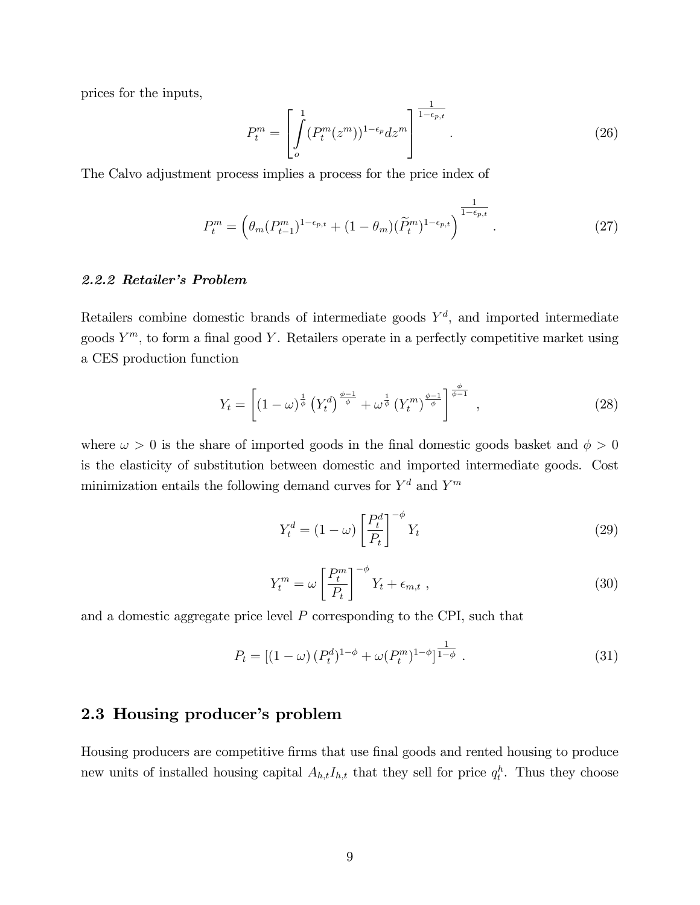prices for the inputs,

$$P_t^m = \left[ \int_o^1 (P_t^m(z^m))^{1-\epsilon_p} dz^m \right]^{\frac{1}{1-\epsilon_{p,t}}} . \tag{26}$$

The Calvo adjustment process implies a process for the price index of

$$P_t^m = \left( \theta_m (P_{t-1}^m)^{1-\epsilon_{p,t}} + (1-\theta_m)(\widetilde{P}_t^m)^{1-\epsilon_{p,t}} \right)^{\frac{1}{1-\epsilon_{p,t}}} . \tag{27}$$

#### *2.2.2 Retailer's Problem*

Retailers combine domestic brands of intermediate goods $Y^d$, and imported intermediate goods $Y^m$, to form a final good $Y$. Retailers operate in a perfectly competitive market using a CES production function

$$Y_t = \left[ (1-\omega)^{\frac{1}{\phi}} \left(Y_t^d\right)^{\frac{\phi-1}{\phi}} + \omega^{\frac{1}{\phi}} \left(Y_t^m\right)^{\frac{\phi-1}{\phi}} \right]^{\frac{\phi}{\phi-1}} , \tag{28}$$

where $\omega > 0$ is the share of imported goods in the final domestic goods basket and $\phi > 0$ is the elasticity of substitution between domestic and imported intermediate goods. Cost minimization entails the following demand curves for $Y^d$ and $Y^m$

$$Y_t^d = (1-\omega) \left[ \frac{P_t^d}{P_t} \right]^{-\phi} Y_t \tag{29}$$

$$Y_t^m = \omega \left[ \frac{P_t^m}{P_t} \right]^{-\phi} Y_t + \epsilon_{m,t} , \tag{30}$$

and a domestic aggregate price level $P$ corresponding to the CPI, such that

$$P_t = \left[ (1-\omega) \left(P_t^d\right)^{1-\phi} + \omega (P_t^m)^{1-\phi} \right]^{\frac{1}{1-\phi}} . \tag{31}$$

## 2.3 Housing producer's problem

Housing producers are competitive firms that use final goods and rented housing to produce new units of installed housing capital $A_{h,t}I_{h,t}$ that they sell for price $q_t^h$. Thus they choose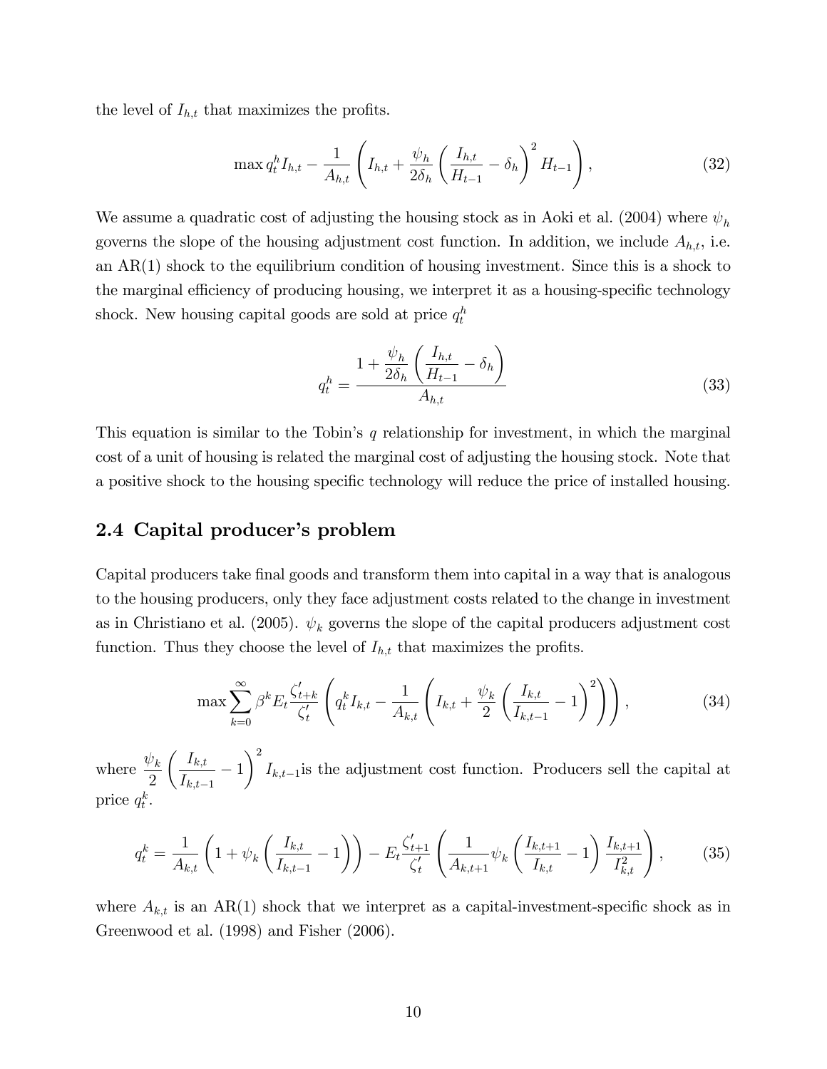the level of $I_{h,t}$ that maximizes the profits.

$$\max q_t^h I_{h,t} - \frac{1}{A_{h,t}} \left( I_{h,t} + \frac{\psi_h}{2\delta_h} \left( \frac{I_{h,t}}{H_{t-1}} - \delta_h \right)^2 H_{t-1} \right), \tag{32}$$

We assume a quadratic cost of adjusting the housing stock as in Aoki et al. (2004) where $\psi_h$ governs the slope of the housing adjustment cost function. In addition, we include $A_{h,t}$, i.e. an AR(1) shock to the equilibrium condition of housing investment. Since this is a shock to the marginal efficiency of producing housing, we interpret it as a housing-specific technology shock. New housing capital goods are sold at price $q_t^h$

$$q_t^h = \frac{1 + \frac{\psi_h}{2\delta_h} \left( \frac{I_{h,t}}{H_{t-1}} - \delta_h \right)}{A_{h,t}} \tag{33}$$

This equation is similar to the Tobin's $q$ relationship for investment, in which the marginal cost of a unit of housing is related the marginal cost of adjusting the housing stock. Note that a positive shock to the housing specific technology will reduce the price of installed housing.

## 2.4 Capital producer's problem

Capital producers take final goods and transform them into capital in a way that is analogous to the housing producers, only they face adjustment costs related to the change in investment as in Christiano et al. (2005). $\psi_k$ governs the slope of the capital producers adjustment cost function. Thus they choose the level of $I_{h,t}$ that maximizes the profits.

$$\max \sum_{k=0}^{\infty} \beta^k E_t \frac{\zeta'_{t+k}}{\zeta'_t} \left( q_t^k I_{k,t} - \frac{1}{A_{k,t}} \left( I_{k,t} + \frac{\psi_k}{2} \left( \frac{I_{k,t}}{I_{k,t-1}} - 1 \right)^2 \right) \right), \tag{34}$$

where $\frac{\psi_k}{2} \left( \frac{I_{k,t}}{I_{k,t-1}} - 1 \right)^2 I_{k,t-1}$is the adjustment cost function. Producers sell the capital at price $q_t^k$.

$$q_t^k = \frac{1}{A_{k,t}} \left( 1 + \psi_k \left( \frac{I_{k,t}}{I_{k,t-1}} - 1 \right) \right) - E_t \frac{\zeta'_{t+1}}{\zeta'_t} \left( \frac{1}{A_{k,t+1}} \psi_k \left( \frac{I_{k,t+1}}{I_{k,t}} - 1 \right) \frac{I_{k,t+1}}{I_{k,t}^2} \right), \tag{35}$$

where $A_{k,t}$ is an AR(1) shock that we interpret as a capital-investment-specific shock as in Greenwood et al. (1998) and Fisher (2006).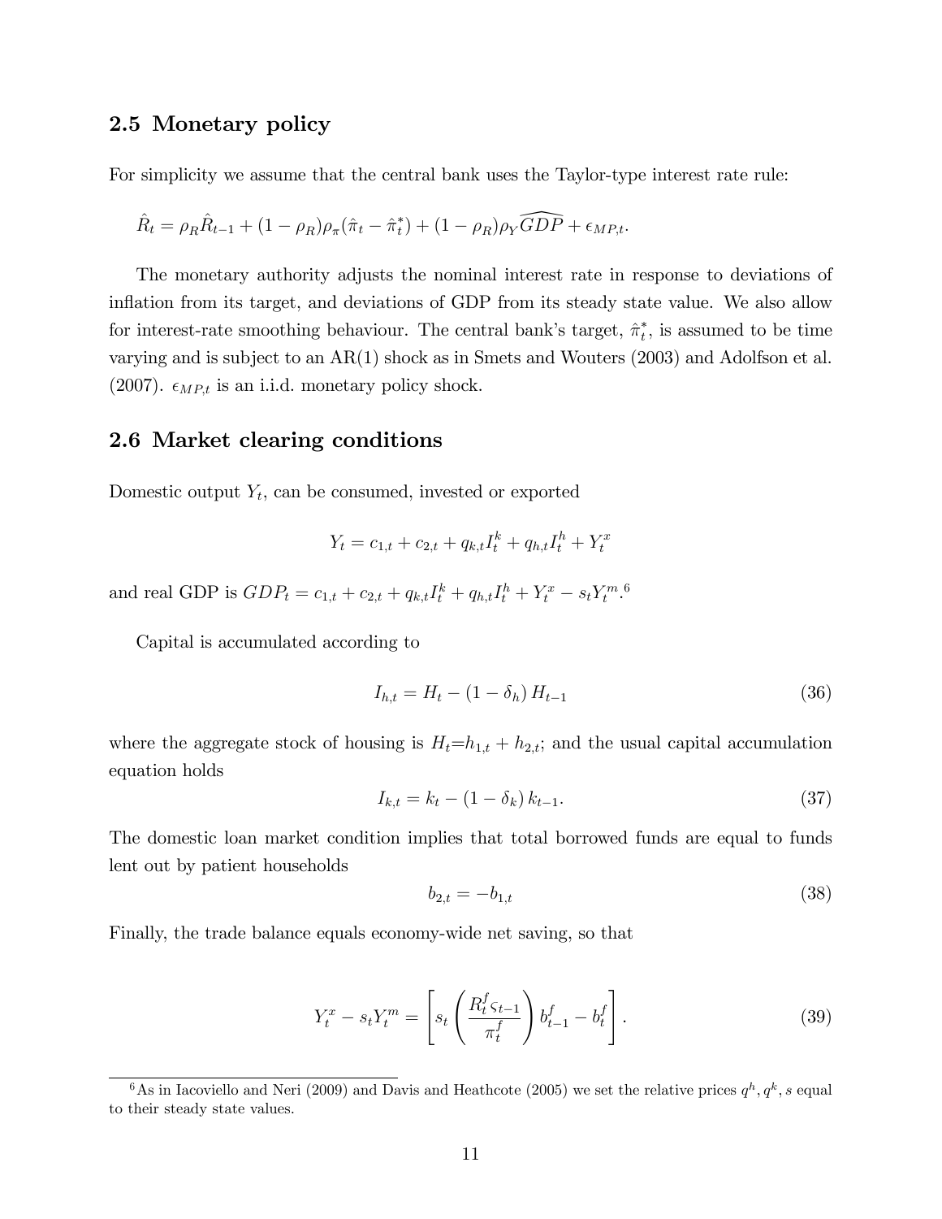## 2.5 Monetary policy

For simplicity we assume that the central bank uses the Taylor-type interest rate rule:

$$\hat{R}_t = \rho_R \hat{R}_{t-1} + (1-\rho_R)\rho_\pi(\hat{\pi}_t - \hat{\pi}_t^*) + (1-\rho_R)\rho_Y \widehat{GDP} + \epsilon_{MP,t}.$$

The monetary authority adjusts the nominal interest rate in response to deviations of inflation from its target, and deviations of GDP from its steady state value. We also allow for interest-rate smoothing behaviour. The central bank's target, $\hat{\pi}_t^*$, is assumed to be time varying and is subject to an AR(1) shock as in Smets and Wouters (2003) and Adolfson et al. (2007). $\epsilon_{MP,t}$ is an i.i.d. monetary policy shock.

## 2.6 Market clearing conditions

Domestic output $Y_t$, can be consumed, invested or exported

$$Y_t = c_{1,t} + c_{2,t} + q_{k,t} I_t^k + q_{h,t} I_t^h + Y_t^x$$

and real GDP is $GDP_t = c_{1,t} + c_{2,t} + q_{k,t} I_t^k + q_{h,t} I_t^h + Y_t^x - s_t Y_t^m$.[6]

Capital is accumulated according to

$$I_{h,t} = H_t - (1-\delta_h) H_{t-1} \tag{36}$$

where the aggregate stock of housing is $H_t = h_{1,t} + h_{2,t}$; and the usual capital accumulation equation holds

$$I_{k,t} = k_t - (1-\delta_k) k_{t-1}. \tag{37}$$

The domestic loan market condition implies that total borrowed funds are equal to funds lent out by patient households

$$b_{2,t} = -b_{1,t} \tag{38}$$

Finally, the trade balance equals economy-wide net saving, so that

$$Y_t^x - s_t Y_t^m = \left[ s_t \left( \frac{R_t^f \varsigma_{t-1}}{\pi_t^f} \right) b_{t-1}^f - b_t^f \right]. \tag{39}$$

[6] As in Iacoviello and Neri (2009) and Davis and Heathcote (2005) we set the relative prices $q^h, q^k, s$ equal to their steady state values.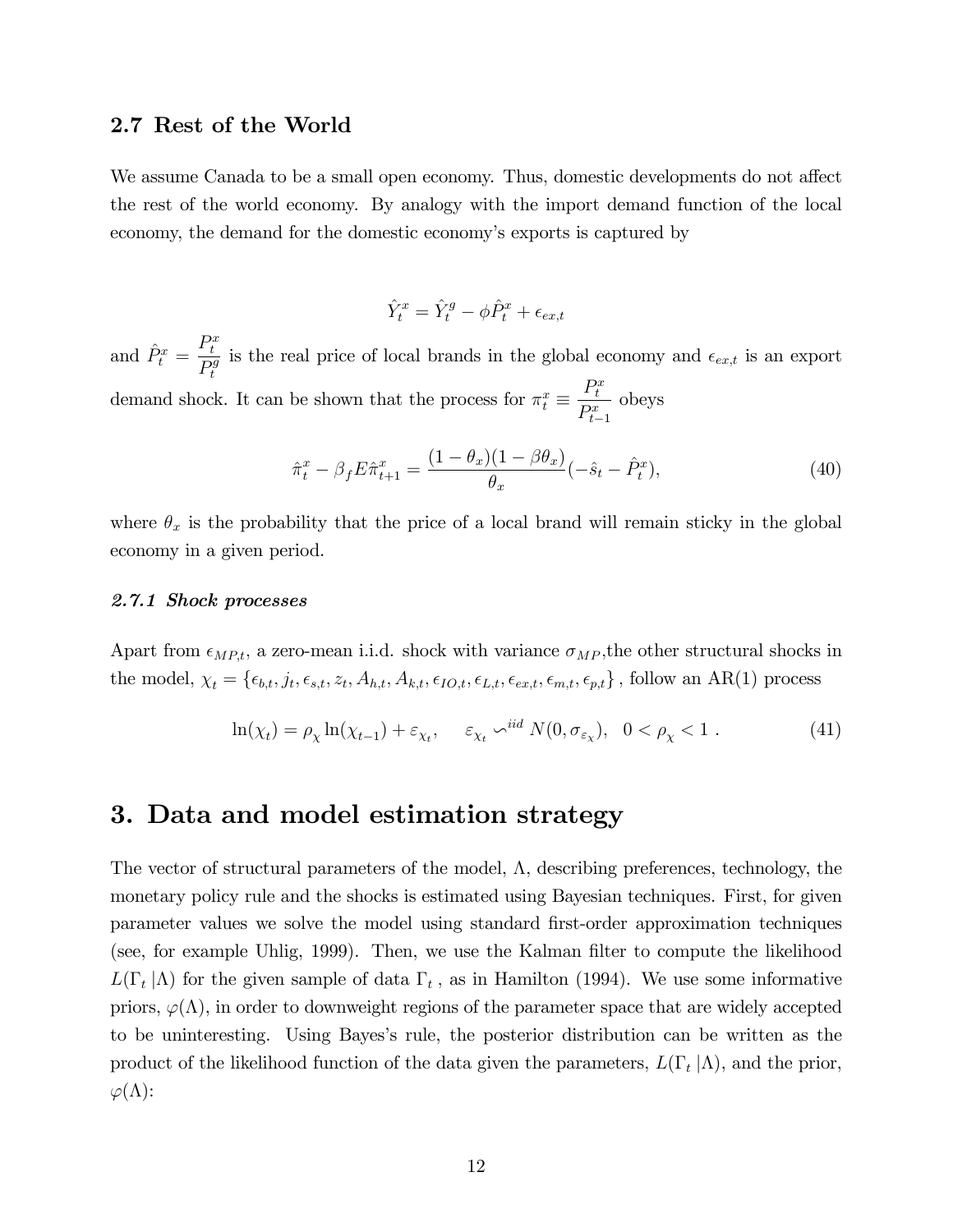## 2.7 Rest of the World

We assume Canada to be a small open economy. Thus, domestic developments do not affect the rest of the world economy. By analogy with the import demand function of the local economy, the demand for the domestic economy's exports is captured by

$$\hat{Y}_t^x = \hat{Y}_t^g - \phi \hat{P}_t^x + \epsilon_{ex,t}$$

and $\hat{P}_t^x = \dfrac{P_t^x}{P_t^g}$ is the real price of local brands in the global economy and $\epsilon_{ex,t}$ is an export demand shock. It can be shown that the process for $\pi_t^x \equiv \dfrac{P_t^x}{P_{t-1}^x}$ obeys

$$\hat{\pi}_t^x - \beta_f E \hat{\pi}_{t+1}^x = \frac{(1-\theta_x)(1-\beta\theta_x)}{\theta_x}(-\hat{s}_t - \hat{P}_t^x), \tag{40}$$

where $\theta_x$ is the probability that the price of a local brand will remain sticky in the global economy in a given period.

#### *2.7.1 Shock processes*

Apart from $\epsilon_{MP,t}$, a zero-mean i.i.d. shock with variance $\sigma_{MP}$,the other structural shocks in the model, $\chi_t = \{\epsilon_{b,t}, j_t, \epsilon_{s,t}, z_t, A_{h,t}, A_{k,t}, \epsilon_{IO,t}, \epsilon_{L,t}, \epsilon_{ex,t}, \epsilon_{m,t}, \epsilon_{p,t}\}$ , follow an AR(1) process

$$\ln(\chi_t) = \rho_\chi \ln(\chi_{t-1}) + \varepsilon_{\chi_t}, \quad \varepsilon_{\chi_t} \backsim^{iid} N(0, \sigma_{\varepsilon_\chi}), \quad 0 < \rho_\chi < 1 \; . \tag{41}$$

# 3. Data and model estimation strategy

The vector of structural parameters of the model, $\Lambda$, describing preferences, technology, the monetary policy rule and the shocks is estimated using Bayesian techniques. First, for given parameter values we solve the model using standard first-order approximation techniques (see, for example Uhlig, 1999). Then, we use the Kalman filter to compute the likelihood $L(\Gamma_t \,|\Lambda)$ for the given sample of data $\Gamma_t$ , as in Hamilton (1994). We use some informative priors, $\varphi(\Lambda)$, in order to downweight regions of the parameter space that are widely accepted to be uninteresting. Using Bayes's rule, the posterior distribution can be written as the product of the likelihood function of the data given the parameters, $L(\Gamma_t \,|\Lambda)$, and the prior, $\varphi(\Lambda)$: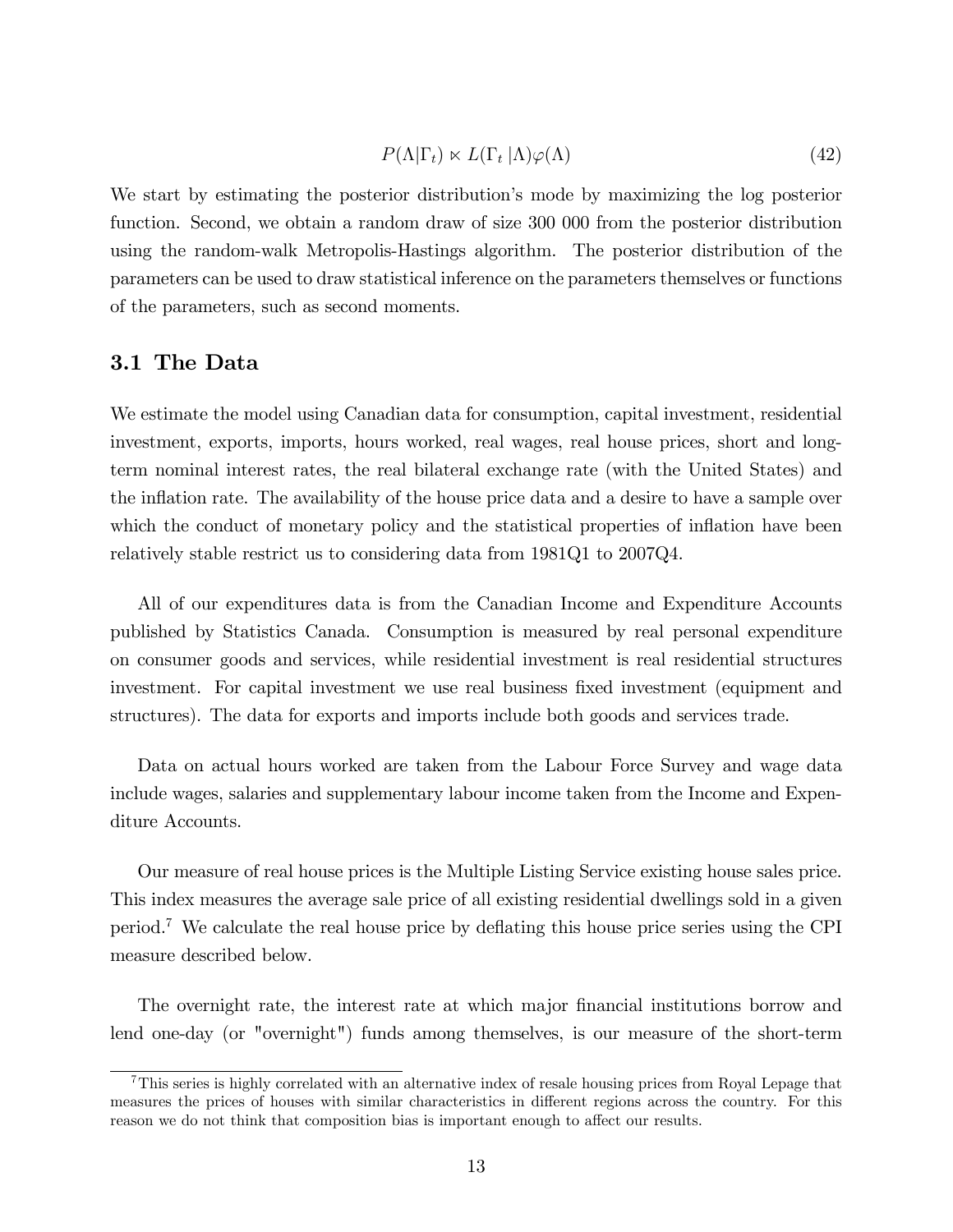$$P(\Lambda|\Gamma_t) \ltimes L(\Gamma_t\,|\Lambda)\varphi(\Lambda) \tag{42}$$

We start by estimating the posterior distribution's mode by maximizing the log posterior function. Second, we obtain a random draw of size 300 000 from the posterior distribution using the random-walk Metropolis-Hastings algorithm. The posterior distribution of the parameters can be used to draw statistical inference on the parameters themselves or functions of the parameters, such as second moments.

## 3.1 The Data

We estimate the model using Canadian data for consumption, capital investment, residential investment, exports, imports, hours worked, real wages, real house prices, short and long-term nominal interest rates, the real bilateral exchange rate (with the United States) and the inflation rate. The availability of the house price data and a desire to have a sample over which the conduct of monetary policy and the statistical properties of inflation have been relatively stable restrict us to considering data from 1981Q1 to 2007Q4.

All of our expenditures data is from the Canadian Income and Expenditure Accounts published by Statistics Canada. Consumption is measured by real personal expenditure on consumer goods and services, while residential investment is real residential structures investment. For capital investment we use real business fixed investment (equipment and structures). The data for exports and imports include both goods and services trade.

Data on actual hours worked are taken from the Labour Force Survey and wage data include wages, salaries and supplementary labour income taken from the Income and Expenditure Accounts.

Our measure of real house prices is the Multiple Listing Service existing house sales price. This index measures the average sale price of all existing residential dwellings sold in a given period.[7] We calculate the real house price by deflating this house price series using the CPI measure described below.

The overnight rate, the interest rate at which major financial institutions borrow and lend one-day (or "overnight") funds among themselves, is our measure of the short-term

[7] This series is highly correlated with an alternative index of resale housing prices from Royal Lepage that measures the prices of houses with similar characteristics in different regions across the country. For this reason we do not think that composition bias is important enough to affect our results.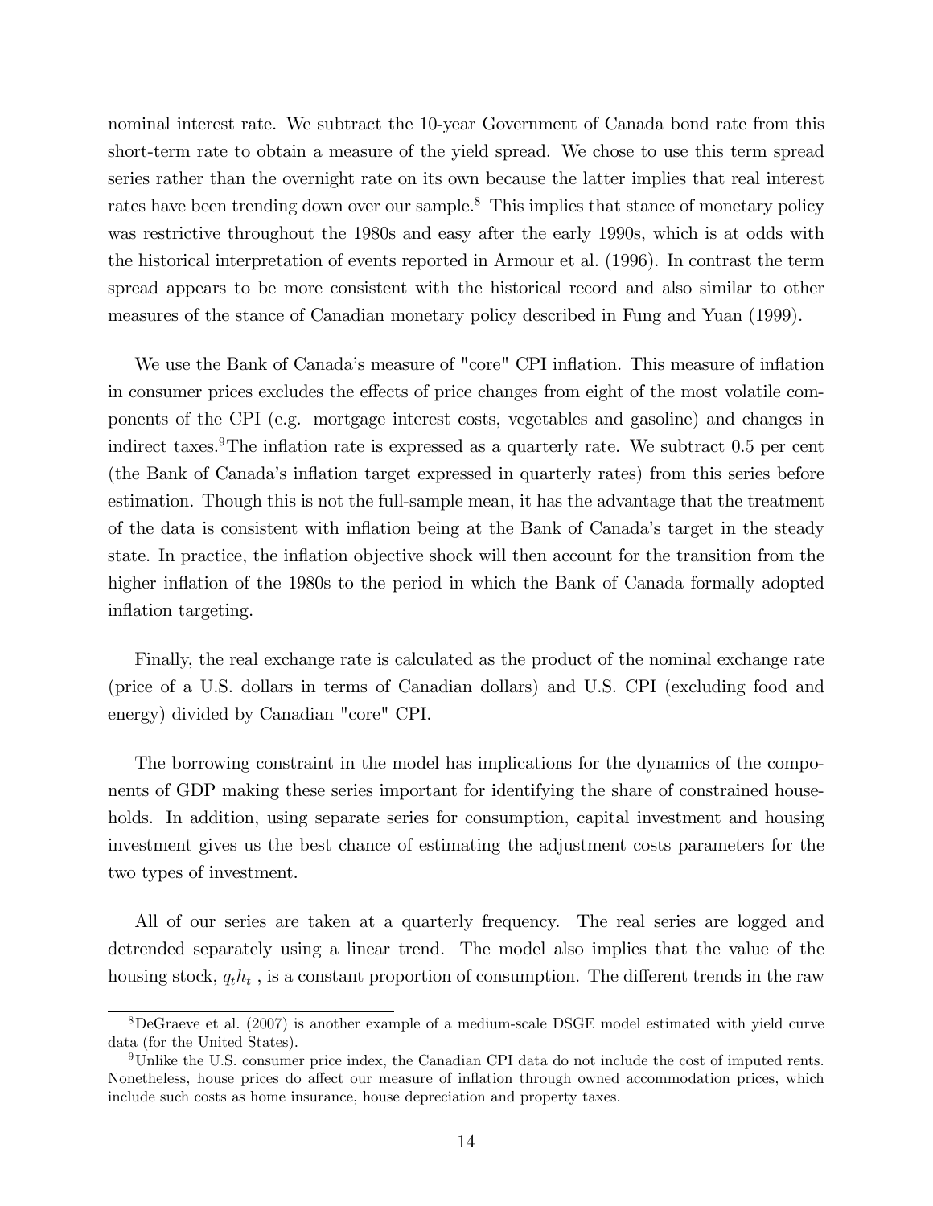nominal interest rate. We subtract the 10-year Government of Canada bond rate from this short-term rate to obtain a measure of the yield spread. We chose to use this term spread series rather than the overnight rate on its own because the latter implies that real interest rates have been trending down over our sample.[8] This implies that stance of monetary policy was restrictive throughout the 1980s and easy after the early 1990s, which is at odds with the historical interpretation of events reported in Armour et al. (1996). In contrast the term spread appears to be more consistent with the historical record and also similar to other measures of the stance of Canadian monetary policy described in Fung and Yuan (1999).

We use the Bank of Canada's measure of "core" CPI inflation. This measure of inflation in consumer prices excludes the effects of price changes from eight of the most volatile components of the CPI (e.g. mortgage interest costs, vegetables and gasoline) and changes in indirect taxes.[9]The inflation rate is expressed as a quarterly rate. We subtract 0.5 per cent (the Bank of Canada's inflation target expressed in quarterly rates) from this series before estimation. Though this is not the full-sample mean, it has the advantage that the treatment of the data is consistent with inflation being at the Bank of Canada's target in the steady state. In practice, the inflation objective shock will then account for the transition from the higher inflation of the 1980s to the period in which the Bank of Canada formally adopted inflation targeting.

Finally, the real exchange rate is calculated as the product of the nominal exchange rate (price of a U.S. dollars in terms of Canadian dollars) and U.S. CPI (excluding food and energy) divided by Canadian "core" CPI.

The borrowing constraint in the model has implications for the dynamics of the components of GDP making these series important for identifying the share of constrained households. In addition, using separate series for consumption, capital investment and housing investment gives us the best chance of estimating the adjustment costs parameters for the two types of investment.

All of our series are taken at a quarterly frequency. The real series are logged and detrended separately using a linear trend. The model also implies that the value of the housing stock, $q_t h_t$ , is a constant proportion of consumption. The different trends in the raw

[8] DeGraeve et al. (2007) is another example of a medium-scale DSGE model estimated with yield curve data (for the United States).

[9] Unlike the U.S. consumer price index, the Canadian CPI data do not include the cost of imputed rents. Nonetheless, house prices do affect our measure of inflation through owned accommodation prices, which include such costs as home insurance, house depreciation and property taxes.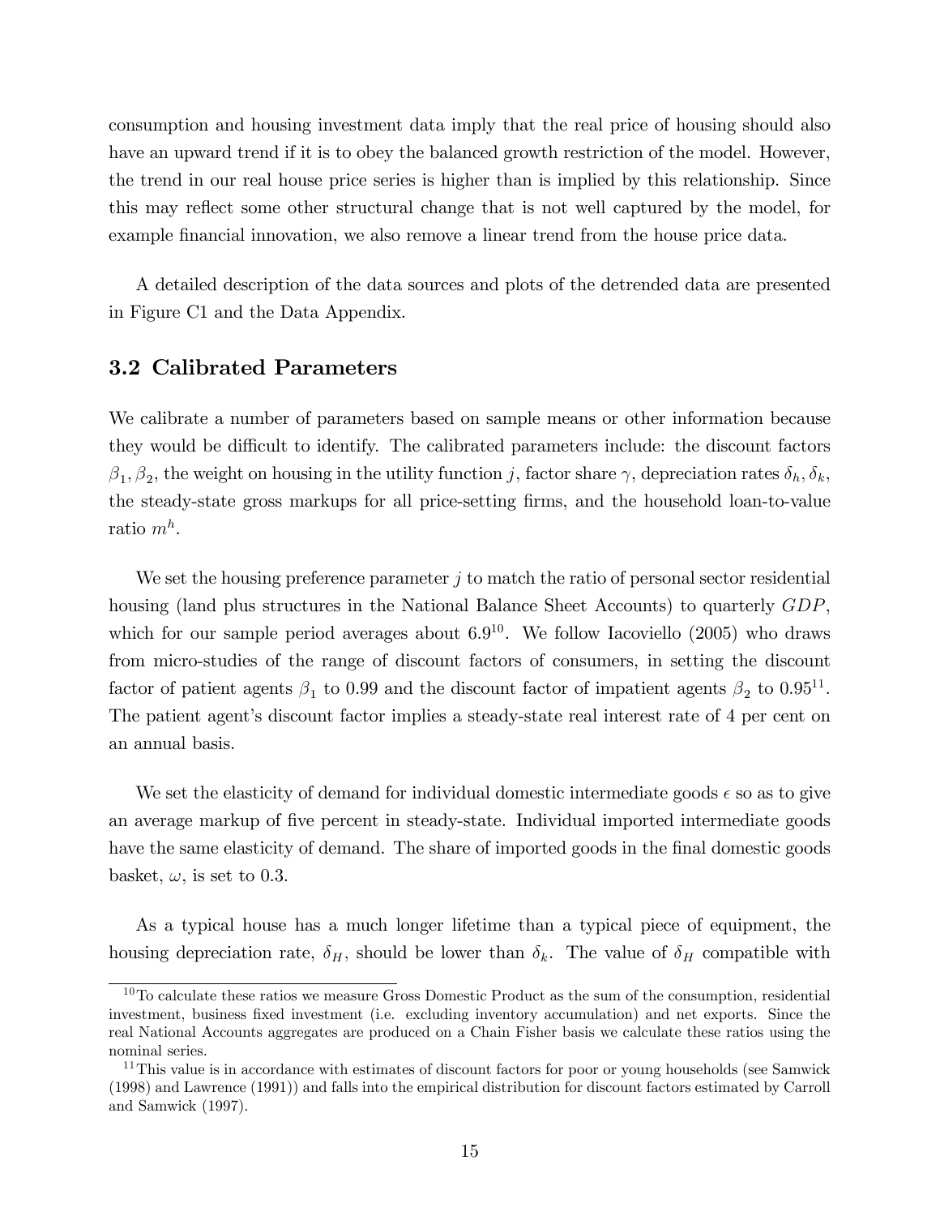consumption and housing investment data imply that the real price of housing should also have an upward trend if it is to obey the balanced growth restriction of the model. However, the trend in our real house price series is higher than is implied by this relationship. Since this may reflect some other structural change that is not well captured by the model, for example financial innovation, we also remove a linear trend from the house price data.

A detailed description of the data sources and plots of the detrended data are presented in Figure C1 and the Data Appendix.

## 3.2 Calibrated Parameters

We calibrate a number of parameters based on sample means or other information because they would be difficult to identify. The calibrated parameters include: the discount factors $\beta_1, \beta_2$, the weight on housing in the utility function $j$, factor share $\gamma$, depreciation rates $\delta_h, \delta_k$, the steady-state gross markups for all price-setting firms, and the household loan-to-value ratio $m^h$.

We set the housing preference parameter $j$ to match the ratio of personal sector residential housing (land plus structures in the National Balance Sheet Accounts) to quarterly $GDP$, which for our sample period averages about 6.9[10]. We follow Iacoviello (2005) who draws from micro-studies of the range of discount factors of consumers, in setting the discount factor of patient agents $\beta_1$ to 0.99 and the discount factor of impatient agents $\beta_2$ to 0.95[11]. The patient agent's discount factor implies a steady-state real interest rate of 4 per cent on an annual basis.

We set the elasticity of demand for individual domestic intermediate goods $\epsilon$ so as to give an average markup of five percent in steady-state. Individual imported intermediate goods have the same elasticity of demand. The share of imported goods in the final domestic goods basket, $\omega$, is set to 0.3.

As a typical house has a much longer lifetime than a typical piece of equipment, the housing depreciation rate, $\delta_H$, should be lower than $\delta_k$. The value of $\delta_H$ compatible with

[10] To calculate these ratios we measure Gross Domestic Product as the sum of the consumption, residential investment, business fixed investment (i.e. excluding inventory accumulation) and net exports. Since the real National Accounts aggregates are produced on a Chain Fisher basis we calculate these ratios using the nominal series.

[11] This value is in accordance with estimates of discount factors for poor or young households (see Samwick (1998) and Lawrence (1991)) and falls into the empirical distribution for discount factors estimated by Carroll and Samwick (1997).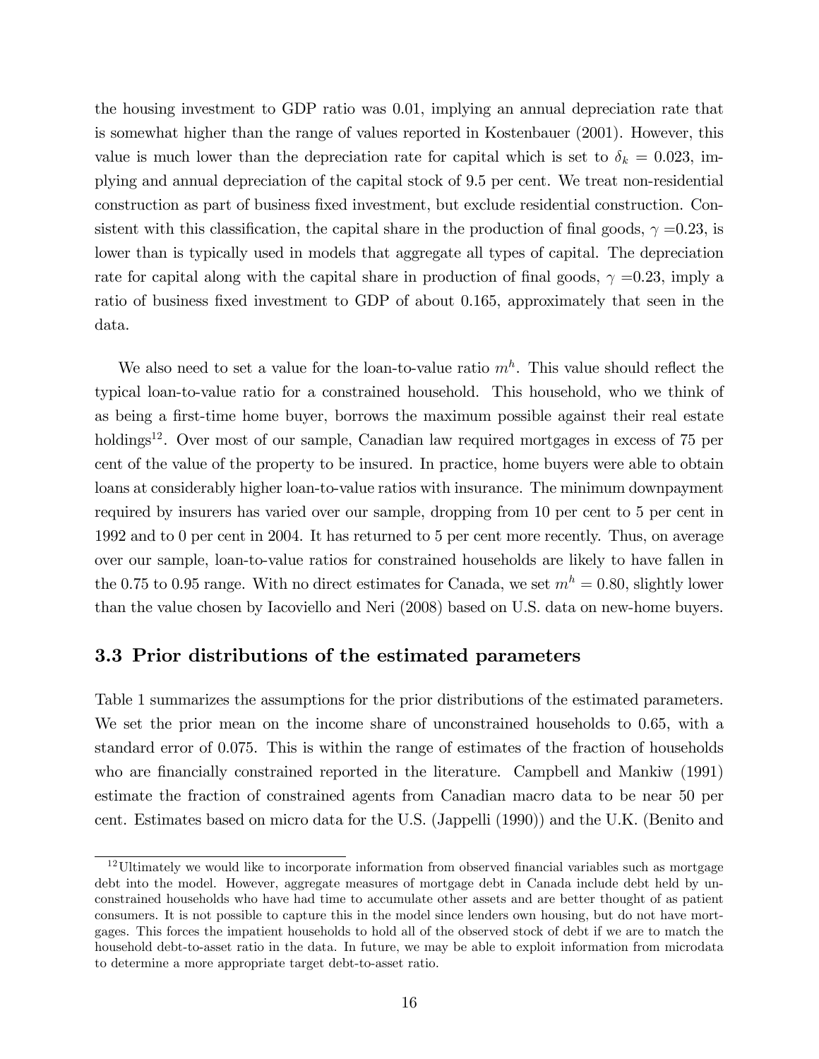the housing investment to GDP ratio was 0.01, implying an annual depreciation rate that is somewhat higher than the range of values reported in Kostenbauer (2001). However, this value is much lower than the depreciation rate for capital which is set to $\delta_k = 0.023$, implying and annual depreciation of the capital stock of 9.5 per cent. We treat non-residential construction as part of business fixed investment, but exclude residential construction. Consistent with this classification, the capital share in the production of final goods, $\gamma$ =0.23, is lower than is typically used in models that aggregate all types of capital. The depreciation rate for capital along with the capital share in production of final goods, $\gamma$ =0.23, imply a ratio of business fixed investment to GDP of about 0.165, approximately that seen in the data.

We also need to set a value for the loan-to-value ratio $m^h$. This value should reflect the typical loan-to-value ratio for a constrained household. This household, who we think of as being a first-time home buyer, borrows the maximum possible against their real estate holdings[12]. Over most of our sample, Canadian law required mortgages in excess of 75 per cent of the value of the property to be insured. In practice, home buyers were able to obtain loans at considerably higher loan-to-value ratios with insurance. The minimum downpayment required by insurers has varied over our sample, dropping from 10 per cent to 5 per cent in 1992 and to 0 per cent in 2004. It has returned to 5 per cent more recently. Thus, on average over our sample, loan-to-value ratios for constrained households are likely to have fallen in the 0.75 to 0.95 range. With no direct estimates for Canada, we set $m^h = 0.80$, slightly lower than the value chosen by Iacoviello and Neri (2008) based on U.S. data on new-home buyers.

### 3.3 Prior distributions of the estimated parameters

Table 1 summarizes the assumptions for the prior distributions of the estimated parameters. We set the prior mean on the income share of unconstrained households to 0.65, with a standard error of 0.075. This is within the range of estimates of the fraction of households who are financially constrained reported in the literature. Campbell and Mankiw (1991) estimate the fraction of constrained agents from Canadian macro data to be near 50 per cent. Estimates based on micro data for the U.S. (Jappelli (1990)) and the U.K. (Benito and

[12] Ultimately we would like to incorporate information from observed financial variables such as mortgage debt into the model. However, aggregate measures of mortgage debt in Canada include debt held by unconstrained households who have had time to accumulate other assets and are better thought of as patient consumers. It is not possible to capture this in the model since lenders own housing, but do not have mortgages. This forces the impatient households to hold all of the observed stock of debt if we are to match the household debt-to-asset ratio in the data. In future, we may be able to exploit information from microdata to determine a more appropriate target debt-to-asset ratio.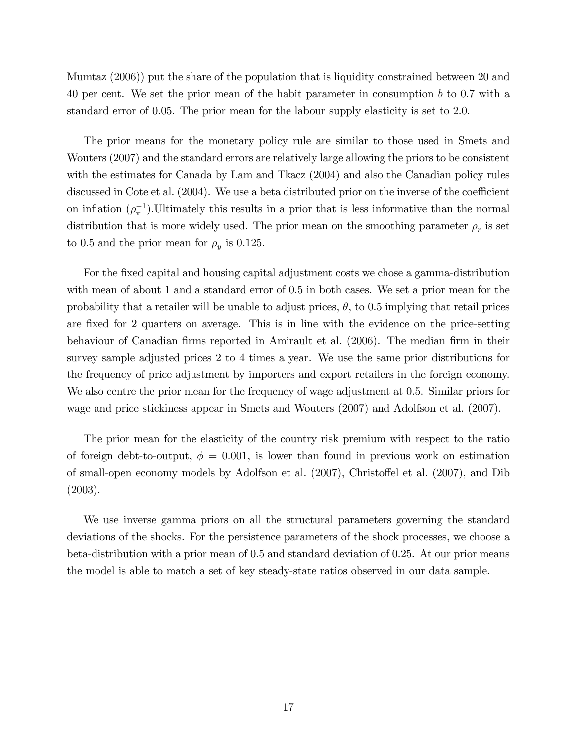Mumtaz (2006)) put the share of the population that is liquidity constrained between 20 and 40 per cent. We set the prior mean of the habit parameter in consumption $b$ to 0.7 with a standard error of 0.05. The prior mean for the labour supply elasticity is set to 2.0.

The prior means for the monetary policy rule are similar to those used in Smets and Wouters (2007) and the standard errors are relatively large allowing the priors to be consistent with the estimates for Canada by Lam and Tkacz (2004) and also the Canadian policy rules discussed in Cote et al. (2004). We use a beta distributed prior on the inverse of the coefficient on inflation ($\rho_\pi^{-1}$).Ultimately this results in a prior that is less informative than the normal distribution that is more widely used. The prior mean on the smoothing parameter $\rho_r$ is set to 0.5 and the prior mean for $\rho_y$ is 0.125.

For the fixed capital and housing capital adjustment costs we chose a gamma-distribution with mean of about 1 and a standard error of 0.5 in both cases. We set a prior mean for the probability that a retailer will be unable to adjust prices, $\theta$, to 0.5 implying that retail prices are fixed for 2 quarters on average. This is in line with the evidence on the price-setting behaviour of Canadian firms reported in Amirault et al. (2006). The median firm in their survey sample adjusted prices 2 to 4 times a year. We use the same prior distributions for the frequency of price adjustment by importers and export retailers in the foreign economy. We also centre the prior mean for the frequency of wage adjustment at 0.5. Similar priors for wage and price stickiness appear in Smets and Wouters (2007) and Adolfson et al. (2007).

The prior mean for the elasticity of the country risk premium with respect to the ratio of foreign debt-to-output, $\phi = 0.001$, is lower than found in previous work on estimation of small-open economy models by Adolfson et al. (2007), Christoffel et al. (2007), and Dib (2003).

We use inverse gamma priors on all the structural parameters governing the standard deviations of the shocks. For the persistence parameters of the shock processes, we choose a beta-distribution with a prior mean of 0.5 and standard deviation of 0.25. At our prior means the model is able to match a set of key steady-state ratios observed in our data sample.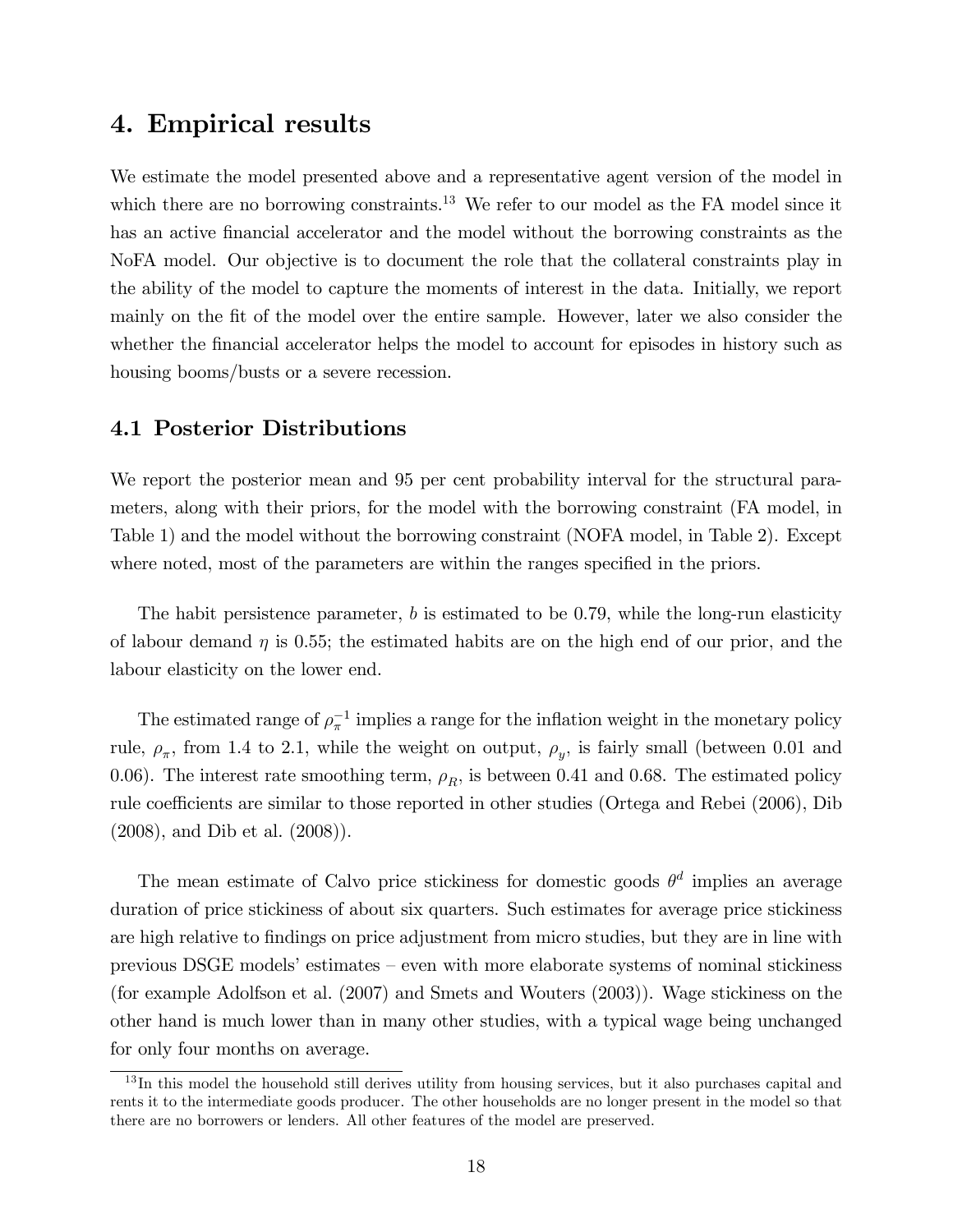# 4. Empirical results

We estimate the model presented above and a representative agent version of the model in which there are no borrowing constraints.[13] We refer to our model as the FA model since it has an active financial accelerator and the model without the borrowing constraints as the NoFA model. Our objective is to document the role that the collateral constraints play in the ability of the model to capture the moments of interest in the data. Initially, we report mainly on the fit of the model over the entire sample. However, later we also consider the whether the financial accelerator helps the model to account for episodes in history such as housing booms/busts or a severe recession.

## 4.1 Posterior Distributions

We report the posterior mean and 95 per cent probability interval for the structural parameters, along with their priors, for the model with the borrowing constraint (FA model, in Table 1) and the model without the borrowing constraint (NOFA model, in Table 2). Except where noted, most of the parameters are within the ranges specified in the priors.

The habit persistence parameter, $b$ is estimated to be 0.79, while the long-run elasticity of labour demand $\eta$ is 0.55; the estimated habits are on the high end of our prior, and the labour elasticity on the lower end.

The estimated range of $\rho_{\pi}^{-1}$ implies a range for the inflation weight in the monetary policy rule, $\rho_{\pi}$, from 1.4 to 2.1, while the weight on output, $\rho_y$, is fairly small (between 0.01 and 0.06). The interest rate smoothing term, $\rho_R$, is between 0.41 and 0.68. The estimated policy rule coefficients are similar to those reported in other studies (Ortega and Rebei (2006), Dib (2008), and Dib et al. (2008)).

The mean estimate of Calvo price stickiness for domestic goods $\theta^d$ implies an average duration of price stickiness of about six quarters. Such estimates for average price stickiness are high relative to findings on price adjustment from micro studies, but they are in line with previous DSGE models' estimates – even with more elaborate systems of nominal stickiness (for example Adolfson et al. (2007) and Smets and Wouters (2003)). Wage stickiness on the other hand is much lower than in many other studies, with a typical wage being unchanged for only four months on average.

[13] In this model the household still derives utility from housing services, but it also purchases capital and rents it to the intermediate goods producer. The other households are no longer present in the model so that there are no borrowers or lenders. All other features of the model are preserved.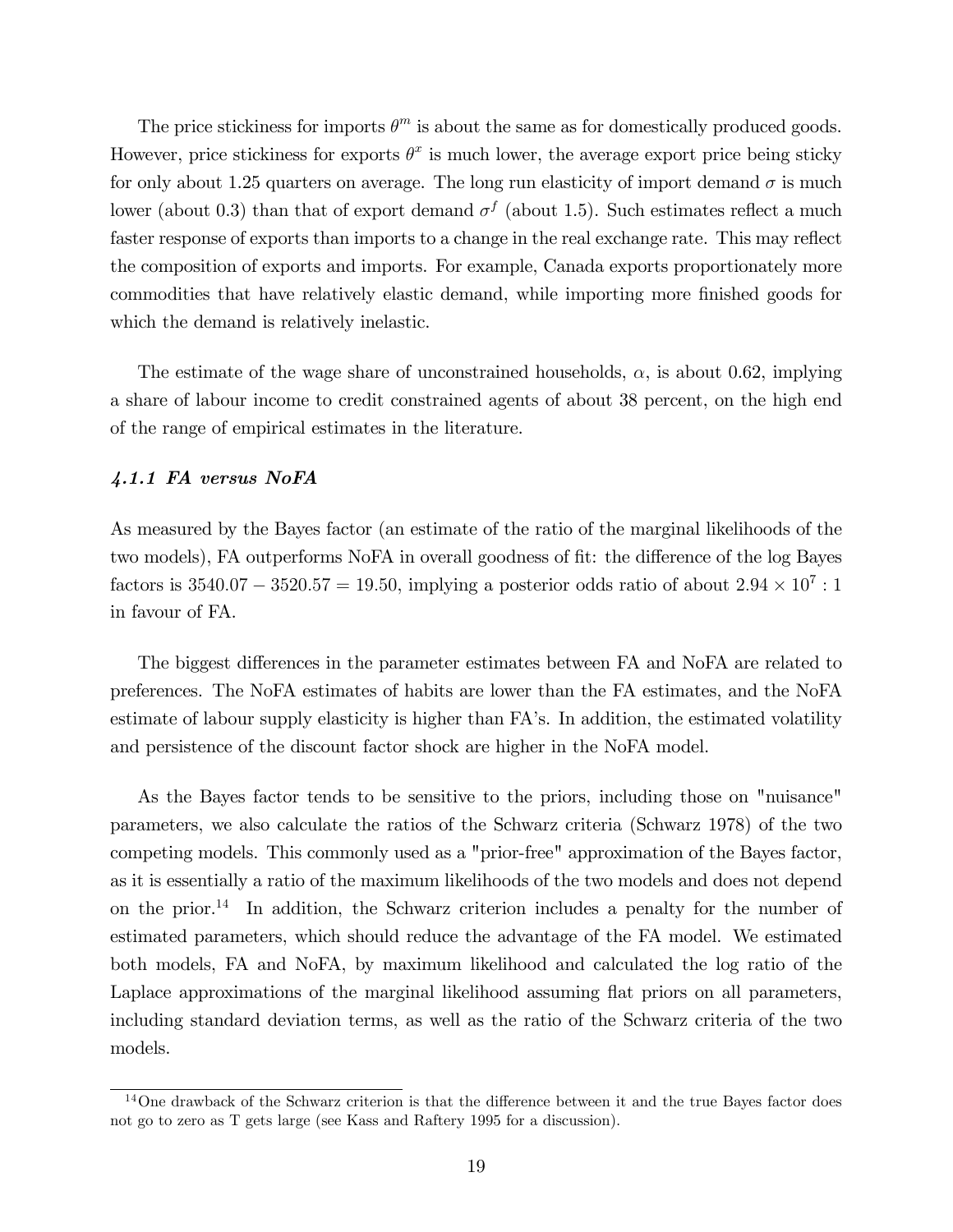The price stickiness for imports $\theta^m$ is about the same as for domestically produced goods. However, price stickiness for exports $\theta^x$ is much lower, the average export price being sticky for only about 1.25 quarters on average. The long run elasticity of import demand $\sigma$ is much lower (about 0.3) than that of export demand $\sigma^f$ (about 1.5). Such estimates reflect a much faster response of exports than imports to a change in the real exchange rate. This may reflect the composition of exports and imports. For example, Canada exports proportionately more commodities that have relatively elastic demand, while importing more finished goods for which the demand is relatively inelastic.

The estimate of the wage share of unconstrained households, $\alpha$, is about 0.62, implying a share of labour income to credit constrained agents of about 38 percent, on the high end of the range of empirical estimates in the literature.

### *4.1.1 FA versus NoFA*

As measured by the Bayes factor (an estimate of the ratio of the marginal likelihoods of the two models), FA outperforms NoFA in overall goodness of fit: the difference of the log Bayes factors is $3540.07 - 3520.57 = 19.50$, implying a posterior odds ratio of about $2.94 \times 10^7 : 1$ in favour of FA.

The biggest differences in the parameter estimates between FA and NoFA are related to preferences. The NoFA estimates of habits are lower than the FA estimates, and the NoFA estimate of labour supply elasticity is higher than FA's. In addition, the estimated volatility and persistence of the discount factor shock are higher in the NoFA model.

As the Bayes factor tends to be sensitive to the priors, including those on "nuisance" parameters, we also calculate the ratios of the Schwarz criteria (Schwarz 1978) of the two competing models. This commonly used as a "prior-free" approximation of the Bayes factor, as it is essentially a ratio of the maximum likelihoods of the two models and does not depend on the prior.[14] In addition, the Schwarz criterion includes a penalty for the number of estimated parameters, which should reduce the advantage of the FA model. We estimated both models, FA and NoFA, by maximum likelihood and calculated the log ratio of the Laplace approximations of the marginal likelihood assuming flat priors on all parameters, including standard deviation terms, as well as the ratio of the Schwarz criteria of the two models.

[14] One drawback of the Schwarz criterion is that the difference between it and the true Bayes factor does not go to zero as T gets large (see Kass and Raftery 1995 for a discussion).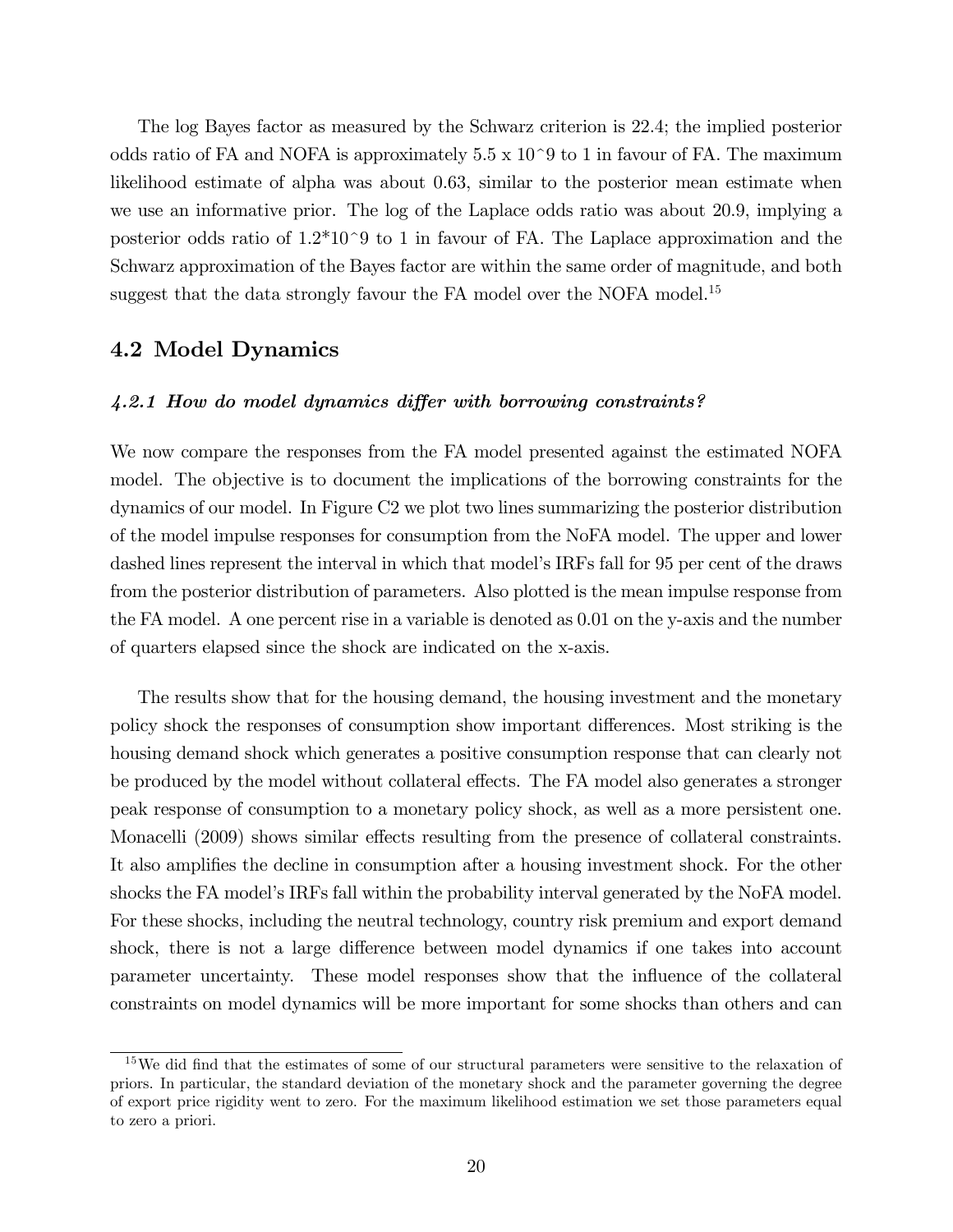The log Bayes factor as measured by the Schwarz criterion is 22.4; the implied posterior odds ratio of FA and NOFA is approximately 5.5 x 10^9 to 1 in favour of FA. The maximum likelihood estimate of alpha was about 0.63, similar to the posterior mean estimate when we use an informative prior. The log of the Laplace odds ratio was about 20.9, implying a posterior odds ratio of 1.2*10^9 to 1 in favour of FA. The Laplace approximation and the Schwarz approximation of the Bayes factor are within the same order of magnitude, and both suggest that the data strongly favour the FA model over the NOFA model.[15]

## 4.2 Model Dynamics

### *4.2.1 How do model dynamics differ with borrowing constraints?*

We now compare the responses from the FA model presented against the estimated NOFA model. The objective is to document the implications of the borrowing constraints for the dynamics of our model. In Figure C2 we plot two lines summarizing the posterior distribution of the model impulse responses for consumption from the NoFA model. The upper and lower dashed lines represent the interval in which that model's IRFs fall for 95 per cent of the draws from the posterior distribution of parameters. Also plotted is the mean impulse response from the FA model. A one percent rise in a variable is denoted as 0.01 on the y-axis and the number of quarters elapsed since the shock are indicated on the x-axis.

The results show that for the housing demand, the housing investment and the monetary policy shock the responses of consumption show important differences. Most striking is the housing demand shock which generates a positive consumption response that can clearly not be produced by the model without collateral effects. The FA model also generates a stronger peak response of consumption to a monetary policy shock, as well as a more persistent one. Monacelli (2009) shows similar effects resulting from the presence of collateral constraints. It also amplifies the decline in consumption after a housing investment shock. For the other shocks the FA model's IRFs fall within the probability interval generated by the NoFA model. For these shocks, including the neutral technology, country risk premium and export demand shock, there is not a large difference between model dynamics if one takes into account parameter uncertainty. These model responses show that the influence of the collateral constraints on model dynamics will be more important for some shocks than others and can

[15] We did find that the estimates of some of our structural parameters were sensitive to the relaxation of priors. In particular, the standard deviation of the monetary shock and the parameter governing the degree of export price rigidity went to zero. For the maximum likelihood estimation we set those parameters equal to zero a priori.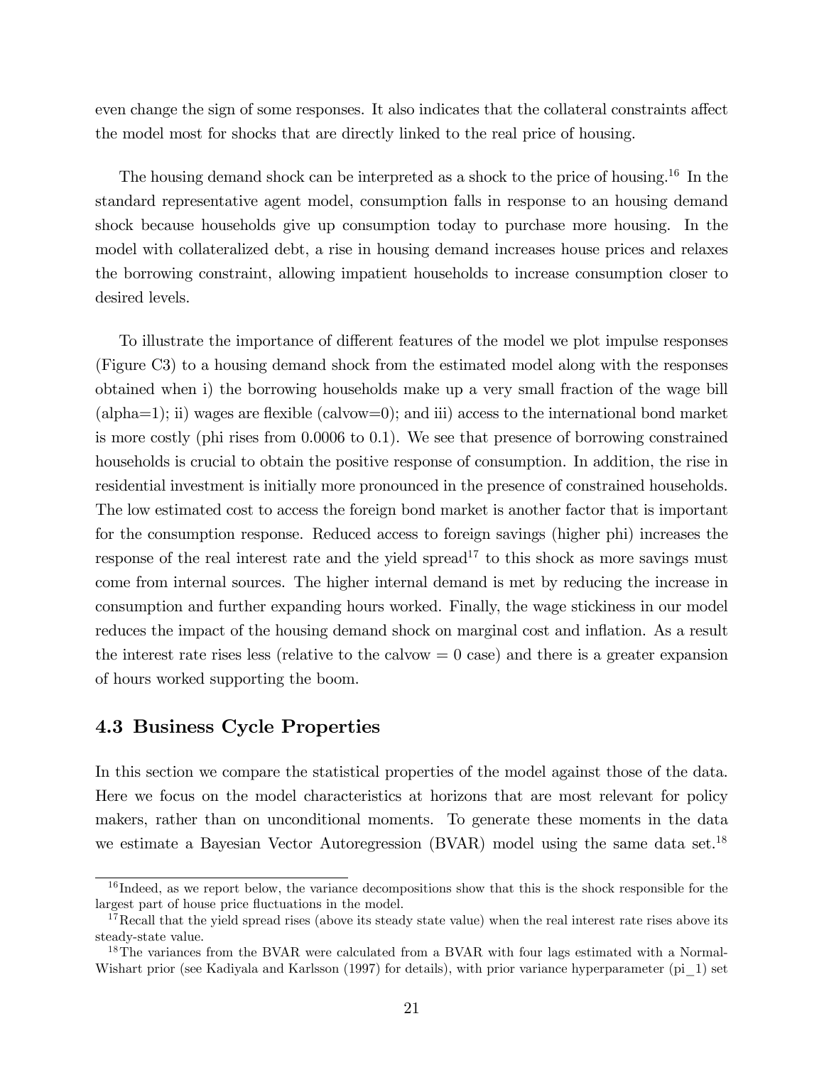even change the sign of some responses. It also indicates that the collateral constraints affect the model most for shocks that are directly linked to the real price of housing.

The housing demand shock can be interpreted as a shock to the price of housing.[16] In the standard representative agent model, consumption falls in response to an housing demand shock because households give up consumption today to purchase more housing. In the model with collateralized debt, a rise in housing demand increases house prices and relaxes the borrowing constraint, allowing impatient households to increase consumption closer to desired levels.

To illustrate the importance of different features of the model we plot impulse responses (Figure C3) to a housing demand shock from the estimated model along with the responses obtained when i) the borrowing households make up a very small fraction of the wage bill (alpha=1); ii) wages are flexible (calvow=0); and iii) access to the international bond market is more costly (phi rises from 0.0006 to 0.1). We see that presence of borrowing constrained households is crucial to obtain the positive response of consumption. In addition, the rise in residential investment is initially more pronounced in the presence of constrained households. The low estimated cost to access the foreign bond market is another factor that is important for the consumption response. Reduced access to foreign savings (higher phi) increases the response of the real interest rate and the yield spread[17] to this shock as more savings must come from internal sources. The higher internal demand is met by reducing the increase in consumption and further expanding hours worked. Finally, the wage stickiness in our model reduces the impact of the housing demand shock on marginal cost and inflation. As a result the interest rate rises less (relative to the calvow = 0 case) and there is a greater expansion of hours worked supporting the boom.

## 4.3 Business Cycle Properties

In this section we compare the statistical properties of the model against those of the data. Here we focus on the model characteristics at horizons that are most relevant for policy makers, rather than on unconditional moments. To generate these moments in the data we estimate a Bayesian Vector Autoregression (BVAR) model using the same data set.[18]

[16] Indeed, as we report below, the variance decompositions show that this is the shock responsible for the largest part of house price fluctuations in the model.

[17] Recall that the yield spread rises (above its steady state value) when the real interest rate rises above its steady-state value.

[18] The variances from the BVAR were calculated from a BVAR with four lags estimated with a Normal-Wishart prior (see Kadiyala and Karlsson (1997) for details), with prior variance hyperparameter (pi_1) set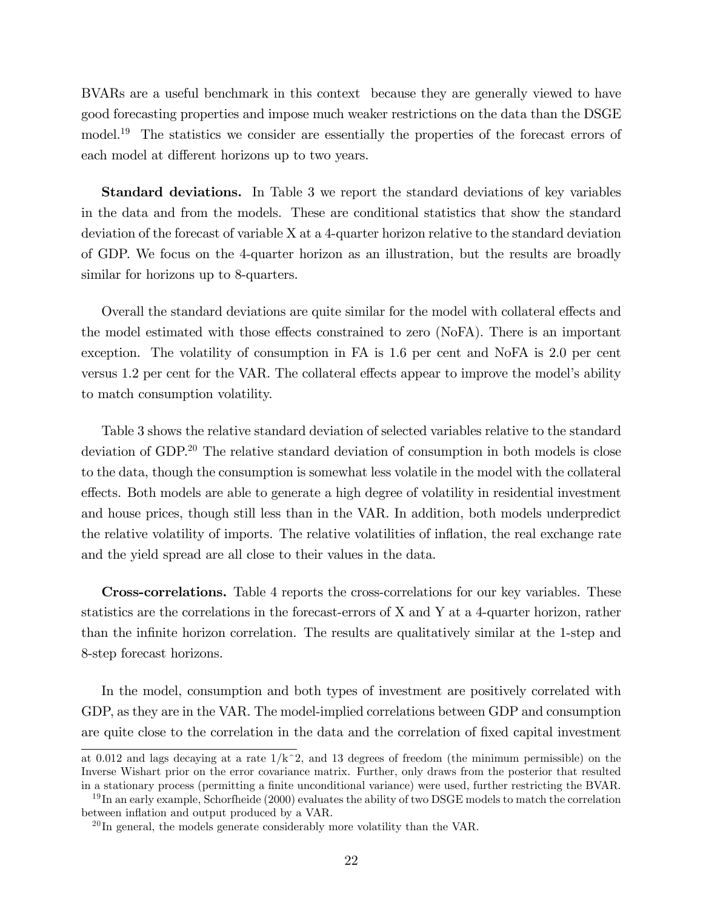BVARs are a useful benchmark in this context because they are generally viewed to have good forecasting properties and impose much weaker restrictions on the data than the DSGE model.[19] The statistics we consider are essentially the properties of the forecast errors of each model at different horizons up to two years.

**Standard deviations.** In Table 3 we report the standard deviations of key variables in the data and from the models. These are conditional statistics that show the standard deviation of the forecast of variable X at a 4-quarter horizon relative to the standard deviation of GDP. We focus on the 4-quarter horizon as an illustration, but the results are broadly similar for horizons up to 8-quarters.

Overall the standard deviations are quite similar for the model with collateral effects and the model estimated with those effects constrained to zero (NoFA). There is an important exception. The volatility of consumption in FA is 1.6 per cent and NoFA is 2.0 per cent versus 1.2 per cent for the VAR. The collateral effects appear to improve the model's ability to match consumption volatility.

Table 3 shows the relative standard deviation of selected variables relative to the standard deviation of GDP.[20] The relative standard deviation of consumption in both models is close to the data, though the consumption is somewhat less volatile in the model with the collateral effects. Both models are able to generate a high degree of volatility in residential investment and house prices, though still less than in the VAR. In addition, both models underpredict the relative volatility of imports. The relative volatilities of inflation, the real exchange rate and the yield spread are all close to their values in the data.

**Cross-correlations.** Table 4 reports the cross-correlations for our key variables. These statistics are the correlations in the forecast-errors of X and Y at a 4-quarter horizon, rather than the infinite horizon correlation. The results are qualitatively similar at the 1-step and 8-step forecast horizons.

In the model, consumption and both types of investment are positively correlated with GDP, as they are in the VAR. The model-implied correlations between GDP and consumption are quite close to the correlation in the data and the correlation of fixed capital investment

at 0.012 and lags decaying at a rate 1/k^2, and 13 degrees of freedom (the minimum permissible) on the Inverse Wishart prior on the error covariance matrix. Further, only draws from the posterior that resulted in a stationary process (permitting a finite unconditional variance) were used, further restricting the BVAR.

[19] In an early example, Schorfheide (2000) evaluates the ability of two DSGE models to match the correlation between inflation and output produced by a VAR.

[20] In general, the models generate considerably more volatility than the VAR.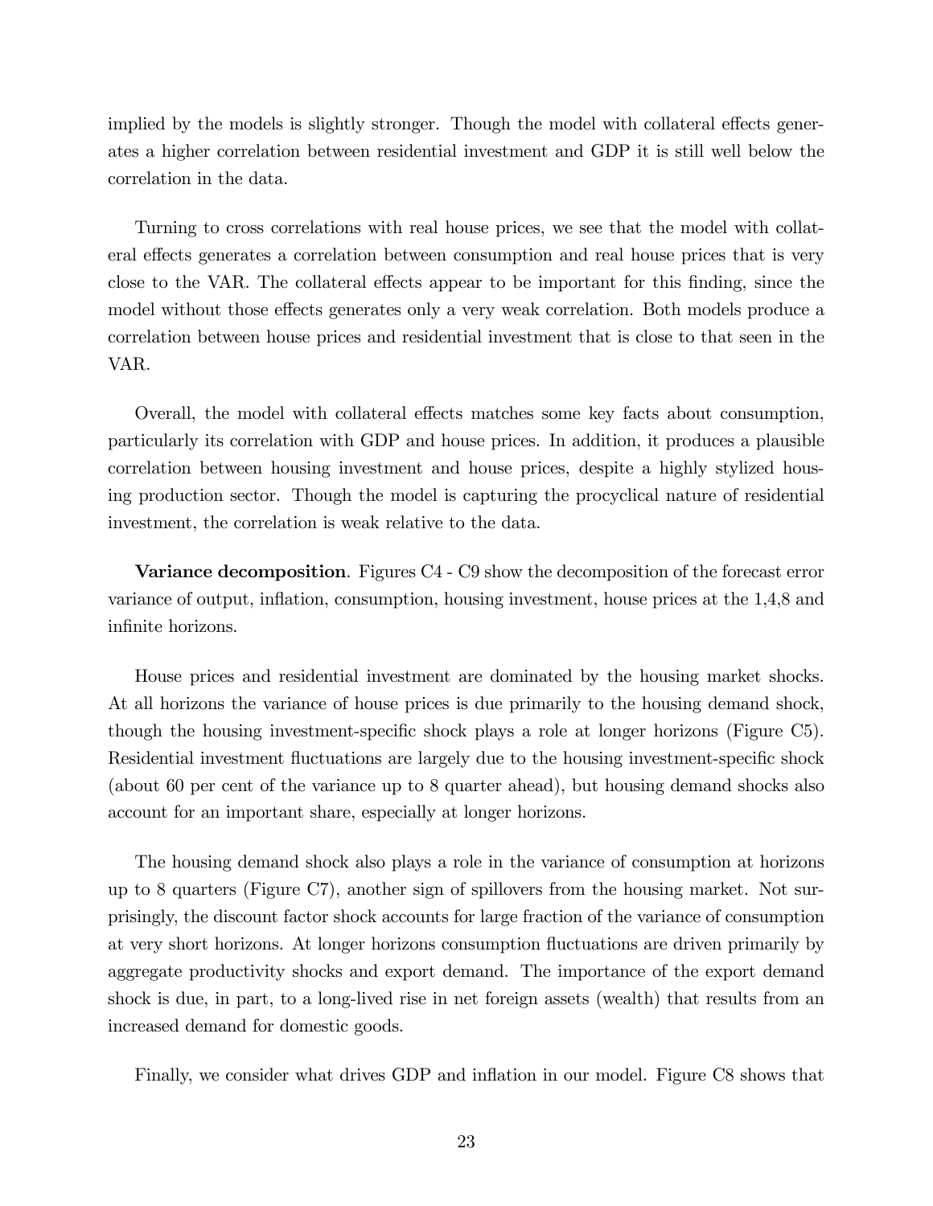implied by the models is slightly stronger. Though the model with collateral effects generates a higher correlation between residential investment and GDP it is still well below the correlation in the data.

Turning to cross correlations with real house prices, we see that the model with collateral effects generates a correlation between consumption and real house prices that is very close to the VAR. The collateral effects appear to be important for this finding, since the model without those effects generates only a very weak correlation. Both models produce a correlation between house prices and residential investment that is close to that seen in the VAR.

Overall, the model with collateral effects matches some key facts about consumption, particularly its correlation with GDP and house prices. In addition, it produces a plausible correlation between housing investment and house prices, despite a highly stylized housing production sector. Though the model is capturing the procyclical nature of residential investment, the correlation is weak relative to the data.

**Variance decomposition**. Figures C4 - C9 show the decomposition of the forecast error variance of output, inflation, consumption, housing investment, house prices at the 1,4,8 and infinite horizons.

House prices and residential investment are dominated by the housing market shocks. At all horizons the variance of house prices is due primarily to the housing demand shock, though the housing investment-specific shock plays a role at longer horizons (Figure C5). Residential investment fluctuations are largely due to the housing investment-specific shock (about 60 per cent of the variance up to 8 quarter ahead), but housing demand shocks also account for an important share, especially at longer horizons.

The housing demand shock also plays a role in the variance of consumption at horizons up to 8 quarters (Figure C7), another sign of spillovers from the housing market. Not surprisingly, the discount factor shock accounts for large fraction of the variance of consumption at very short horizons. At longer horizons consumption fluctuations are driven primarily by aggregate productivity shocks and export demand. The importance of the export demand shock is due, in part, to a long-lived rise in net foreign assets (wealth) that results from an increased demand for domestic goods.

Finally, we consider what drives GDP and inflation in our model. Figure C8 shows that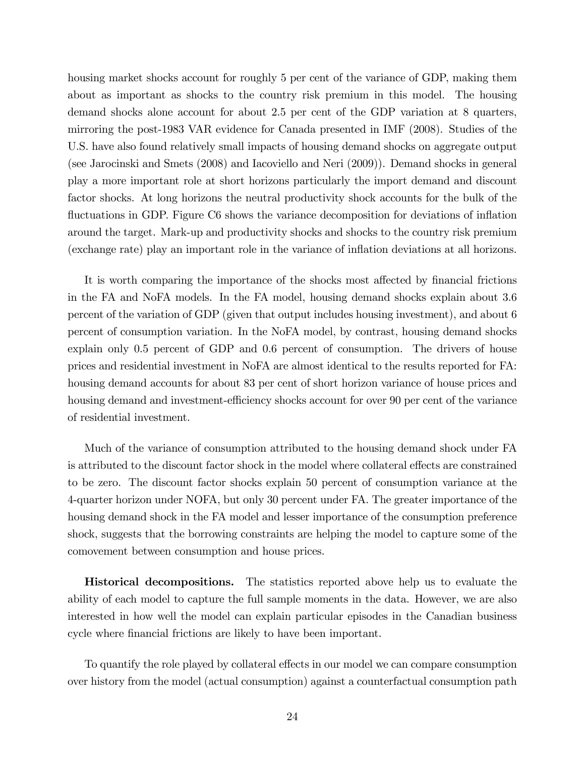housing market shocks account for roughly 5 per cent of the variance of GDP, making them about as important as shocks to the country risk premium in this model. The housing demand shocks alone account for about 2.5 per cent of the GDP variation at 8 quarters, mirroring the post-1983 VAR evidence for Canada presented in IMF (2008). Studies of the U.S. have also found relatively small impacts of housing demand shocks on aggregate output (see Jarocinski and Smets (2008) and Iacoviello and Neri (2009)). Demand shocks in general play a more important role at short horizons particularly the import demand and discount factor shocks. At long horizons the neutral productivity shock accounts for the bulk of the fluctuations in GDP. Figure C6 shows the variance decomposition for deviations of inflation around the target. Mark-up and productivity shocks and shocks to the country risk premium (exchange rate) play an important role in the variance of inflation deviations at all horizons.

It is worth comparing the importance of the shocks most affected by financial frictions in the FA and NoFA models. In the FA model, housing demand shocks explain about 3.6 percent of the variation of GDP (given that output includes housing investment), and about 6 percent of consumption variation. In the NoFA model, by contrast, housing demand shocks explain only 0.5 percent of GDP and 0.6 percent of consumption. The drivers of house prices and residential investment in NoFA are almost identical to the results reported for FA: housing demand accounts for about 83 per cent of short horizon variance of house prices and housing demand and investment-efficiency shocks account for over 90 per cent of the variance of residential investment.

Much of the variance of consumption attributed to the housing demand shock under FA is attributed to the discount factor shock in the model where collateral effects are constrained to be zero. The discount factor shocks explain 50 percent of consumption variance at the 4-quarter horizon under NOFA, but only 30 percent under FA. The greater importance of the housing demand shock in the FA model and lesser importance of the consumption preference shock, suggests that the borrowing constraints are helping the model to capture some of the comovement between consumption and house prices.

**Historical decompositions.** The statistics reported above help us to evaluate the ability of each model to capture the full sample moments in the data. However, we are also interested in how well the model can explain particular episodes in the Canadian business cycle where financial frictions are likely to have been important.

To quantify the role played by collateral effects in our model we can compare consumption over history from the model (actual consumption) against a counterfactual consumption path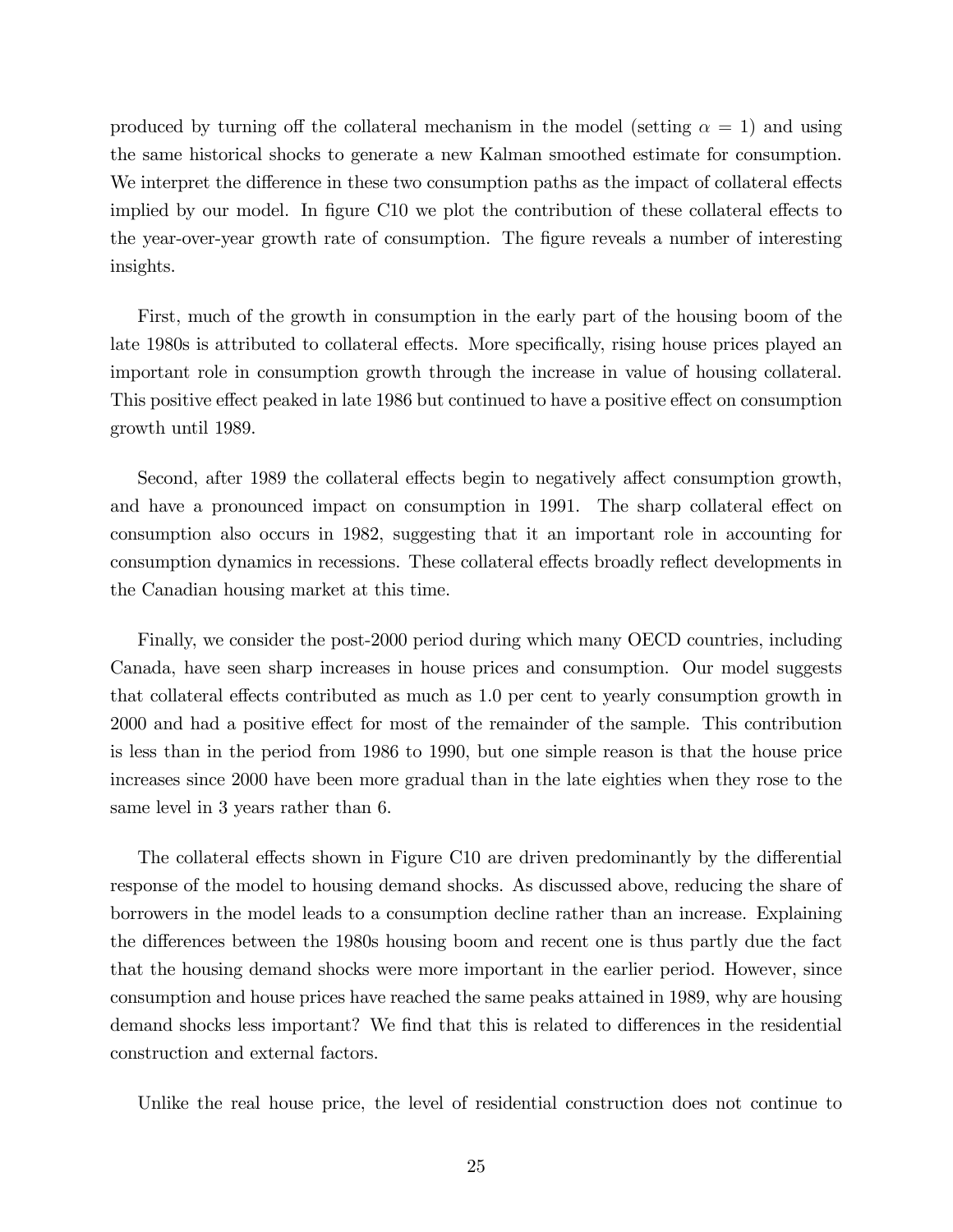produced by turning off the collateral mechanism in the model (setting $\alpha = 1$) and using the same historical shocks to generate a new Kalman smoothed estimate for consumption. We interpret the difference in these two consumption paths as the impact of collateral effects implied by our model. In figure C10 we plot the contribution of these collateral effects to the year-over-year growth rate of consumption. The figure reveals a number of interesting insights.

First, much of the growth in consumption in the early part of the housing boom of the late 1980s is attributed to collateral effects. More specifically, rising house prices played an important role in consumption growth through the increase in value of housing collateral. This positive effect peaked in late 1986 but continued to have a positive effect on consumption growth until 1989.

Second, after 1989 the collateral effects begin to negatively affect consumption growth, and have a pronounced impact on consumption in 1991. The sharp collateral effect on consumption also occurs in 1982, suggesting that it an important role in accounting for consumption dynamics in recessions. These collateral effects broadly reflect developments in the Canadian housing market at this time.

Finally, we consider the post-2000 period during which many OECD countries, including Canada, have seen sharp increases in house prices and consumption. Our model suggests that collateral effects contributed as much as 1.0 per cent to yearly consumption growth in 2000 and had a positive effect for most of the remainder of the sample. This contribution is less than in the period from 1986 to 1990, but one simple reason is that the house price increases since 2000 have been more gradual than in the late eighties when they rose to the same level in 3 years rather than 6.

The collateral effects shown in Figure C10 are driven predominantly by the differential response of the model to housing demand shocks. As discussed above, reducing the share of borrowers in the model leads to a consumption decline rather than an increase. Explaining the differences between the 1980s housing boom and recent one is thus partly due the fact that the housing demand shocks were more important in the earlier period. However, since consumption and house prices have reached the same peaks attained in 1989, why are housing demand shocks less important? We find that this is related to differences in the residential construction and external factors.

Unlike the real house price, the level of residential construction does not continue to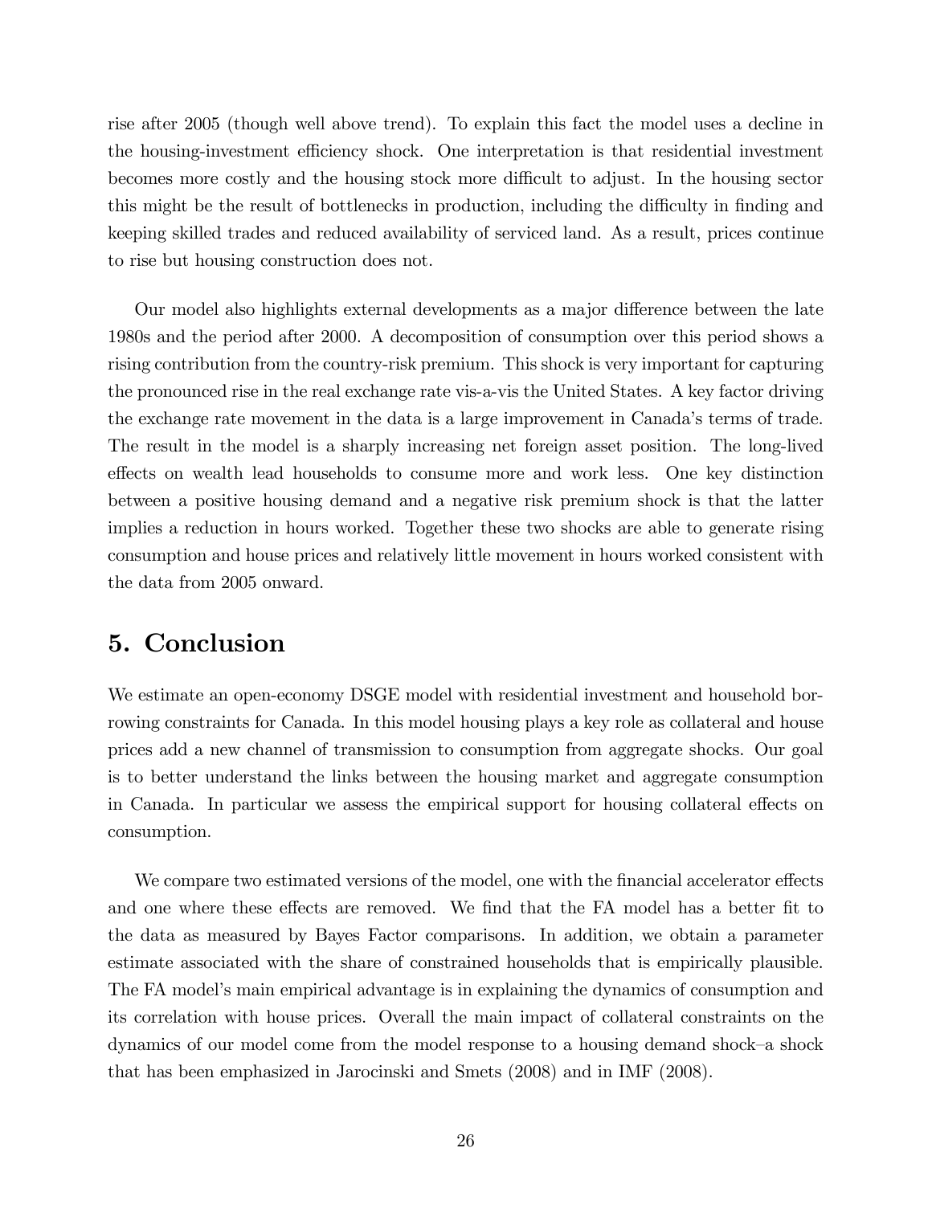rise after 2005 (though well above trend). To explain this fact the model uses a decline in the housing-investment efficiency shock. One interpretation is that residential investment becomes more costly and the housing stock more difficult to adjust. In the housing sector this might be the result of bottlenecks in production, including the difficulty in finding and keeping skilled trades and reduced availability of serviced land. As a result, prices continue to rise but housing construction does not.

Our model also highlights external developments as a major difference between the late 1980s and the period after 2000. A decomposition of consumption over this period shows a rising contribution from the country-risk premium. This shock is very important for capturing the pronounced rise in the real exchange rate vis-a-vis the United States. A key factor driving the exchange rate movement in the data is a large improvement in Canada's terms of trade. The result in the model is a sharply increasing net foreign asset position. The long-lived effects on wealth lead households to consume more and work less. One key distinction between a positive housing demand and a negative risk premium shock is that the latter implies a reduction in hours worked. Together these two shocks are able to generate rising consumption and house prices and relatively little movement in hours worked consistent with the data from 2005 onward.

## 5. Conclusion

We estimate an open-economy DSGE model with residential investment and household borrowing constraints for Canada. In this model housing plays a key role as collateral and house prices add a new channel of transmission to consumption from aggregate shocks. Our goal is to better understand the links between the housing market and aggregate consumption in Canada. In particular we assess the empirical support for housing collateral effects on consumption.

We compare two estimated versions of the model, one with the financial accelerator effects and one where these effects are removed. We find that the FA model has a better fit to the data as measured by Bayes Factor comparisons. In addition, we obtain a parameter estimate associated with the share of constrained households that is empirically plausible. The FA model's main empirical advantage is in explaining the dynamics of consumption and its correlation with house prices. Overall the main impact of collateral constraints on the dynamics of our model come from the model response to a housing demand shock–a shock that has been emphasized in Jarocinski and Smets (2008) and in IMF (2008).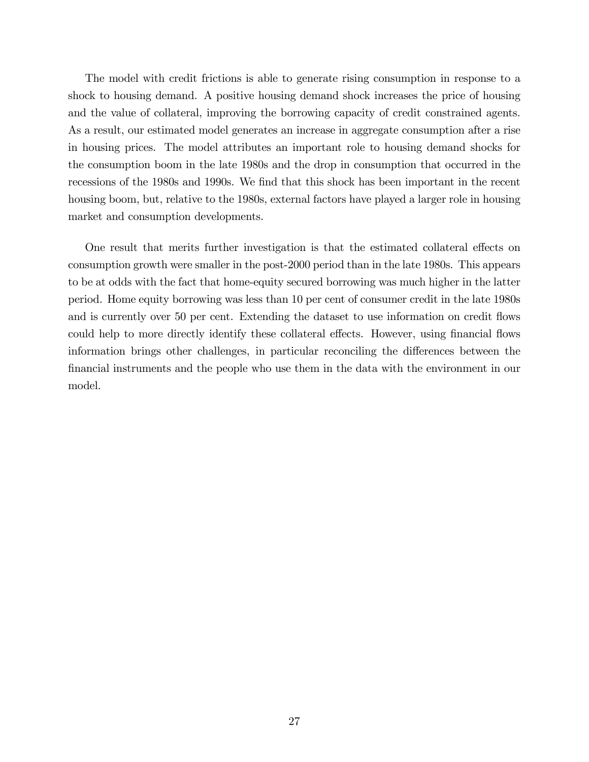The model with credit frictions is able to generate rising consumption in response to a shock to housing demand. A positive housing demand shock increases the price of housing and the value of collateral, improving the borrowing capacity of credit constrained agents. As a result, our estimated model generates an increase in aggregate consumption after a rise in housing prices. The model attributes an important role to housing demand shocks for the consumption boom in the late 1980s and the drop in consumption that occurred in the recessions of the 1980s and 1990s. We find that this shock has been important in the recent housing boom, but, relative to the 1980s, external factors have played a larger role in housing market and consumption developments.

One result that merits further investigation is that the estimated collateral effects on consumption growth were smaller in the post-2000 period than in the late 1980s. This appears to be at odds with the fact that home-equity secured borrowing was much higher in the latter period. Home equity borrowing was less than 10 per cent of consumer credit in the late 1980s and is currently over 50 per cent. Extending the dataset to use information on credit flows could help to more directly identify these collateral effects. However, using financial flows information brings other challenges, in particular reconciling the differences between the financial instruments and the people who use them in the data with the environment in our model.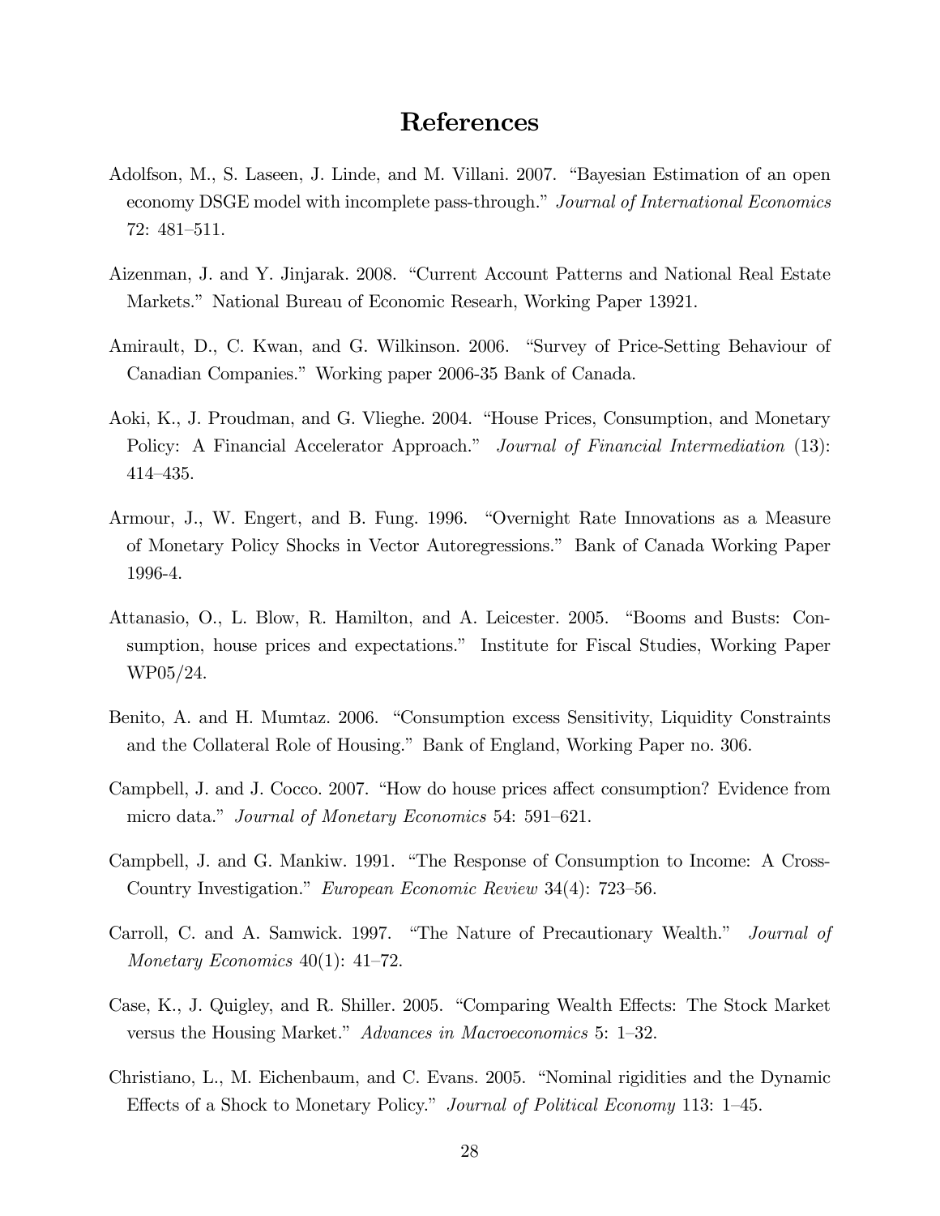# References

Adolfson, M., S. Laseen, J. Linde, and M. Villani. 2007. "Bayesian Estimation of an open economy DSGE model with incomplete pass-through." *Journal of International Economics* 72: 481–511.

Aizenman, J. and Y. Jinjarak. 2008. "Current Account Patterns and National Real Estate Markets." National Bureau of Economic Researh, Working Paper 13921.

Amirault, D., C. Kwan, and G. Wilkinson. 2006. "Survey of Price-Setting Behaviour of Canadian Companies." Working paper 2006-35 Bank of Canada.

Aoki, K., J. Proudman, and G. Vlieghe. 2004. "House Prices, Consumption, and Monetary Policy: A Financial Accelerator Approach." *Journal of Financial Intermediation* (13): 414–435.

Armour, J., W. Engert, and B. Fung. 1996. "Overnight Rate Innovations as a Measure of Monetary Policy Shocks in Vector Autoregressions." Bank of Canada Working Paper 1996-4.

Attanasio, O., L. Blow, R. Hamilton, and A. Leicester. 2005. "Booms and Busts: Consumption, house prices and expectations." Institute for Fiscal Studies, Working Paper WP05/24.

Benito, A. and H. Mumtaz. 2006. "Consumption excess Sensitivity, Liquidity Constraints and the Collateral Role of Housing." Bank of England, Working Paper no. 306.

Campbell, J. and J. Cocco. 2007. "How do house prices affect consumption? Evidence from micro data." *Journal of Monetary Economics* 54: 591–621.

Campbell, J. and G. Mankiw. 1991. "The Response of Consumption to Income: A Cross-Country Investigation." *European Economic Review* 34(4): 723–56.

Carroll, C. and A. Samwick. 1997. "The Nature of Precautionary Wealth." *Journal of Monetary Economics* 40(1): 41–72.

Case, K., J. Quigley, and R. Shiller. 2005. "Comparing Wealth Effects: The Stock Market versus the Housing Market." *Advances in Macroeconomics* 5: 1–32.

Christiano, L., M. Eichenbaum, and C. Evans. 2005. "Nominal rigidities and the Dynamic Effects of a Shock to Monetary Policy." *Journal of Political Economy* 113: 1–45.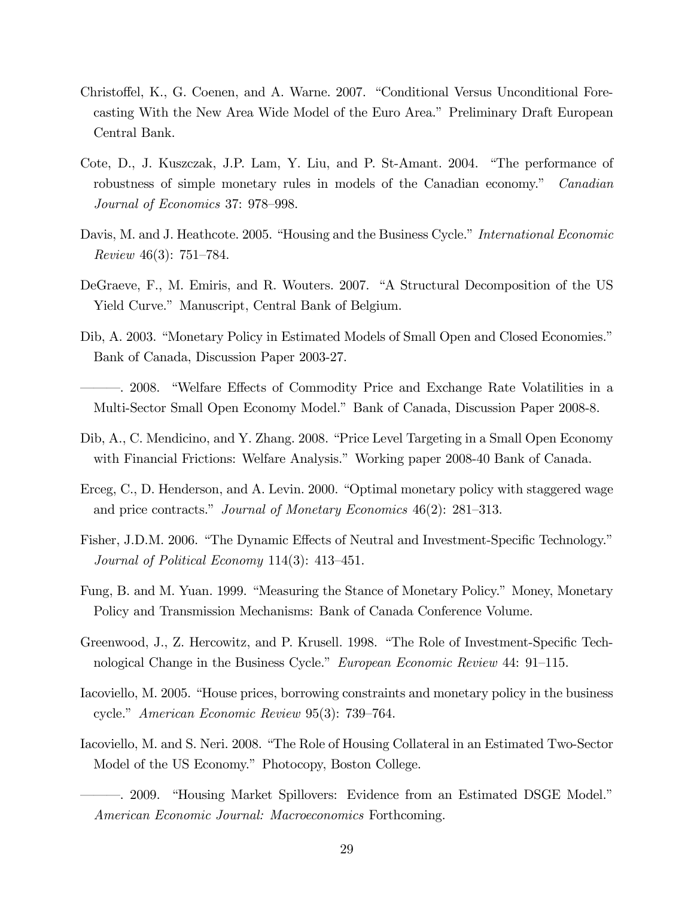Christoffel, K., G. Coenen, and A. Warne. 2007. "Conditional Versus Unconditional Forecasting With the New Area Wide Model of the Euro Area." Preliminary Draft European Central Bank.

Cote, D., J. Kuszczak, J.P. Lam, Y. Liu, and P. St-Amant. 2004. "The performance of robustness of simple monetary rules in models of the Canadian economy." *Canadian Journal of Economics* 37: 978–998.

Davis, M. and J. Heathcote. 2005. "Housing and the Business Cycle." *International Economic Review* 46(3): 751–784.

DeGraeve, F., M. Emiris, and R. Wouters. 2007. "A Structural Decomposition of the US Yield Curve." Manuscript, Central Bank of Belgium.

Dib, A. 2003. "Monetary Policy in Estimated Models of Small Open and Closed Economies." Bank of Canada, Discussion Paper 2003-27.

———. 2008. "Welfare Effects of Commodity Price and Exchange Rate Volatilities in a Multi-Sector Small Open Economy Model." Bank of Canada, Discussion Paper 2008-8.

Dib, A., C. Mendicino, and Y. Zhang. 2008. "Price Level Targeting in a Small Open Economy with Financial Frictions: Welfare Analysis." Working paper 2008-40 Bank of Canada.

Erceg, C., D. Henderson, and A. Levin. 2000. "Optimal monetary policy with staggered wage and price contracts." *Journal of Monetary Economics* 46(2): 281–313.

Fisher, J.D.M. 2006. "The Dynamic Effects of Neutral and Investment-Specific Technology." *Journal of Political Economy* 114(3): 413–451.

Fung, B. and M. Yuan. 1999. "Measuring the Stance of Monetary Policy." Money, Monetary Policy and Transmission Mechanisms: Bank of Canada Conference Volume.

Greenwood, J., Z. Hercowitz, and P. Krusell. 1998. "The Role of Investment-Specific Technological Change in the Business Cycle." *European Economic Review* 44: 91–115.

Iacoviello, M. 2005. "House prices, borrowing constraints and monetary policy in the business cycle." *American Economic Review* 95(3): 739–764.

Iacoviello, M. and S. Neri. 2008. "The Role of Housing Collateral in an Estimated Two-Sector Model of the US Economy." Photocopy, Boston College.

———. 2009. "Housing Market Spillovers: Evidence from an Estimated DSGE Model." *American Economic Journal: Macroeconomics* Forthcoming.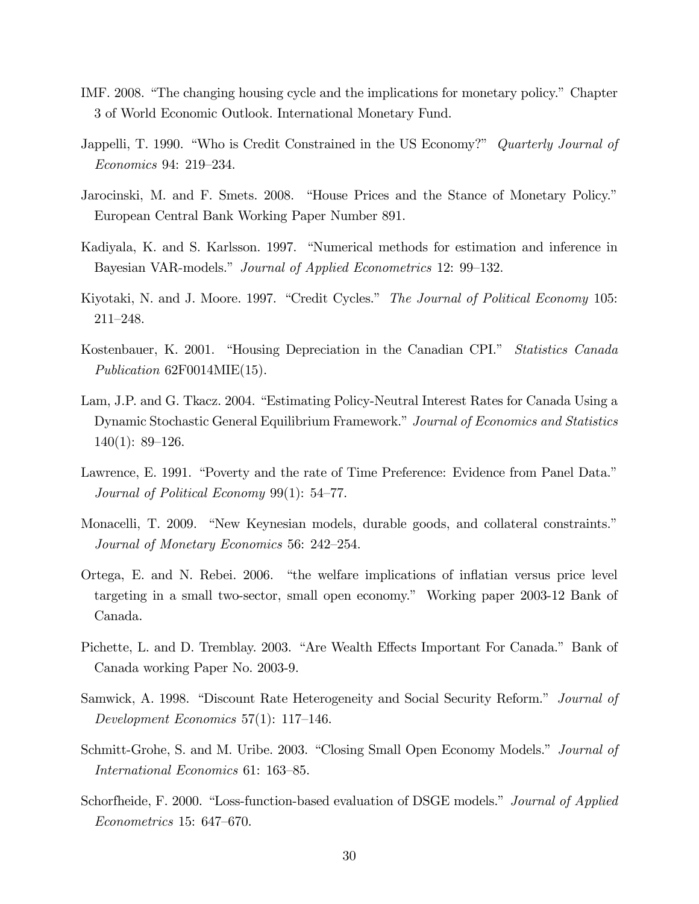IMF. 2008. "The changing housing cycle and the implications for monetary policy." Chapter 3 of World Economic Outlook. International Monetary Fund.

Jappelli, T. 1990. "Who is Credit Constrained in the US Economy?" *Quarterly Journal of Economics* 94: 219–234.

Jarocinski, M. and F. Smets. 2008. "House Prices and the Stance of Monetary Policy." European Central Bank Working Paper Number 891.

Kadiyala, K. and S. Karlsson. 1997. "Numerical methods for estimation and inference in Bayesian VAR-models." *Journal of Applied Econometrics* 12: 99–132.

Kiyotaki, N. and J. Moore. 1997. "Credit Cycles." *The Journal of Political Economy* 105: 211–248.

Kostenbauer, K. 2001. "Housing Depreciation in the Canadian CPI." *Statistics Canada Publication* 62F0014MIE(15).

Lam, J.P. and G. Tkacz. 2004. "Estimating Policy-Neutral Interest Rates for Canada Using a Dynamic Stochastic General Equilibrium Framework." *Journal of Economics and Statistics* 140(1): 89–126.

Lawrence, E. 1991. "Poverty and the rate of Time Preference: Evidence from Panel Data." *Journal of Political Economy* 99(1): 54–77.

Monacelli, T. 2009. "New Keynesian models, durable goods, and collateral constraints." *Journal of Monetary Economics* 56: 242–254.

Ortega, E. and N. Rebei. 2006. "the welfare implications of inflatian versus price level targeting in a small two-sector, small open economy." Working paper 2003-12 Bank of Canada.

Pichette, L. and D. Tremblay. 2003. "Are Wealth Effects Important For Canada." Bank of Canada working Paper No. 2003-9.

Samwick, A. 1998. "Discount Rate Heterogeneity and Social Security Reform." *Journal of Development Economics* 57(1): 117–146.

Schmitt-Grohe, S. and M. Uribe. 2003. "Closing Small Open Economy Models." *Journal of International Economics* 61: 163–85.

Schorfheide, F. 2000. "Loss-function-based evaluation of DSGE models." *Journal of Applied Econometrics* 15: 647–670.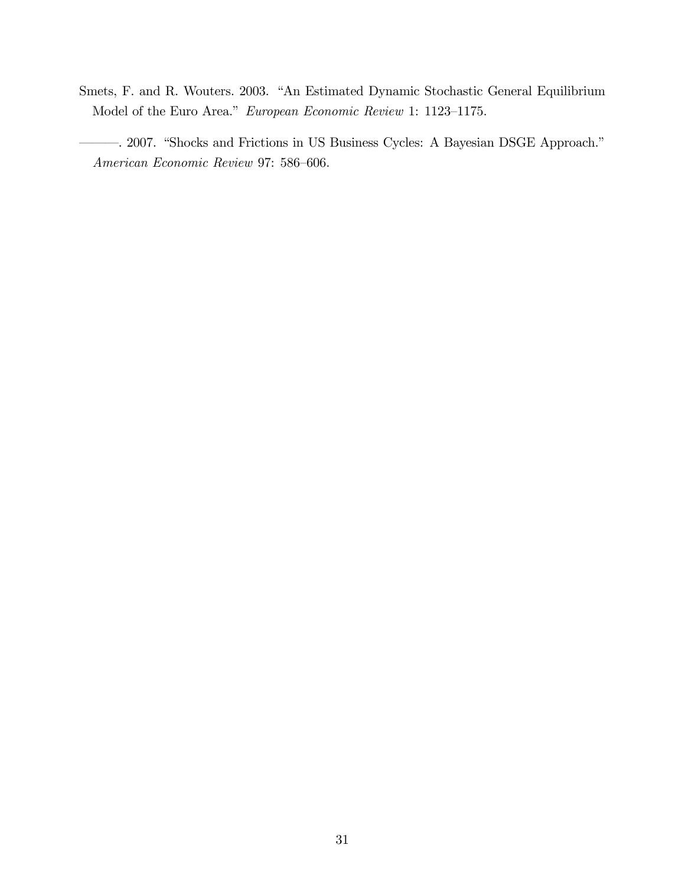Smets, F. and R. Wouters. 2003. "An Estimated Dynamic Stochastic General Equilibrium Model of the Euro Area." *European Economic Review* 1: 1123–1175.

———. 2007. "Shocks and Frictions in US Business Cycles: A Bayesian DSGE Approach." *American Economic Review* 97: 586–606.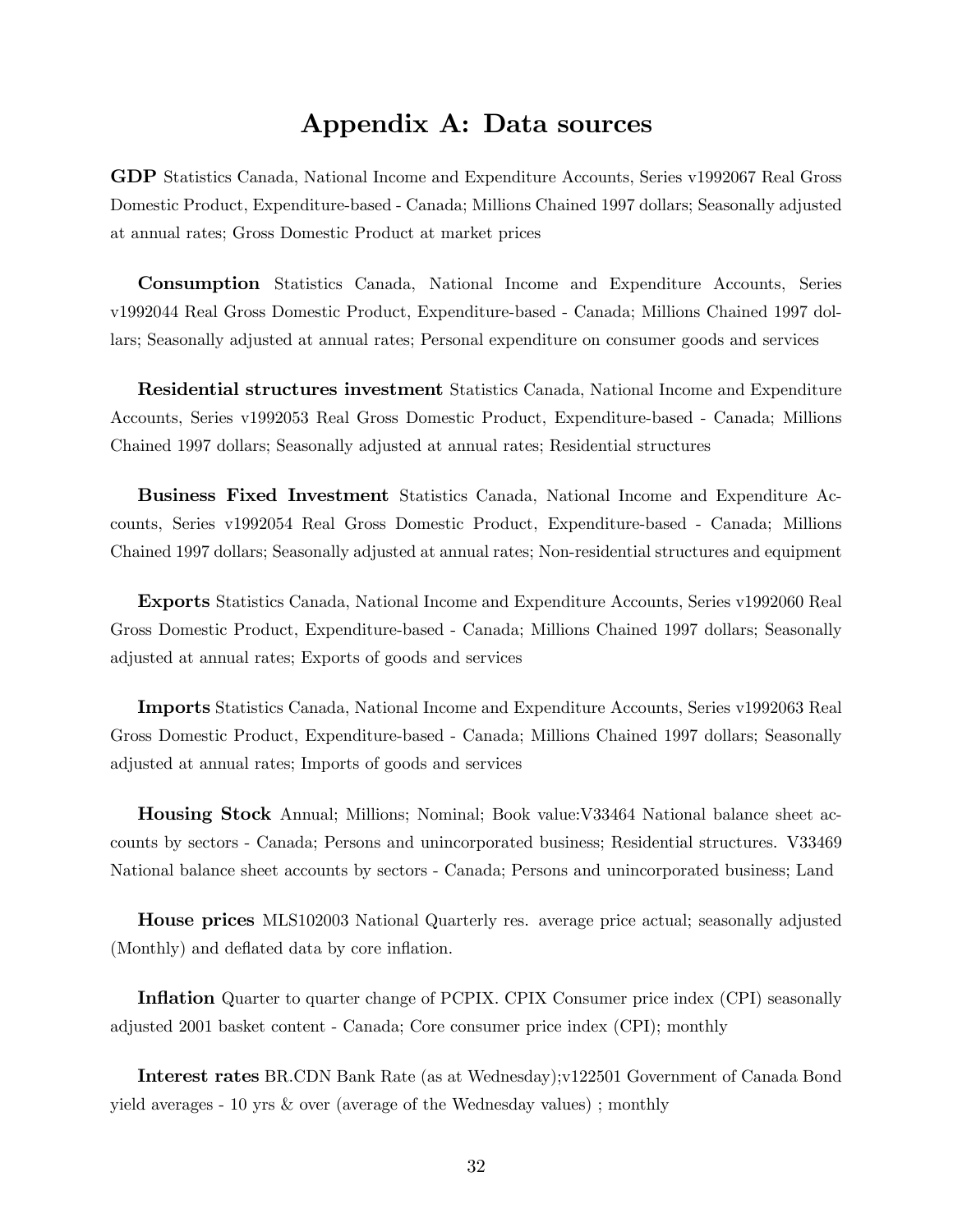# Appendix A: Data sources

**GDP** Statistics Canada, National Income and Expenditure Accounts, Series v1992067 Real Gross Domestic Product, Expenditure-based - Canada; Millions Chained 1997 dollars; Seasonally adjusted at annual rates; Gross Domestic Product at market prices

**Consumption** Statistics Canada, National Income and Expenditure Accounts, Series v1992044 Real Gross Domestic Product, Expenditure-based - Canada; Millions Chained 1997 dollars; Seasonally adjusted at annual rates; Personal expenditure on consumer goods and services

**Residential structures investment** Statistics Canada, National Income and Expenditure Accounts, Series v1992053 Real Gross Domestic Product, Expenditure-based - Canada; Millions Chained 1997 dollars; Seasonally adjusted at annual rates; Residential structures

**Business Fixed Investment** Statistics Canada, National Income and Expenditure Accounts, Series v1992054 Real Gross Domestic Product, Expenditure-based - Canada; Millions Chained 1997 dollars; Seasonally adjusted at annual rates; Non-residential structures and equipment

**Exports** Statistics Canada, National Income and Expenditure Accounts, Series v1992060 Real Gross Domestic Product, Expenditure-based - Canada; Millions Chained 1997 dollars; Seasonally adjusted at annual rates; Exports of goods and services

**Imports** Statistics Canada, National Income and Expenditure Accounts, Series v1992063 Real Gross Domestic Product, Expenditure-based - Canada; Millions Chained 1997 dollars; Seasonally adjusted at annual rates; Imports of goods and services

**Housing Stock** Annual; Millions; Nominal; Book value:V33464 National balance sheet accounts by sectors - Canada; Persons and unincorporated business; Residential structures. V33469 National balance sheet accounts by sectors - Canada; Persons and unincorporated business; Land

**House prices** MLS102003 National Quarterly res. average price actual; seasonally adjusted (Monthly) and deflated data by core inflation.

**Inflation** Quarter to quarter change of PCPIX. CPIX Consumer price index (CPI) seasonally adjusted 2001 basket content - Canada; Core consumer price index (CPI); monthly

**Interest rates** BR.CDN Bank Rate (as at Wednesday);v122501 Government of Canada Bond yield averages - 10 yrs & over (average of the Wednesday values) ; monthly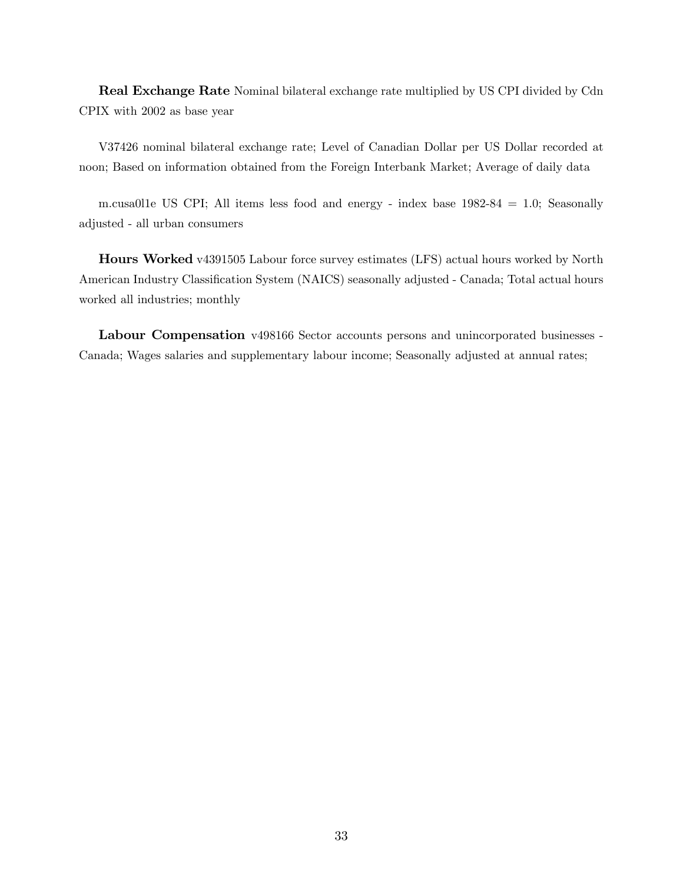**Real Exchange Rate** Nominal bilateral exchange rate multiplied by US CPI divided by Cdn CPIX with 2002 as base year

V37426 nominal bilateral exchange rate; Level of Canadian Dollar per US Dollar recorded at noon; Based on information obtained from the Foreign Interbank Market; Average of daily data

m.cusa0l1e US CPI; All items less food and energy - index base 1982-84 = 1.0; Seasonally adjusted - all urban consumers

**Hours Worked** v4391505 Labour force survey estimates (LFS) actual hours worked by North American Industry Classification System (NAICS) seasonally adjusted - Canada; Total actual hours worked all industries; monthly

**Labour Compensation** v498166 Sector accounts persons and unincorporated businesses - Canada; Wages salaries and supplementary labour income; Seasonally adjusted at annual rates;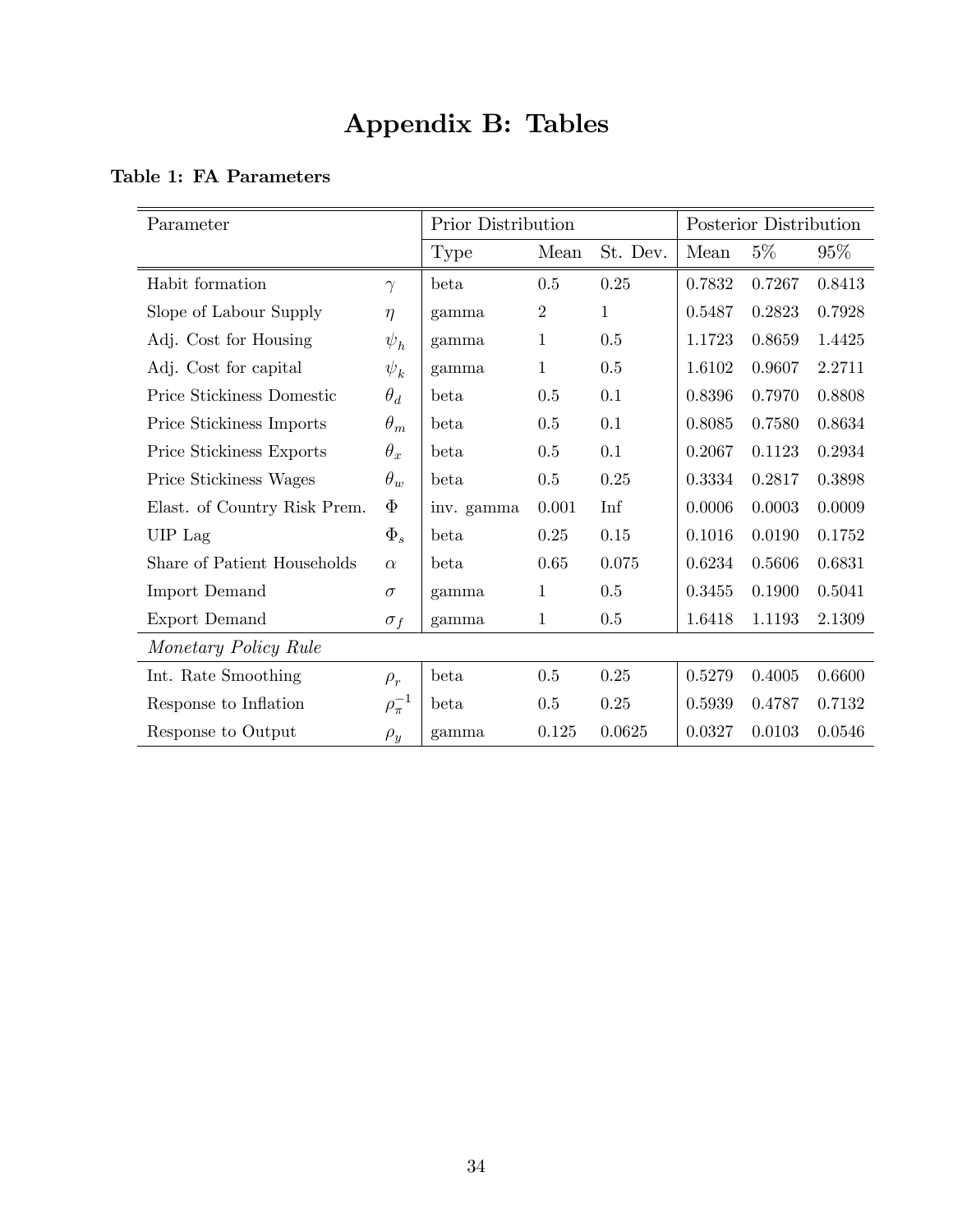# Appendix B: Tables

**Table 1: FA Parameters**

| Parameter | | Prior Distribution | | | Posterior Distribution | | |
|---|---|---|---|---|---|---|---|
| | | Type | Mean | St. Dev. | Mean | 5% | 95% |
| Habit formation | $\gamma$ | beta | 0.5 | 0.25 | 0.7832 | 0.7267 | 0.8413 |
| Slope of Labour Supply | $\eta$ | gamma | 2 | 1 | 0.5487 | 0.2823 | 0.7928 |
| Adj. Cost for Housing | $\psi_h$ | gamma | 1 | 0.5 | 1.1723 | 0.8659 | 1.4425 |
| Adj. Cost for capital | $\psi_k$ | gamma | 1 | 0.5 | 1.6102 | 0.9607 | 2.2711 |
| Price Stickiness Domestic | $\theta_d$ | beta | 0.5 | 0.1 | 0.8396 | 0.7970 | 0.8808 |
| Price Stickiness Imports | $\theta_m$ | beta | 0.5 | 0.1 | 0.8085 | 0.7580 | 0.8634 |
| Price Stickiness Exports | $\theta_x$ | beta | 0.5 | 0.1 | 0.2067 | 0.1123 | 0.2934 |
| Price Stickiness Wages | $\theta_w$ | beta | 0.5 | 0.25 | 0.3334 | 0.2817 | 0.3898 |
| Elast. of Country Risk Prem. | $\Phi$ | inv. gamma | 0.001 | Inf | 0.0006 | 0.0003 | 0.0009 |
| UIP Lag | $\Phi_s$ | beta | 0.25 | 0.15 | 0.1016 | 0.0190 | 0.1752 |
| Share of Patient Households | $\alpha$ | beta | 0.65 | 0.075 | 0.6234 | 0.5606 | 0.6831 |
| Import Demand | $\sigma$ | gamma | 1 | 0.5 | 0.3455 | 0.1900 | 0.5041 |
| Export Demand | $\sigma_f$ | gamma | 1 | 0.5 | 1.6418 | 1.1193 | 2.1309 |
| *Monetary Policy Rule* | | | | | | | |
| Int. Rate Smoothing | $\rho_r$ | beta | 0.5 | 0.25 | 0.5279 | 0.4005 | 0.6600 |
| Response to Inflation | $\rho_\pi^{-1}$ | beta | 0.5 | 0.25 | 0.5939 | 0.4787 | 0.7132 |
| Response to Output | $\rho_y$ | gamma | 0.125 | 0.0625 | 0.0327 | 0.0103 | 0.0546 |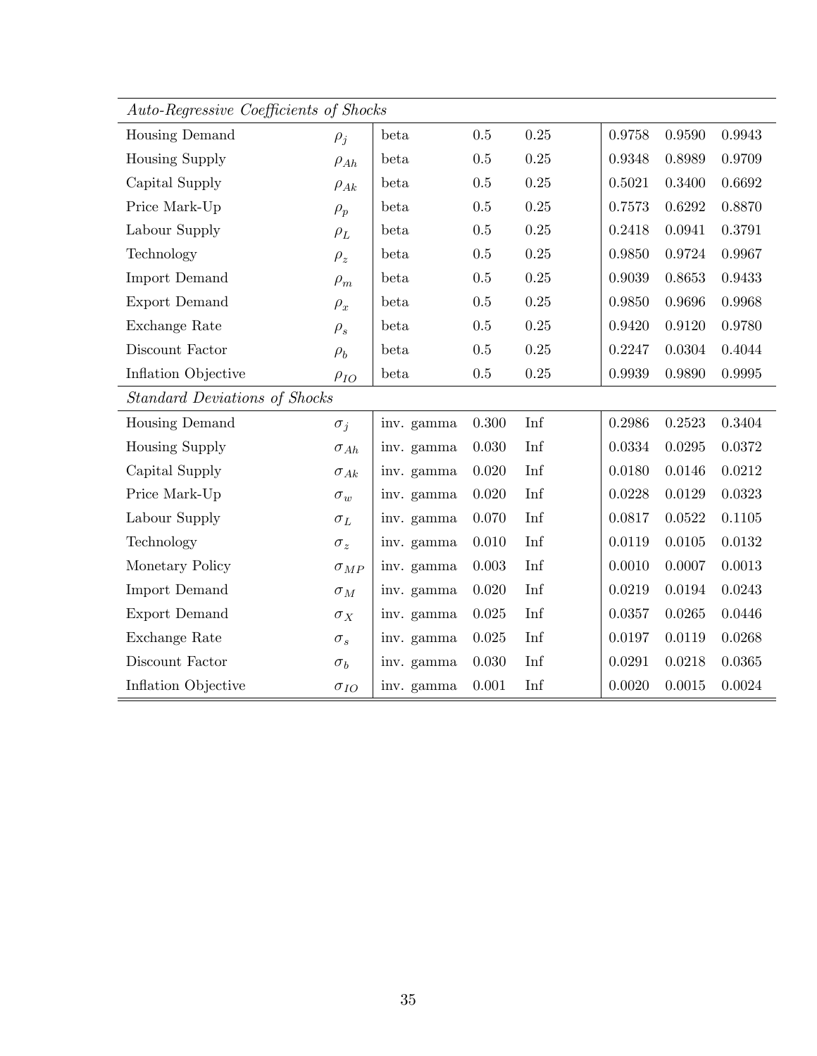| | | | | | | | |
|---|---|---|---|---|---|---|---|
| *Auto-Regressive Coefficients of Shocks* | | | | | | | |
| Housing Demand | $\rho_j$ | beta | 0.5 | 0.25 | 0.9758 | 0.9590 | 0.9943 |
| Housing Supply | $\rho_{Ah}$ | beta | 0.5 | 0.25 | 0.9348 | 0.8989 | 0.9709 |
| Capital Supply | $\rho_{Ak}$ | beta | 0.5 | 0.25 | 0.5021 | 0.3400 | 0.6692 |
| Price Mark-Up | $\rho_p$ | beta | 0.5 | 0.25 | 0.7573 | 0.6292 | 0.8870 |
| Labour Supply | $\rho_L$ | beta | 0.5 | 0.25 | 0.2418 | 0.0941 | 0.3791 |
| Technology | $\rho_z$ | beta | 0.5 | 0.25 | 0.9850 | 0.9724 | 0.9967 |
| Import Demand | $\rho_m$ | beta | 0.5 | 0.25 | 0.9039 | 0.8653 | 0.9433 |
| Export Demand | $\rho_x$ | beta | 0.5 | 0.25 | 0.9850 | 0.9696 | 0.9968 |
| Exchange Rate | $\rho_s$ | beta | 0.5 | 0.25 | 0.9420 | 0.9120 | 0.9780 |
| Discount Factor | $\rho_b$ | beta | 0.5 | 0.25 | 0.2247 | 0.0304 | 0.4044 |
| Inflation Objective | $\rho_{IO}$ | beta | 0.5 | 0.25 | 0.9939 | 0.9890 | 0.9995 |
| *Standard Deviations of Shocks* | | | | | | | |
| Housing Demand | $\sigma_j$ | inv. gamma | 0.300 | Inf | 0.2986 | 0.2523 | 0.3404 |
| Housing Supply | $\sigma_{Ah}$ | inv. gamma | 0.030 | Inf | 0.0334 | 0.0295 | 0.0372 |
| Capital Supply | $\sigma_{Ak}$ | inv. gamma | 0.020 | Inf | 0.0180 | 0.0146 | 0.0212 |
| Price Mark-Up | $\sigma_w$ | inv. gamma | 0.020 | Inf | 0.0228 | 0.0129 | 0.0323 |
| Labour Supply | $\sigma_L$ | inv. gamma | 0.070 | Inf | 0.0817 | 0.0522 | 0.1105 |
| Technology | $\sigma_z$ | inv. gamma | 0.010 | Inf | 0.0119 | 0.0105 | 0.0132 |
| Monetary Policy | $\sigma_{MP}$ | inv. gamma | 0.003 | Inf | 0.0010 | 0.0007 | 0.0013 |
| Import Demand | $\sigma_M$ | inv. gamma | 0.020 | Inf | 0.0219 | 0.0194 | 0.0243 |
| Export Demand | $\sigma_X$ | inv. gamma | 0.025 | Inf | 0.0357 | 0.0265 | 0.0446 |
| Exchange Rate | $\sigma_s$ | inv. gamma | 0.025 | Inf | 0.0197 | 0.0119 | 0.0268 |
| Discount Factor | $\sigma_b$ | inv. gamma | 0.030 | Inf | 0.0291 | 0.0218 | 0.0365 |
| Inflation Objective | $\sigma_{IO}$ | inv. gamma | 0.001 | Inf | 0.0020 | 0.0015 | 0.0024 |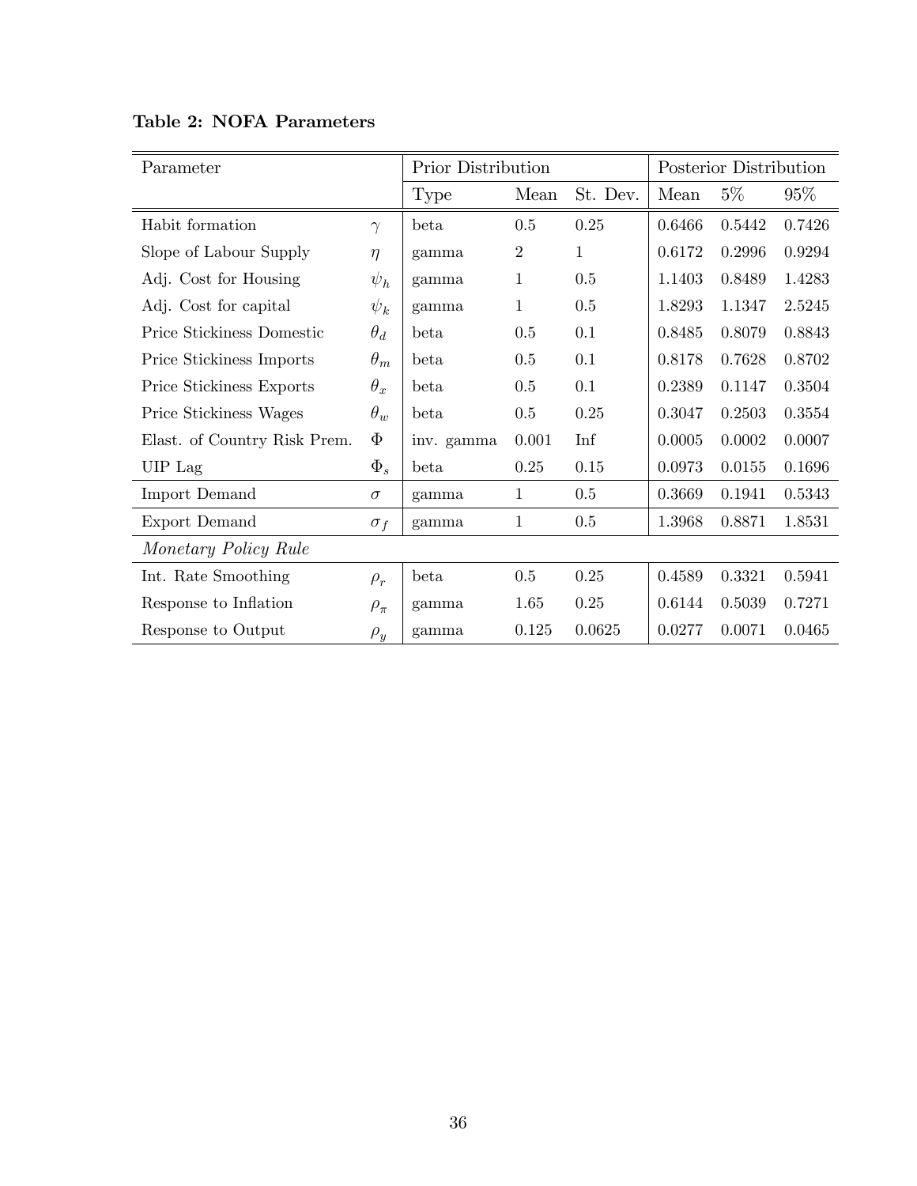**Table 2: NOFA Parameters**

| Parameter | | Prior Distribution | | | Posterior Distribution | | |
|---|---|---|---|---|---|---|---|
| | | Type | Mean | St. Dev. | Mean | 5% | 95% |
| Habit formation | $\gamma$ | beta | 0.5 | 0.25 | 0.6466 | 0.5442 | 0.7426 |
| Slope of Labour Supply | $\eta$ | gamma | 2 | 1 | 0.6172 | 0.2996 | 0.9294 |
| Adj. Cost for Housing | $\psi_h$ | gamma | 1 | 0.5 | 1.1403 | 0.8489 | 1.4283 |
| Adj. Cost for capital | $\psi_k$ | gamma | 1 | 0.5 | 1.8293 | 1.1347 | 2.5245 |
| Price Stickiness Domestic | $\theta_d$ | beta | 0.5 | 0.1 | 0.8485 | 0.8079 | 0.8843 |
| Price Stickiness Imports | $\theta_m$ | beta | 0.5 | 0.1 | 0.8178 | 0.7628 | 0.8702 |
| Price Stickiness Exports | $\theta_x$ | beta | 0.5 | 0.1 | 0.2389 | 0.1147 | 0.3504 |
| Price Stickiness Wages | $\theta_w$ | beta | 0.5 | 0.25 | 0.3047 | 0.2503 | 0.3554 |
| Elast. of Country Risk Prem. | $\Phi$ | inv. gamma | 0.001 | Inf | 0.0005 | 0.0002 | 0.0007 |
| UIP Lag | $\Phi_s$ | beta | 0.25 | 0.15 | 0.0973 | 0.0155 | 0.1696 |
| Import Demand | $\sigma$ | gamma | 1 | 0.5 | 0.3669 | 0.1941 | 0.5343 |
| Export Demand | $\sigma_f$ | gamma | 1 | 0.5 | 1.3968 | 0.8871 | 1.8531 |
| *Monetary Policy Rule* | | | | | | | |
| Int. Rate Smoothing | $\rho_r$ | beta | 0.5 | 0.25 | 0.4589 | 0.3321 | 0.5941 |
| Response to Inflation | $\rho_\pi$ | gamma | 1.65 | 0.25 | 0.6144 | 0.5039 | 0.7271 |
| Response to Output | $\rho_y$ | gamma | 0.125 | 0.0625 | 0.0277 | 0.0071 | 0.0465 |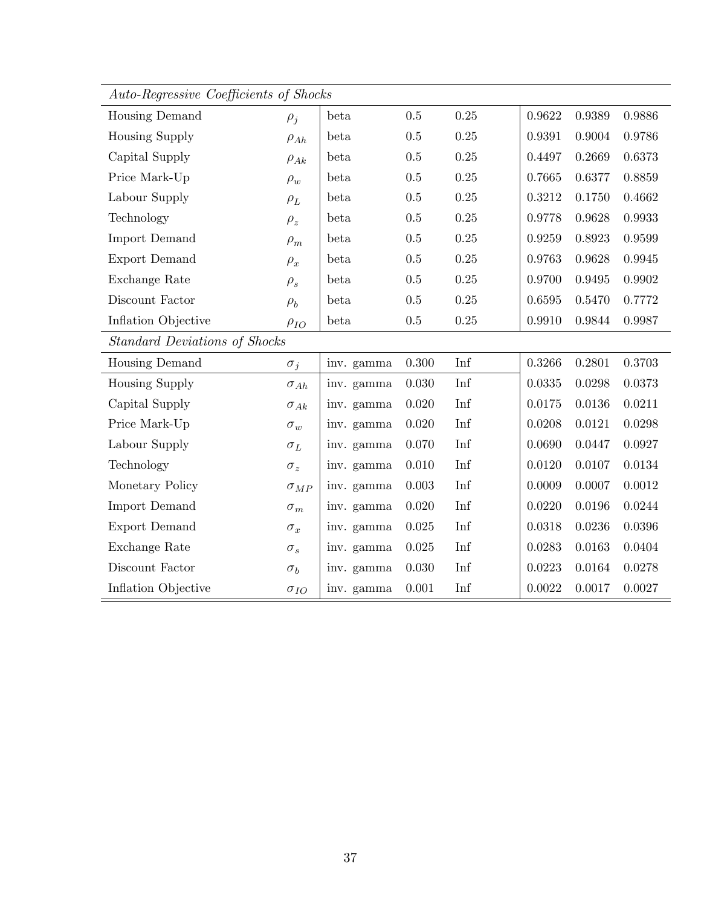| | | | | | | | |
|---|---|---|---|---|---|---|---|
| *Auto-Regressive Coefficients of Shocks* | | | | | | | |
| Housing Demand | $\rho_j$ | beta | 0.5 | 0.25 | 0.9622 | 0.9389 | 0.9886 |
| Housing Supply | $\rho_{Ah}$ | beta | 0.5 | 0.25 | 0.9391 | 0.9004 | 0.9786 |
| Capital Supply | $\rho_{Ak}$ | beta | 0.5 | 0.25 | 0.4497 | 0.2669 | 0.6373 |
| Price Mark-Up | $\rho_w$ | beta | 0.5 | 0.25 | 0.7665 | 0.6377 | 0.8859 |
| Labour Supply | $\rho_L$ | beta | 0.5 | 0.25 | 0.3212 | 0.1750 | 0.4662 |
| Technology | $\rho_z$ | beta | 0.5 | 0.25 | 0.9778 | 0.9628 | 0.9933 |
| Import Demand | $\rho_m$ | beta | 0.5 | 0.25 | 0.9259 | 0.8923 | 0.9599 |
| Export Demand | $\rho_x$ | beta | 0.5 | 0.25 | 0.9763 | 0.9628 | 0.9945 |
| Exchange Rate | $\rho_s$ | beta | 0.5 | 0.25 | 0.9700 | 0.9495 | 0.9902 |
| Discount Factor | $\rho_b$ | beta | 0.5 | 0.25 | 0.6595 | 0.5470 | 0.7772 |
| Inflation Objective | $\rho_{IO}$ | beta | 0.5 | 0.25 | 0.9910 | 0.9844 | 0.9987 |
| *Standard Deviations of Shocks* | | | | | | | |
| Housing Demand | $\sigma_j$ | inv. gamma | 0.300 | Inf | 0.3266 | 0.2801 | 0.3703 |
| Housing Supply | $\sigma_{Ah}$ | inv. gamma | 0.030 | Inf | 0.0335 | 0.0298 | 0.0373 |
| Capital Supply | $\sigma_{Ak}$ | inv. gamma | 0.020 | Inf | 0.0175 | 0.0136 | 0.0211 |
| Price Mark-Up | $\sigma_w$ | inv. gamma | 0.020 | Inf | 0.0208 | 0.0121 | 0.0298 |
| Labour Supply | $\sigma_L$ | inv. gamma | 0.070 | Inf | 0.0690 | 0.0447 | 0.0927 |
| Technology | $\sigma_z$ | inv. gamma | 0.010 | Inf | 0.0120 | 0.0107 | 0.0134 |
| Monetary Policy | $\sigma_{MP}$ | inv. gamma | 0.003 | Inf | 0.0009 | 0.0007 | 0.0012 |
| Import Demand | $\sigma_m$ | inv. gamma | 0.020 | Inf | 0.0220 | 0.0196 | 0.0244 |
| Export Demand | $\sigma_x$ | inv. gamma | 0.025 | Inf | 0.0318 | 0.0236 | 0.0396 |
| Exchange Rate | $\sigma_s$ | inv. gamma | 0.025 | Inf | 0.0283 | 0.0163 | 0.0404 |
| Discount Factor | $\sigma_b$ | inv. gamma | 0.030 | Inf | 0.0223 | 0.0164 | 0.0278 |
| Inflation Objective | $\sigma_{IO}$ | inv. gamma | 0.001 | Inf | 0.0022 | 0.0017 | 0.0027 |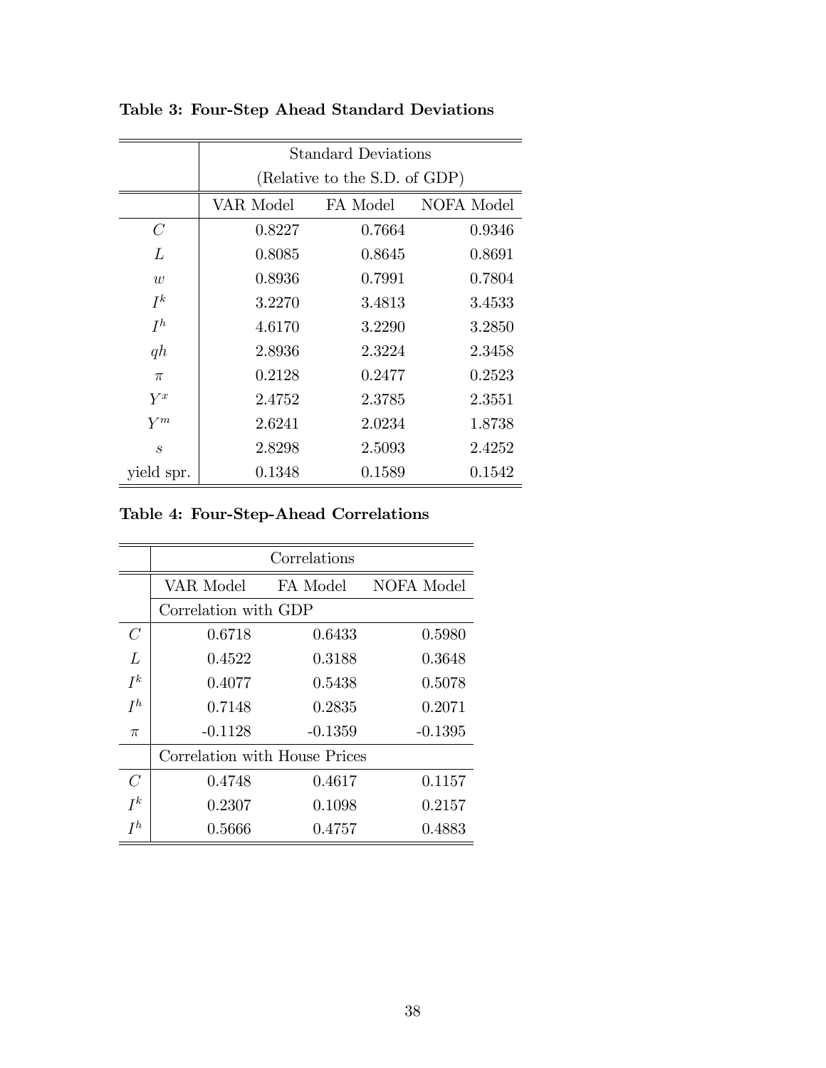**Table 3: Four-Step Ahead Standard Deviations**

| | Standard Deviations (Relative to the S.D. of GDP) | | |
|---|---|---|---|
| | VAR Model | FA Model | NOFA Model |
| $C$ | 0.8227 | 0.7664 | 0.9346 |
| $L$ | 0.8085 | 0.8645 | 0.8691 |
| $w$ | 0.8936 | 0.7991 | 0.7804 |
| $I^k$ | 3.2270 | 3.4813 | 3.4533 |
| $I^h$ | 4.6170 | 3.2290 | 3.2850 |
| $qh$ | 2.8936 | 2.3224 | 2.3458 |
| $\pi$ | 0.2128 | 0.2477 | 0.2523 |
| $Y^x$ | 2.4752 | 2.3785 | 2.3551 |
| $Y^m$ | 2.6241 | 2.0234 | 1.8738 |
| $s$ | 2.8298 | 2.5093 | 2.4252 |
| yield spr. | 0.1348 | 0.1589 | 0.1542 |

**Table 4: Four-Step-Ahead Correlations**

| | Correlations | | |
|---|---|---|---|
| | VAR Model | FA Model | NOFA Model |
| | Correlation with GDP | | |
| $C$ | 0.6718 | 0.6433 | 0.5980 |
| $L$ | 0.4522 | 0.3188 | 0.3648 |
| $I^k$ | 0.4077 | 0.5438 | 0.5078 |
| $I^h$ | 0.7148 | 0.2835 | 0.2071 |
| $\pi$ | -0.1128 | -0.1359 | -0.1395 |
| | Correlation with House Prices | | |
| $C$ | 0.4748 | 0.4617 | 0.1157 |
| $I^k$ | 0.2307 | 0.1098 | 0.2157 |
| $I^h$ | 0.5666 | 0.4757 | 0.4883 |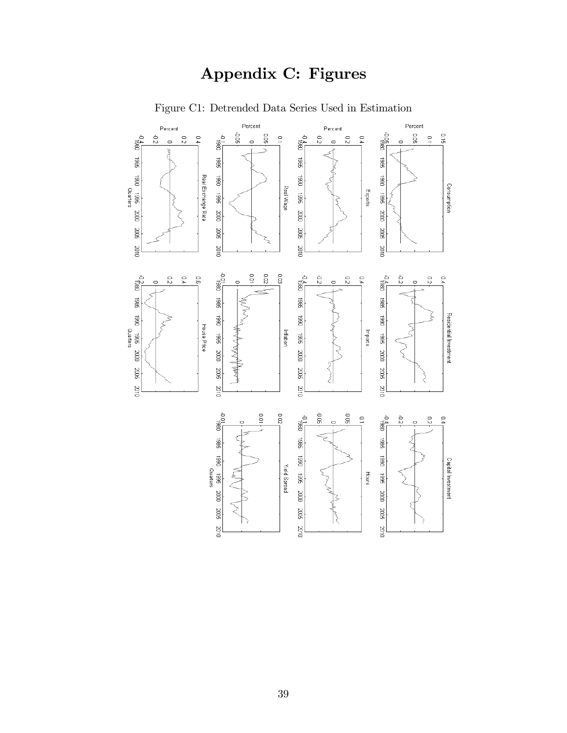# Appendix C: Figures

Figure C1: Detrended Data Series Used in Estimation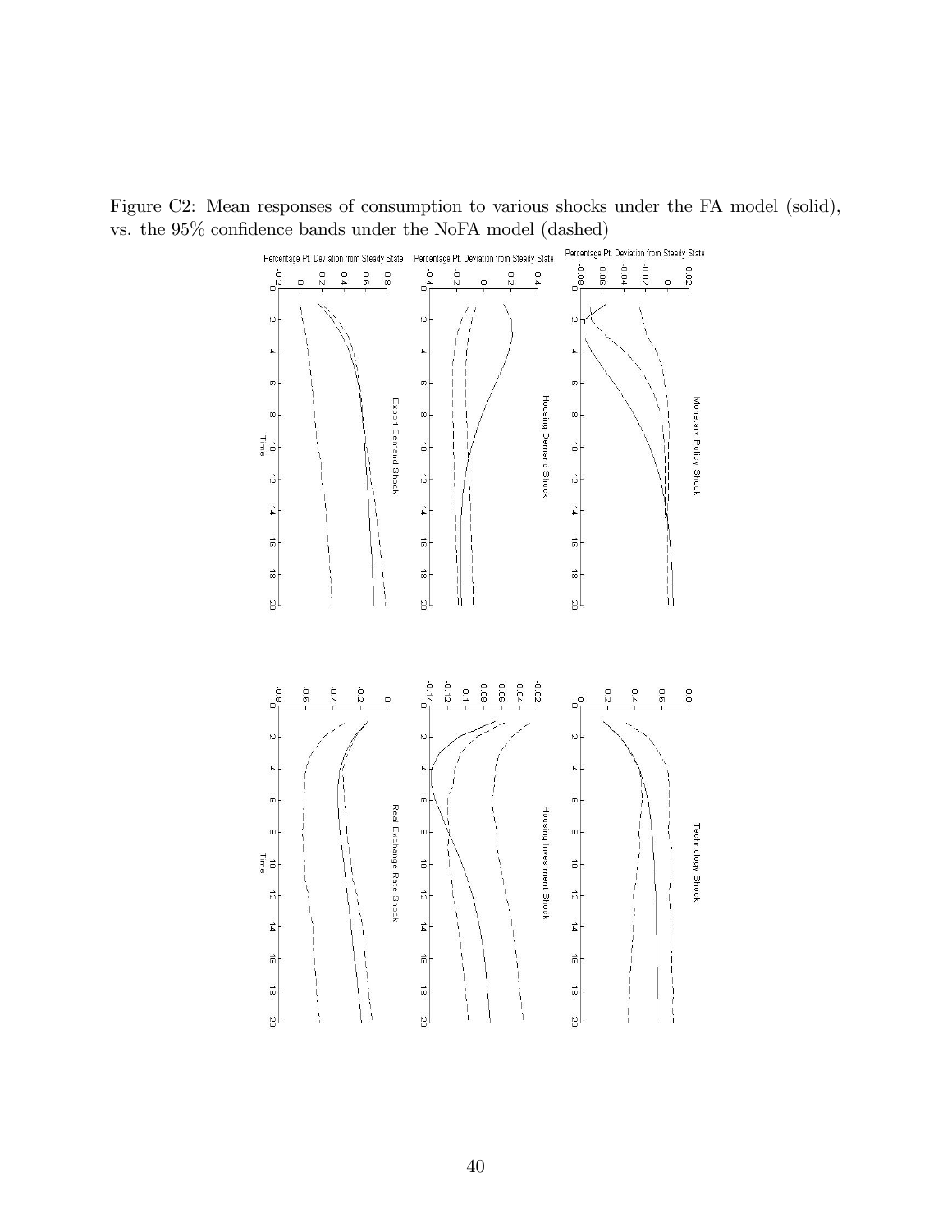Figure C2: Mean responses of consumption to various shocks under the FA model (solid), vs. the 95% confidence bands under the NoFA model (dashed)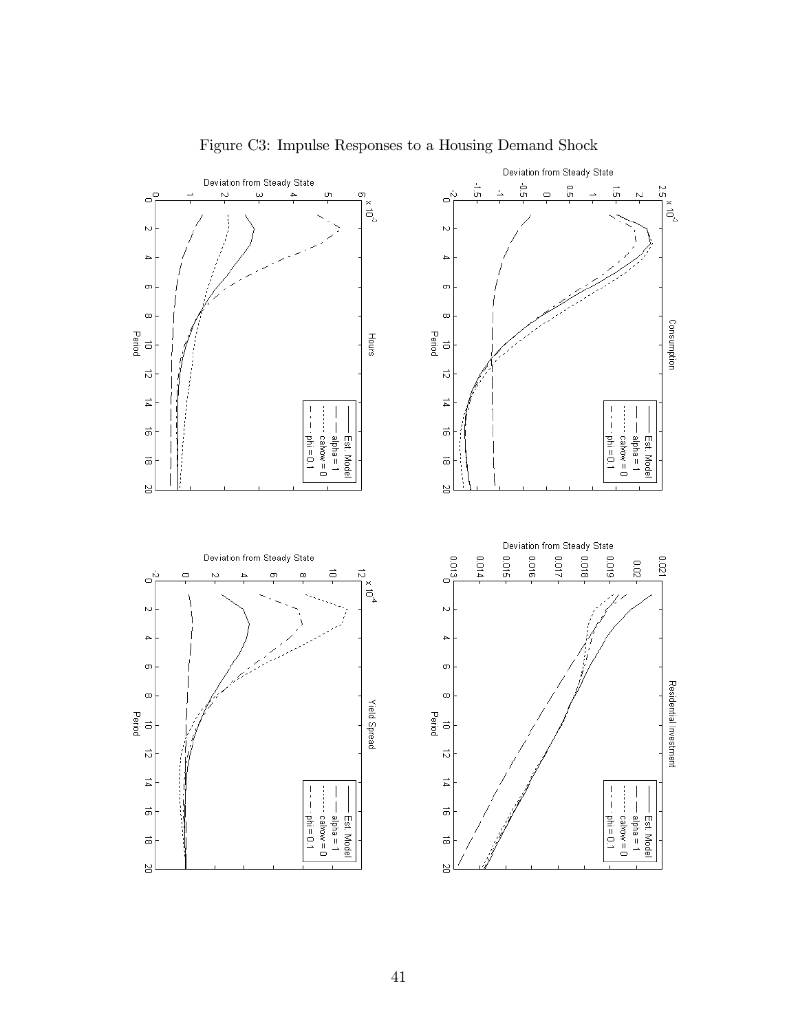Figure C3: Impulse Responses to a Housing Demand Shock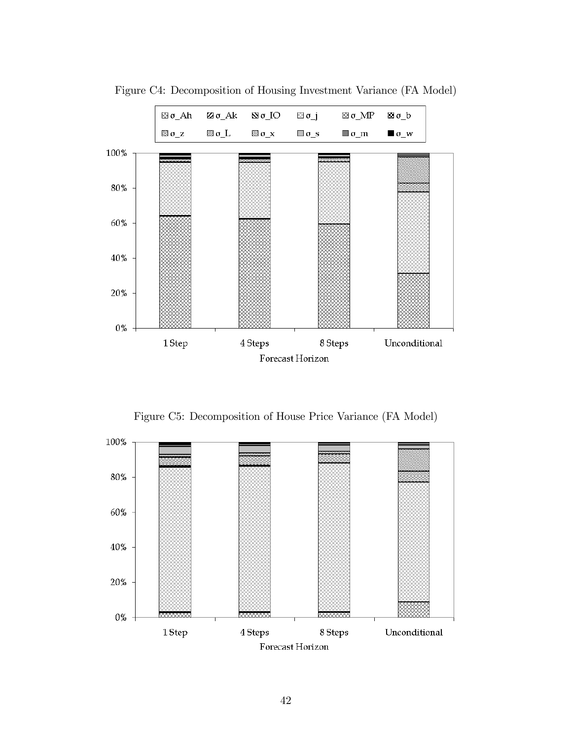Figure C4: Decomposition of Housing Investment Variance (FA Model)

Figure C5: Decomposition of House Price Variance (FA Model)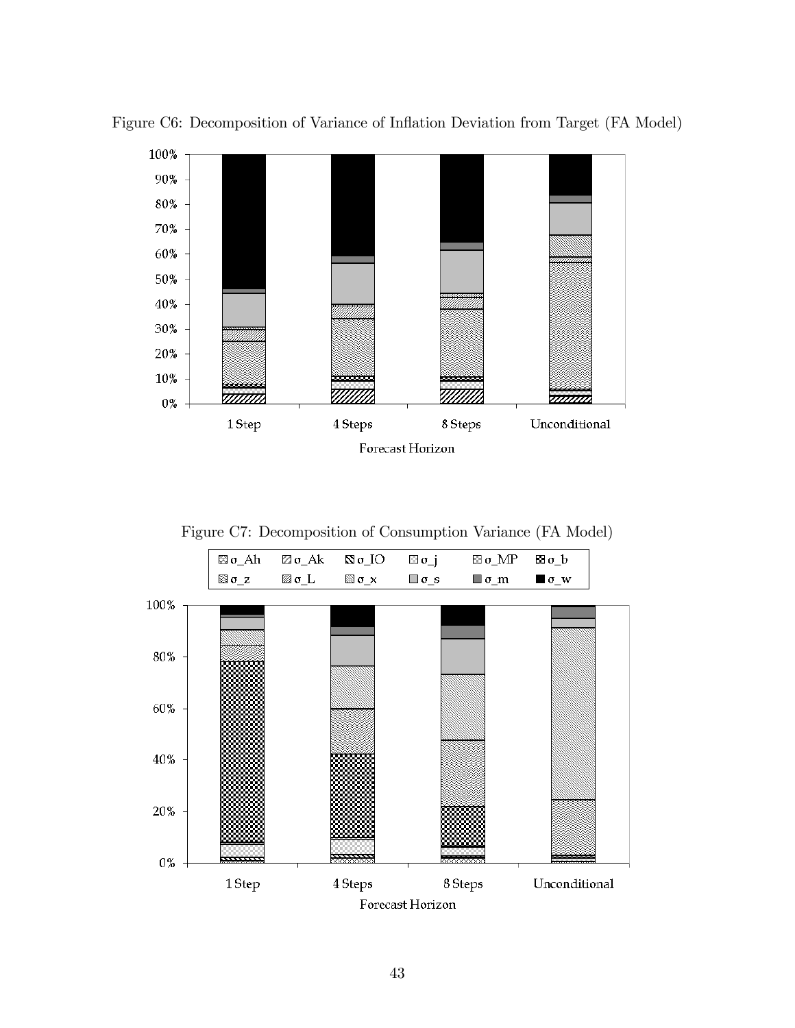Figure C6: Decomposition of Variance of Inflation Deviation from Target (FA Model)

Figure C7: Decomposition of Consumption Variance (FA Model)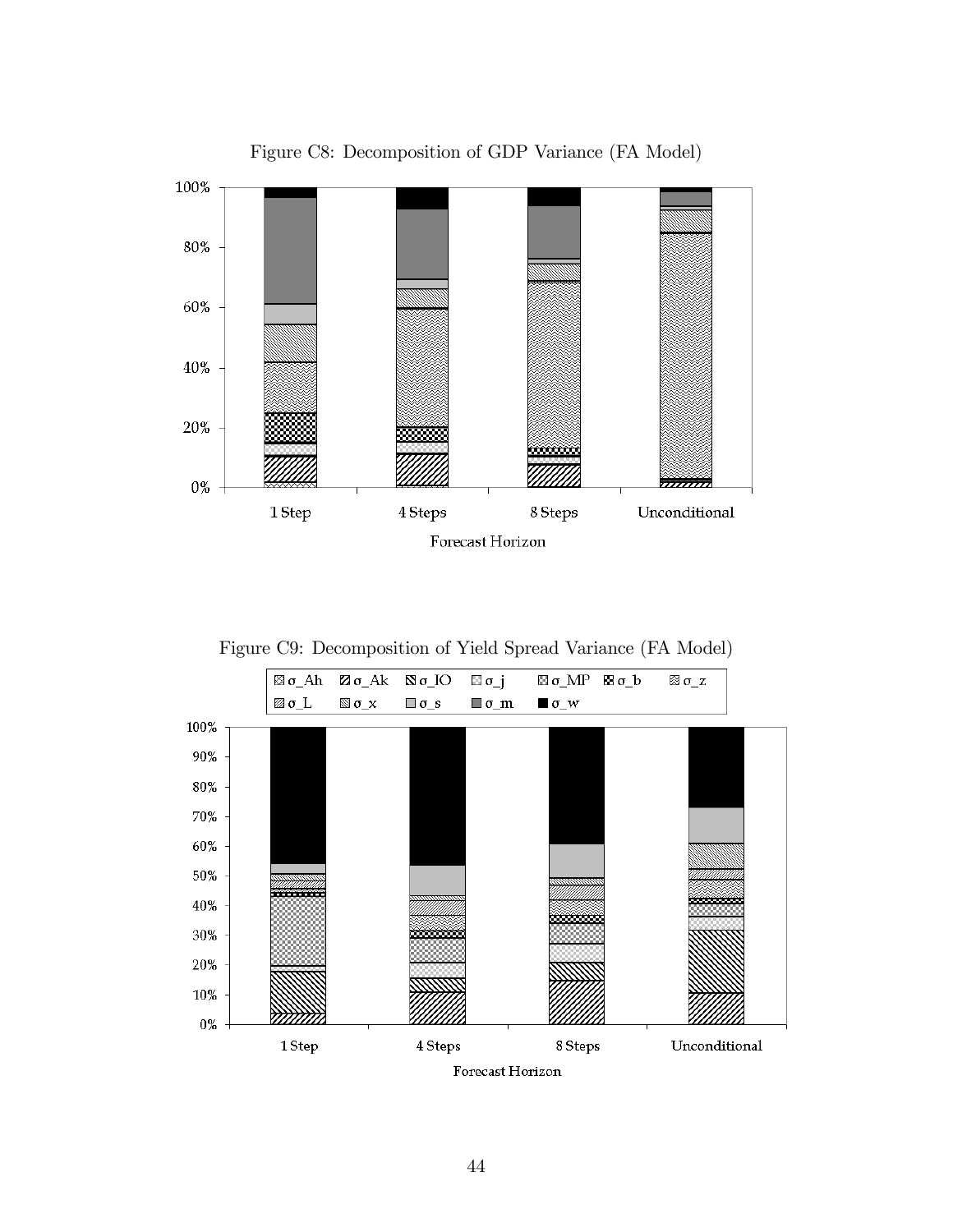Figure C8: Decomposition of GDP Variance (FA Model)

Figure C9: Decomposition of Yield Spread Variance (FA Model)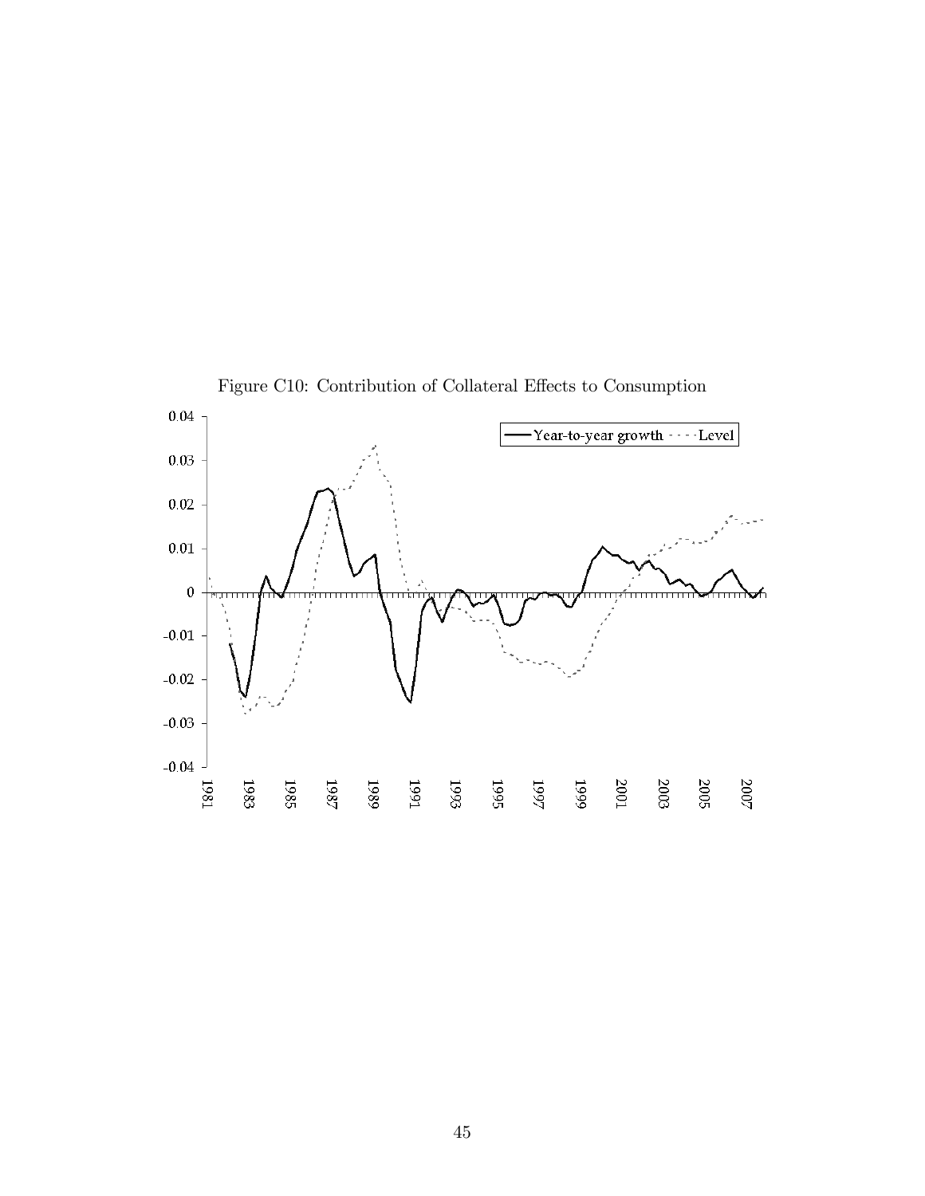Figure C10: Contribution of Collateral Effects to Consumption

Year-to-year growth
Level

0.04
0.03
0.02
0.01
0
-0.01
-0.02
-0.03
-0.04

1981
1983
1985
1987
1989
1991
1993
1995
1997
1999
2001
2003
2005
2007